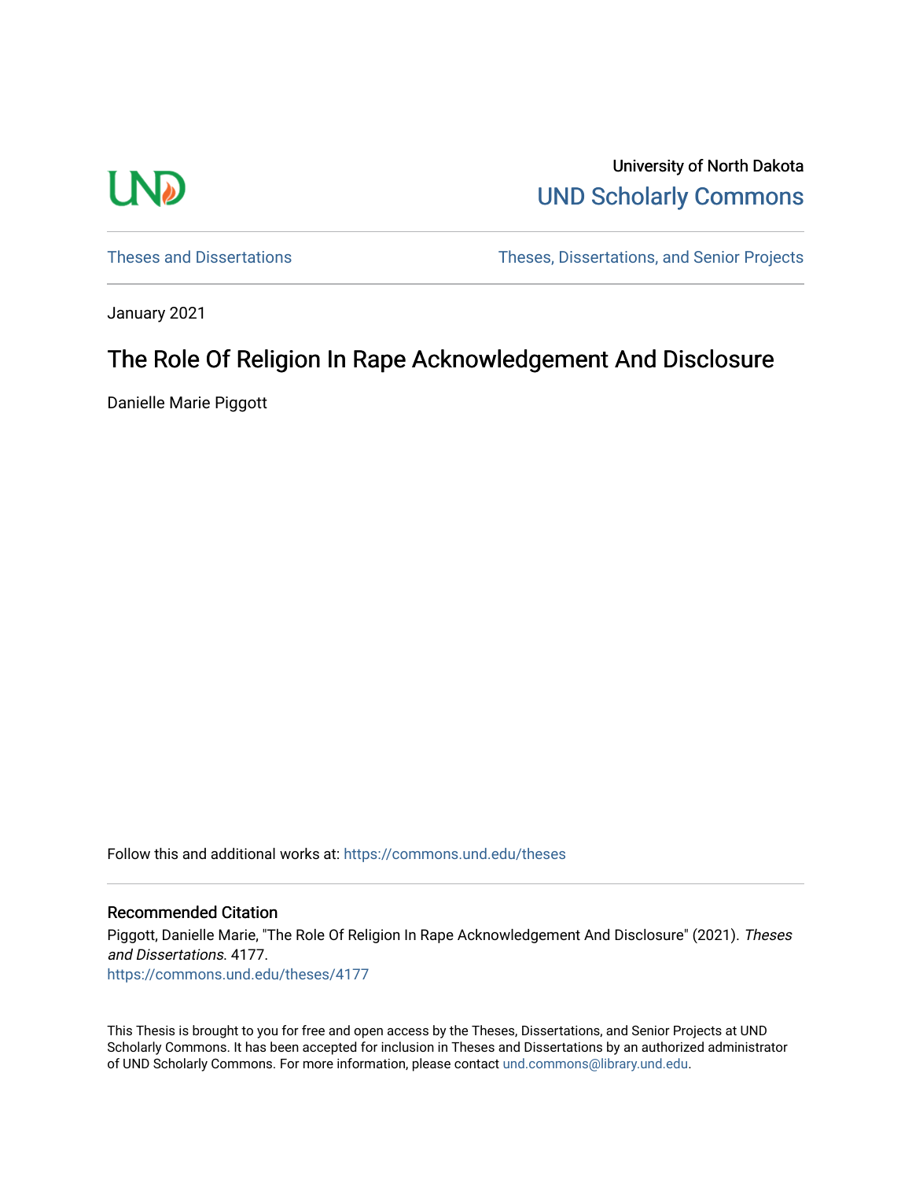University of North Dakota

UND Scholarly Commons

Theses and Dissertations | Theses, Dissertations, and Senior Projects

January 2021

# The Role Of Religion In Rape Acknowledgement And Disclosure

Danielle Marie Piggott

Follow this and additional works at: https://commons.und.edu/theses

## Recommended Citation

Piggott, Danielle Marie, "The Role Of Religion In Rape Acknowledgement And Disclosure" (2021). *Theses and Dissertations*. 4177.
https://commons.und.edu/theses/4177

This Thesis is brought to you for free and open access by the Theses, Dissertations, and Senior Projects at UND Scholarly Commons. It has been accepted for inclusion in Theses and Dissertations by an authorized administrator of UND Scholarly Commons. For more information, please contact und.commons@library.und.edu.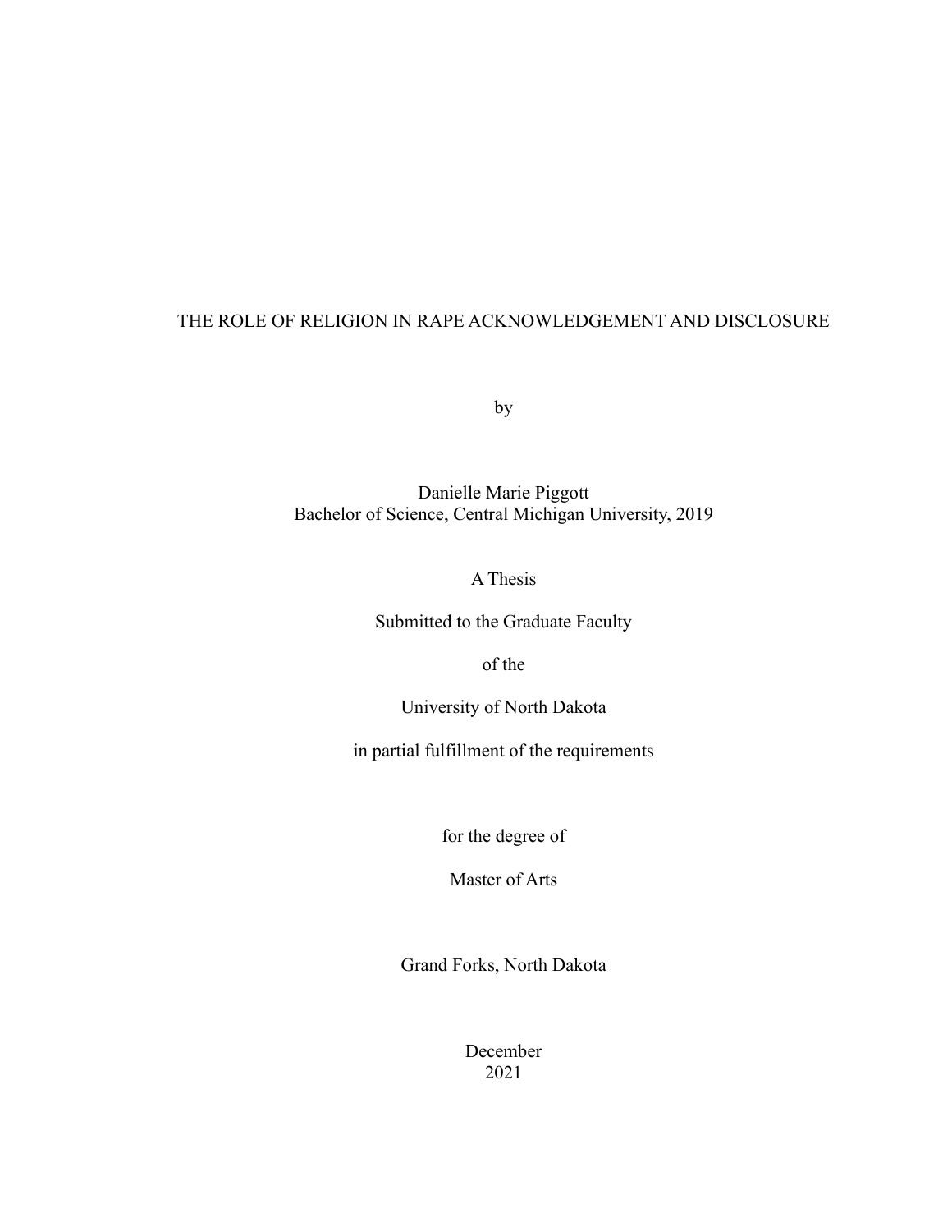# THE ROLE OF RELIGION IN RAPE ACKNOWLEDGEMENT AND DISCLOSURE

by

Danielle Marie Piggott
Bachelor of Science, Central Michigan University, 2019

A Thesis

Submitted to the Graduate Faculty

of the

University of North Dakota

in partial fulfillment of the requirements

for the degree of

Master of Arts

Grand Forks, North Dakota

December
2021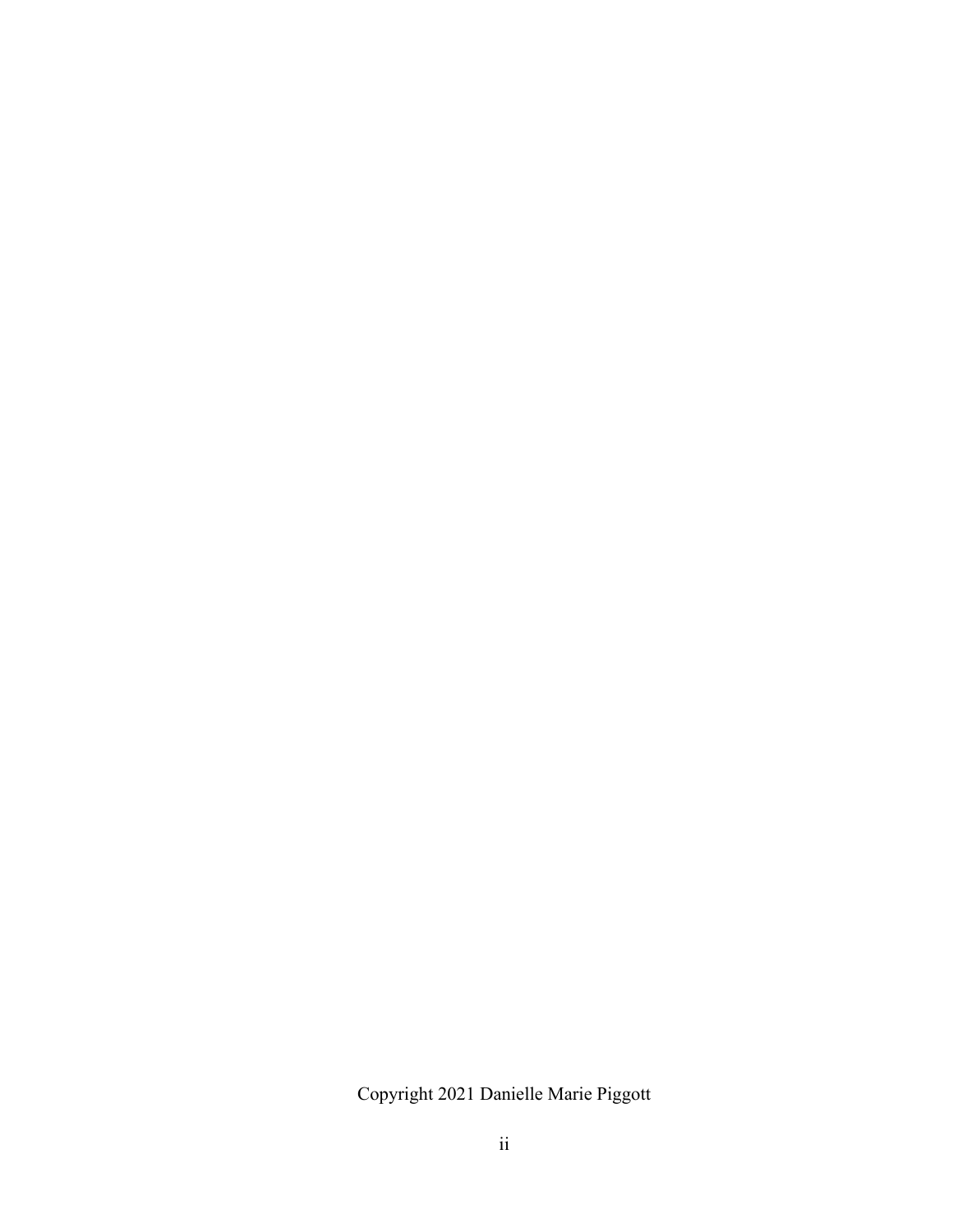Copyright 2021 Danielle Marie Piggott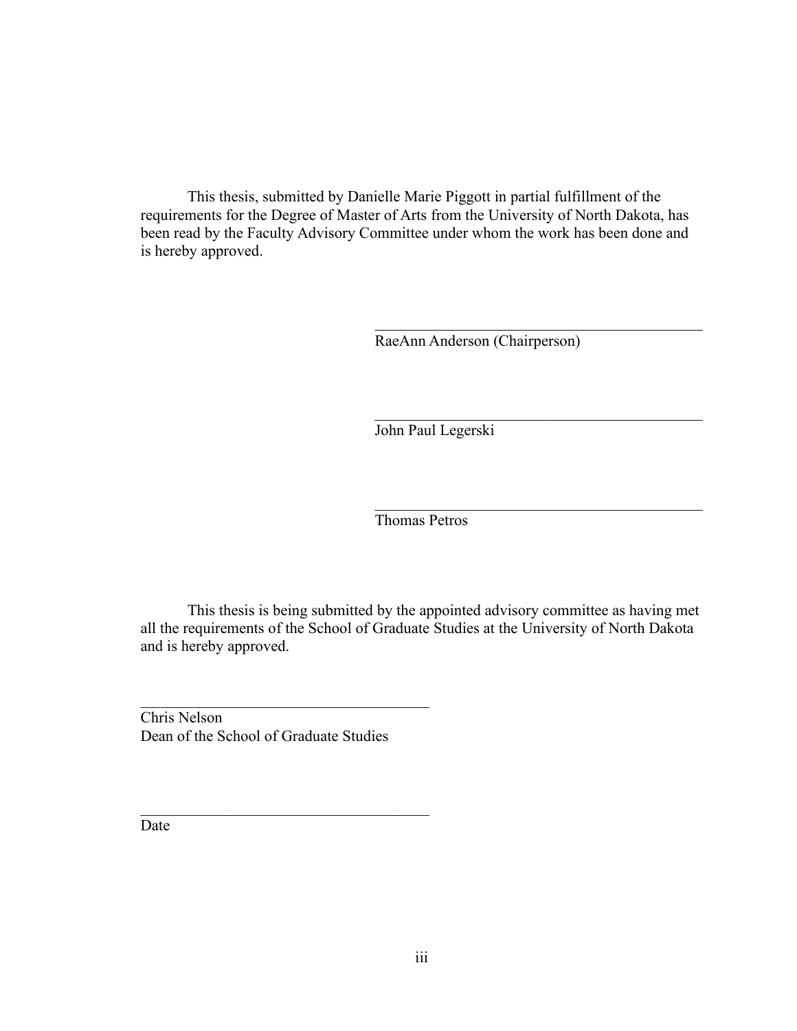This thesis, submitted by Danielle Marie Piggott in partial fulfillment of the requirements for the Degree of Master of Arts from the University of North Dakota, has been read by the Faculty Advisory Committee under whom the work has been done and is hereby approved.

\_\_\_\_\_\_\_\_\_\_\_\_\_\_\_\_\_\_\_\_\_\_\_\_\_\_\_\_\_\_\_\_\_\_\_\_\_\_\_\_\_\_
RaeAnn Anderson (Chairperson)

\_\_\_\_\_\_\_\_\_\_\_\_\_\_\_\_\_\_\_\_\_\_\_\_\_\_\_\_\_\_\_\_\_\_\_\_\_\_\_\_\_\_
John Paul Legerski

\_\_\_\_\_\_\_\_\_\_\_\_\_\_\_\_\_\_\_\_\_\_\_\_\_\_\_\_\_\_\_\_\_\_\_\_\_\_\_\_\_\_
Thomas Petros

This thesis is being submitted by the appointed advisory committee as having met all the requirements of the School of Graduate Studies at the University of North Dakota and is hereby approved.

\_\_\_\_\_\_\_\_\_\_\_\_\_\_\_\_\_\_\_\_\_\_\_\_\_\_\_\_\_\_\_\_\_\_\_\_\_\_\_\_\_\_
Chris Nelson
Dean of the School of Graduate Studies

\_\_\_\_\_\_\_\_\_\_\_\_\_\_\_\_\_\_\_\_\_\_\_\_\_\_\_\_\_\_\_\_\_\_\_\_\_\_\_\_\_\_
Date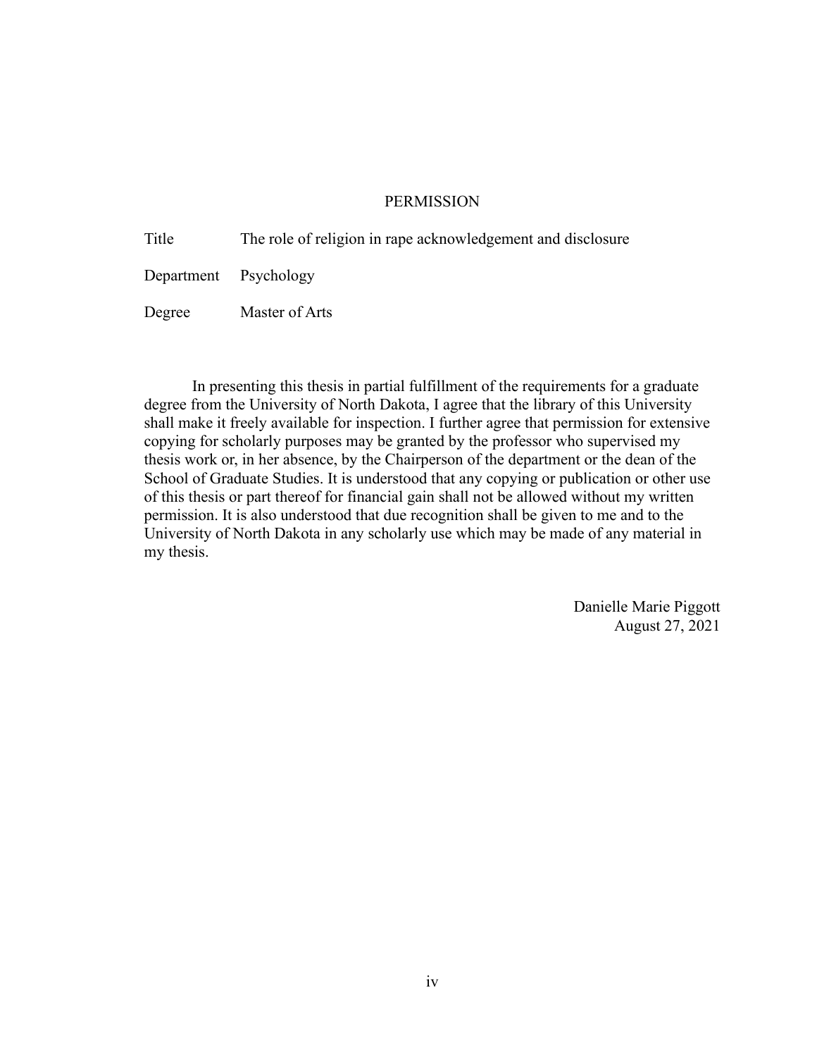# PERMISSION

| | |
|---|---|
| Title | The role of religion in rape acknowledgement and disclosure |
| Department | Psychology |
| Degree | Master of Arts |

In presenting this thesis in partial fulfillment of the requirements for a graduate degree from the University of North Dakota, I agree that the library of this University shall make it freely available for inspection. I further agree that permission for extensive copying for scholarly purposes may be granted by the professor who supervised my thesis work or, in her absence, by the Chairperson of the department or the dean of the School of Graduate Studies. It is understood that any copying or publication or other use of this thesis or part thereof for financial gain shall not be allowed without my written permission. It is also understood that due recognition shall be given to me and to the University of North Dakota in any scholarly use which may be made of any material in my thesis.

Danielle Marie Piggott
August 27, 2021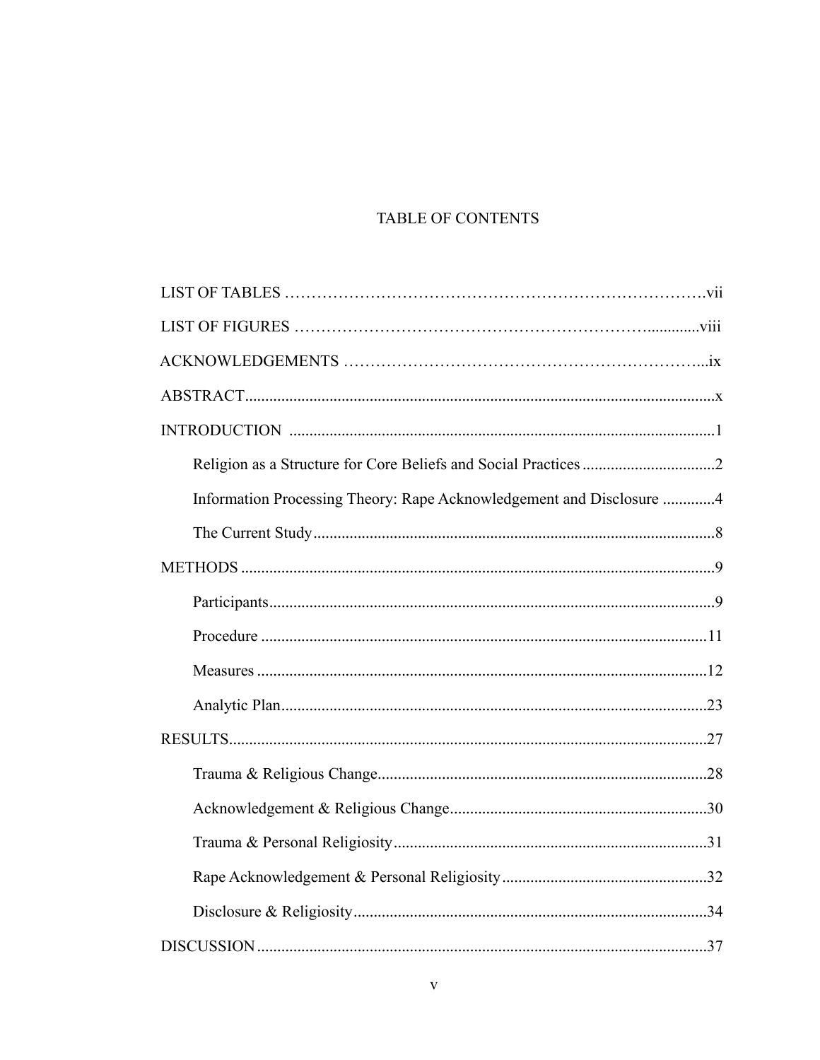# TABLE OF CONTENTS

LIST OF TABLES ……………………………………………………………………….vii

LIST OF FIGURES …………………………………………………………...........viii

ACKNOWLEDGEMENTS …………………………………………………………...ix

ABSTRACT....................................................................................................................x

INTRODUCTION ........................................................................................................1

- Religion as a Structure for Core Beliefs and Social Practices .................................2
- Information Processing Theory: Rape Acknowledgement and Disclosure .............4
- The Current Study...................................................................................................8

METHODS .....................................................................................................................9

- Participants.............................................................................................................9
- Procedure ..............................................................................................................11
- Measures ...............................................................................................................12
- Analytic Plan.........................................................................................................23

RESULTS......................................................................................................................27

- Trauma & Religious Change.................................................................................28
- Acknowledgement & Religious Change................................................................30
- Trauma & Personal Religiosity.............................................................................31
- Rape Acknowledgement & Personal Religiosity...................................................32
- Disclosure & Religiosity.......................................................................................34

DISCUSSION................................................................................................................37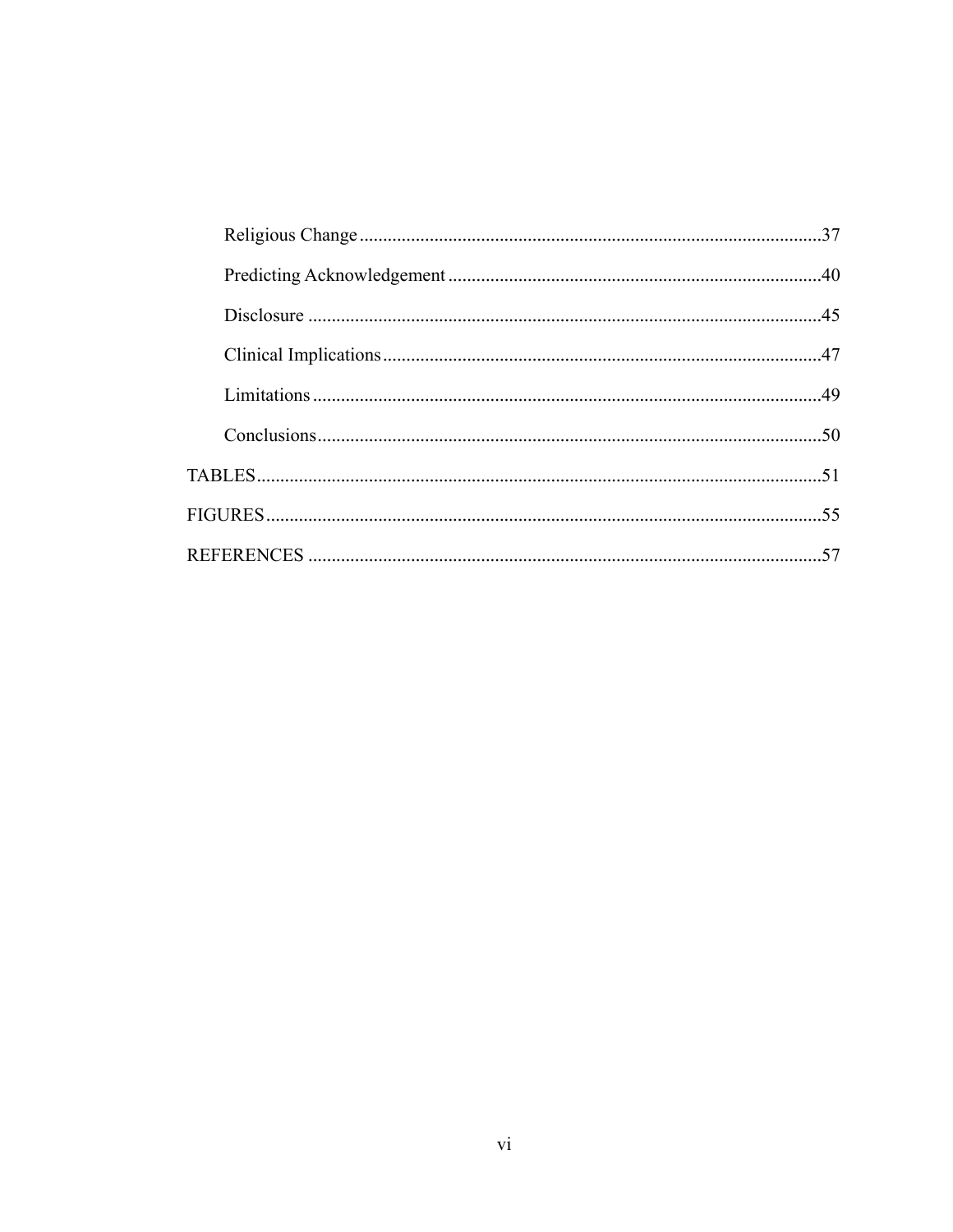Religious Change....................................................................................................37

Predicting Acknowledgement...............................................................................40

Disclosure .............................................................................................................45

Clinical Implications.............................................................................................47

Limitations............................................................................................................49

Conclusions...........................................................................................................50

TABLES........................................................................................................................51

FIGURES......................................................................................................................55

REFERENCES .............................................................................................................57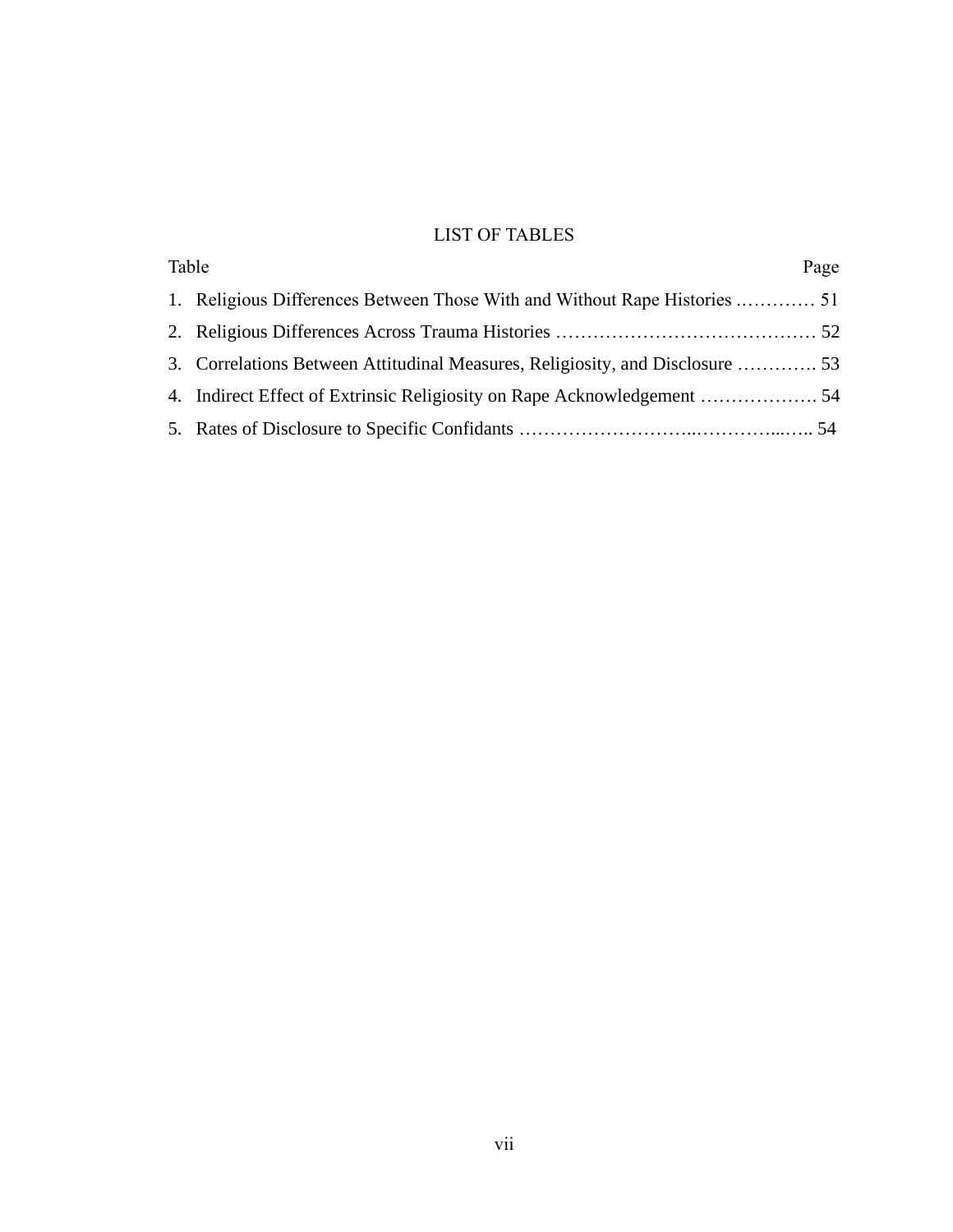# LIST OF TABLES

| Table | Page |
|---|---|
| 1. Religious Differences Between Those With and Without Rape Histories | 51 |
| 2. Religious Differences Across Trauma Histories | 52 |
| 3. Correlations Between Attitudinal Measures, Religiosity, and Disclosure | 53 |
| 4. Indirect Effect of Extrinsic Religiosity on Rape Acknowledgement | 54 |
| 5. Rates of Disclosure to Specific Confidants | 54 |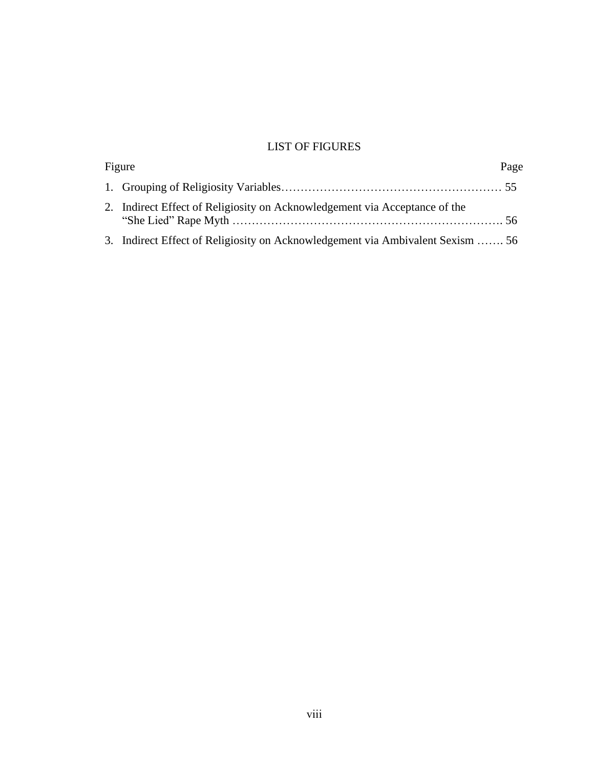## LIST OF FIGURES

| Figure | Page |
|---|---|
| 1. Grouping of Religiosity Variables | 55 |
| 2. Indirect Effect of Religiosity on Acknowledgement via Acceptance of the "She Lied" Rape Myth | 56 |
| 3. Indirect Effect of Religiosity on Acknowledgement via Ambivalent Sexism | 56 |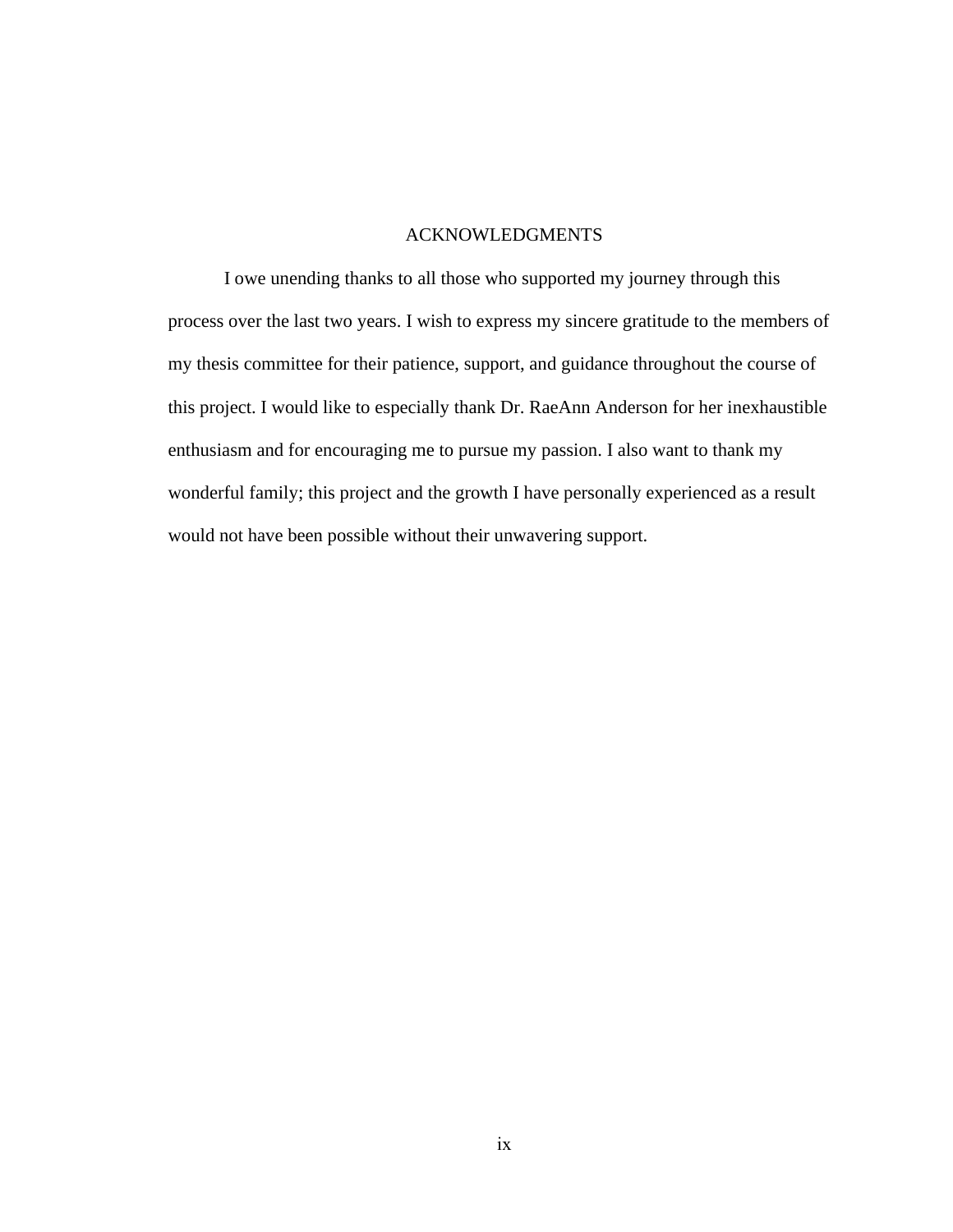# ACKNOWLEDGMENTS

I owe unending thanks to all those who supported my journey through this process over the last two years. I wish to express my sincere gratitude to the members of my thesis committee for their patience, support, and guidance throughout the course of this project. I would like to especially thank Dr. RaeAnn Anderson for her inexhaustible enthusiasm and for encouraging me to pursue my passion. I also want to thank my wonderful family; this project and the growth I have personally experienced as a result would not have been possible without their unwavering support.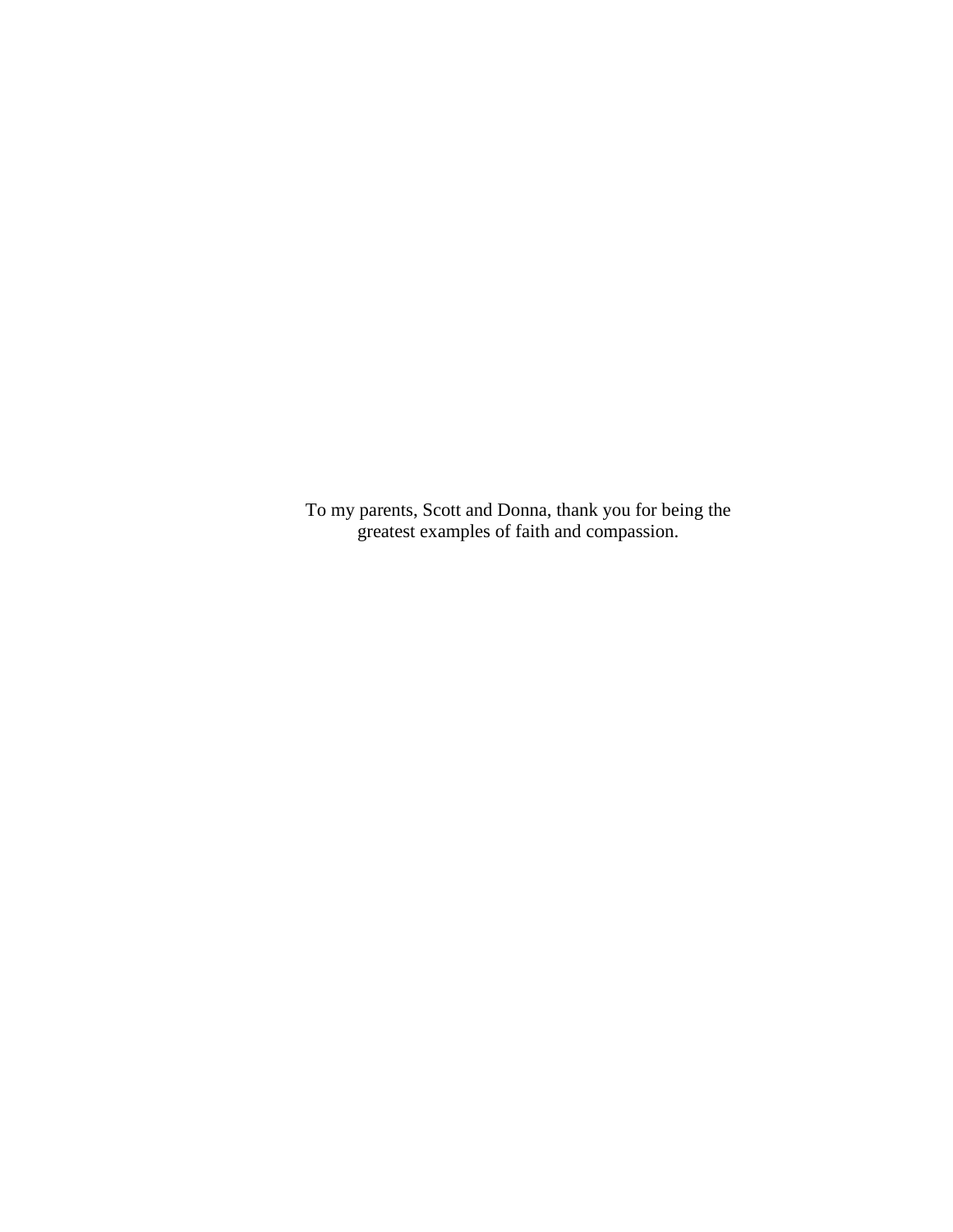To my parents, Scott and Donna, thank you for being the greatest examples of faith and compassion.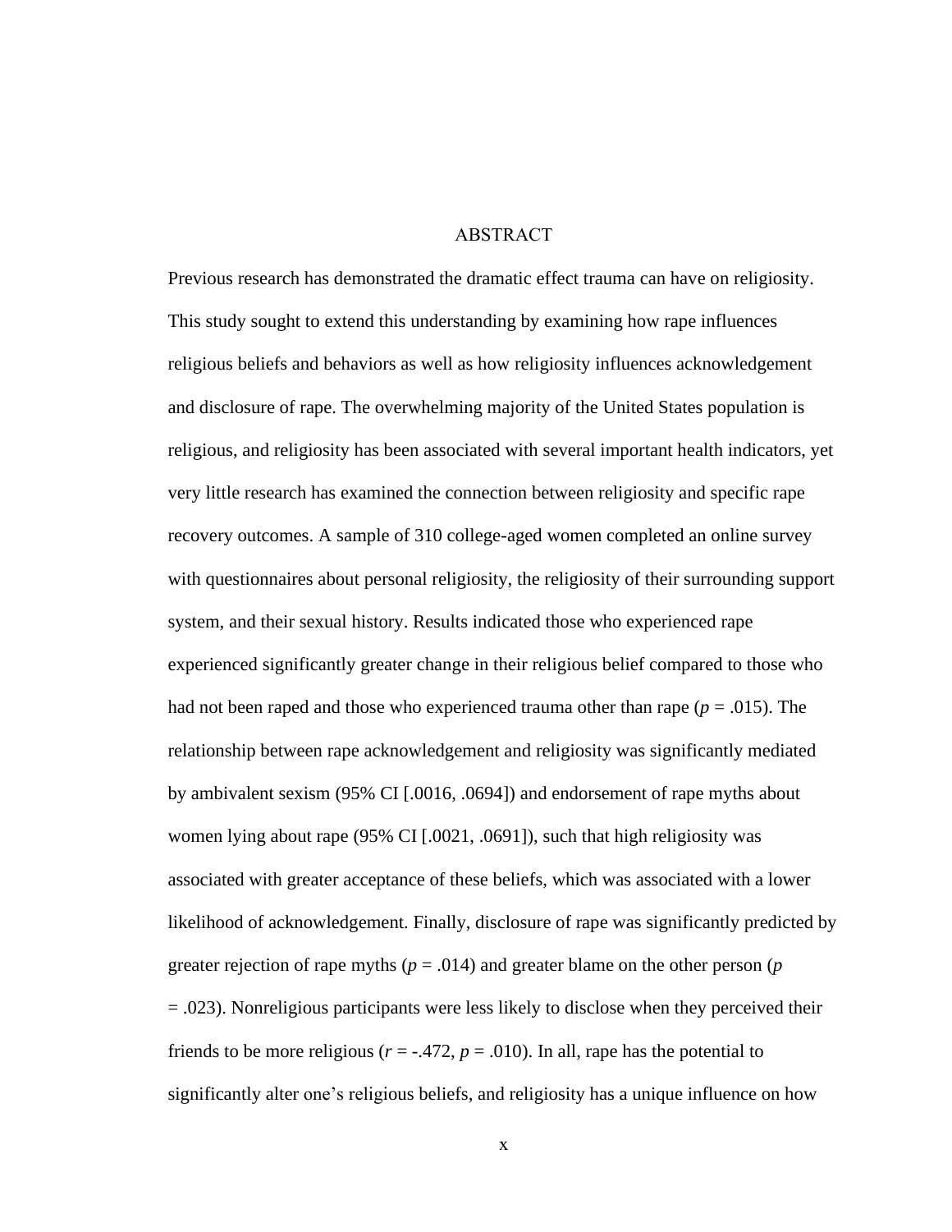# ABSTRACT

Previous research has demonstrated the dramatic effect trauma can have on religiosity. This study sought to extend this understanding by examining how rape influences religious beliefs and behaviors as well as how religiosity influences acknowledgement and disclosure of rape. The overwhelming majority of the United States population is religious, and religiosity has been associated with several important health indicators, yet very little research has examined the connection between religiosity and specific rape recovery outcomes. A sample of 310 college-aged women completed an online survey with questionnaires about personal religiosity, the religiosity of their surrounding support system, and their sexual history. Results indicated those who experienced rape experienced significantly greater change in their religious belief compared to those who had not been raped and those who experienced trauma other than rape ($p = .015$). The relationship between rape acknowledgement and religiosity was significantly mediated by ambivalent sexism (95% CI [.0016, .0694]) and endorsement of rape myths about women lying about rape (95% CI [.0021, .0691]), such that high religiosity was associated with greater acceptance of these beliefs, which was associated with a lower likelihood of acknowledgement. Finally, disclosure of rape was significantly predicted by greater rejection of rape myths ($p = .014$) and greater blame on the other person ($p = .023$). Nonreligious participants were less likely to disclose when they perceived their friends to be more religious ($r = -.472$, $p = .010$). In all, rape has the potential to significantly alter one's religious beliefs, and religiosity has a unique influence on how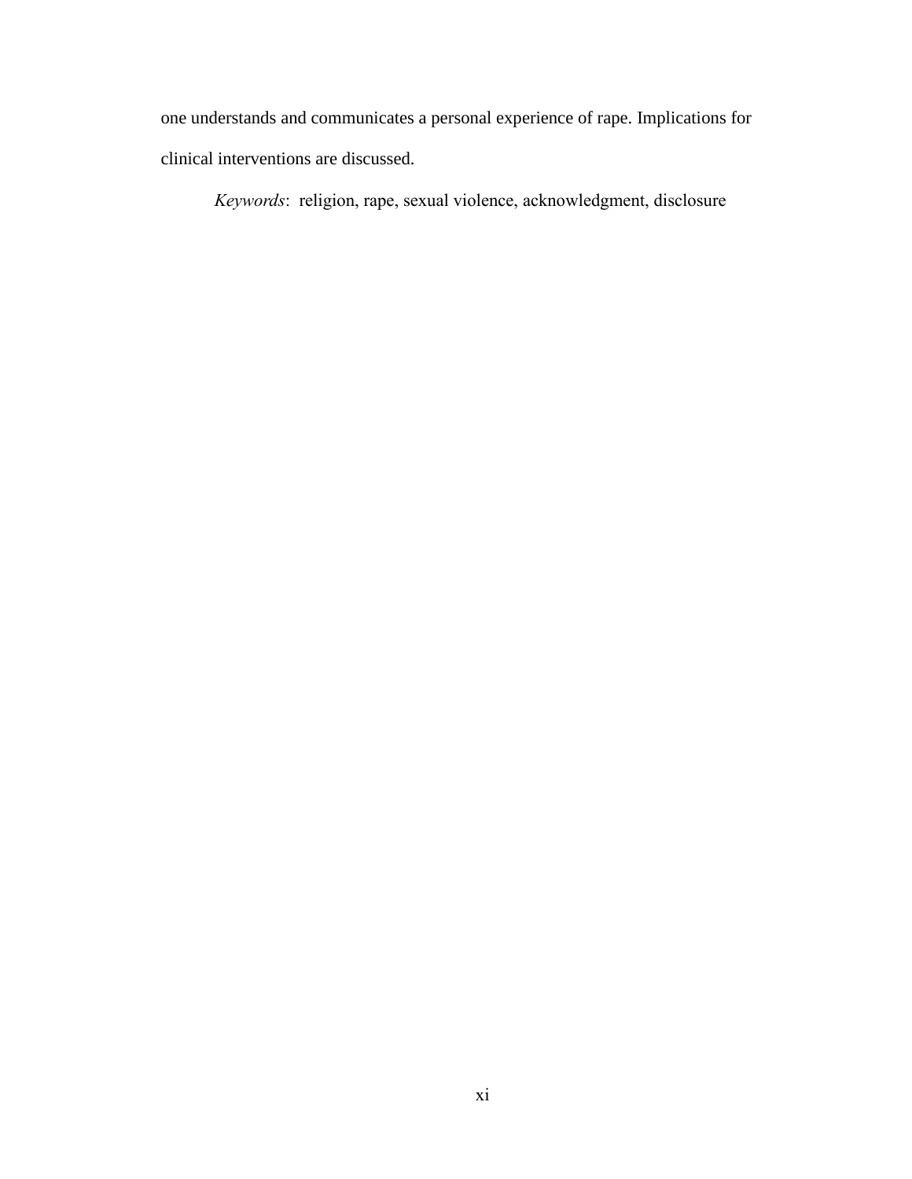one understands and communicates a personal experience of rape. Implications for clinical interventions are discussed.

*Keywords*: religion, rape, sexual violence, acknowledgment, disclosure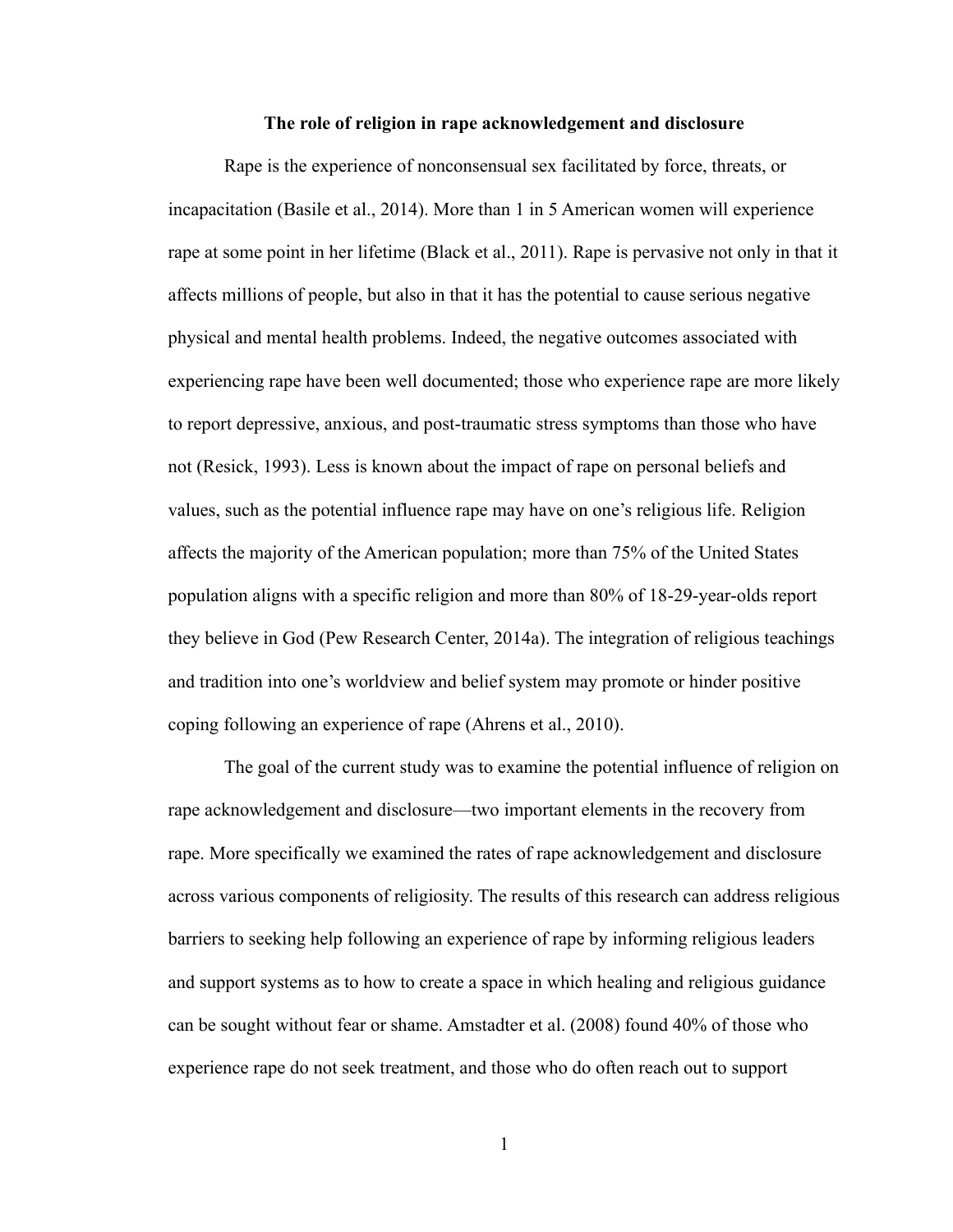**The role of religion in rape acknowledgement and disclosure**

Rape is the experience of nonconsensual sex facilitated by force, threats, or incapacitation (Basile et al., 2014). More than 1 in 5 American women will experience rape at some point in her lifetime (Black et al., 2011). Rape is pervasive not only in that it affects millions of people, but also in that it has the potential to cause serious negative physical and mental health problems. Indeed, the negative outcomes associated with experiencing rape have been well documented; those who experience rape are more likely to report depressive, anxious, and post-traumatic stress symptoms than those who have not (Resick, 1993). Less is known about the impact of rape on personal beliefs and values, such as the potential influence rape may have on one's religious life. Religion affects the majority of the American population; more than 75% of the United States population aligns with a specific religion and more than 80% of 18-29-year-olds report they believe in God (Pew Research Center, 2014a). The integration of religious teachings and tradition into one's worldview and belief system may promote or hinder positive coping following an experience of rape (Ahrens et al., 2010).

The goal of the current study was to examine the potential influence of religion on rape acknowledgement and disclosure—two important elements in the recovery from rape. More specifically we examined the rates of rape acknowledgement and disclosure across various components of religiosity. The results of this research can address religious barriers to seeking help following an experience of rape by informing religious leaders and support systems as to how to create a space in which healing and religious guidance can be sought without fear or shame. Amstadter et al. (2008) found 40% of those who experience rape do not seek treatment, and those who do often reach out to support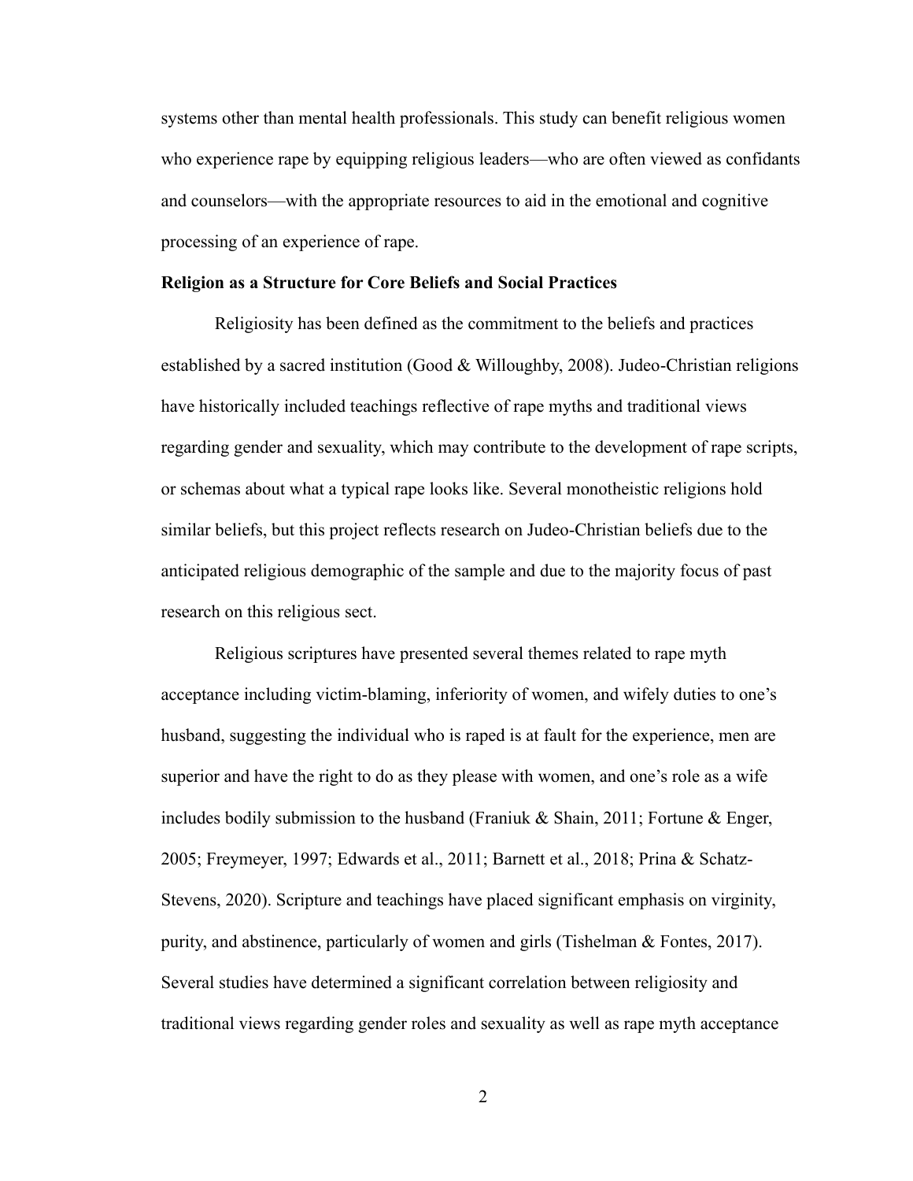systems other than mental health professionals. This study can benefit religious women who experience rape by equipping religious leaders—who are often viewed as confidants and counselors—with the appropriate resources to aid in the emotional and cognitive processing of an experience of rape.

**Religion as a Structure for Core Beliefs and Social Practices**

Religiosity has been defined as the commitment to the beliefs and practices established by a sacred institution (Good & Willoughby, 2008). Judeo-Christian religions have historically included teachings reflective of rape myths and traditional views regarding gender and sexuality, which may contribute to the development of rape scripts, or schemas about what a typical rape looks like. Several monotheistic religions hold similar beliefs, but this project reflects research on Judeo-Christian beliefs due to the anticipated religious demographic of the sample and due to the majority focus of past research on this religious sect.

Religious scriptures have presented several themes related to rape myth acceptance including victim-blaming, inferiority of women, and wifely duties to one's husband, suggesting the individual who is raped is at fault for the experience, men are superior and have the right to do as they please with women, and one's role as a wife includes bodily submission to the husband (Franiuk & Shain, 2011; Fortune & Enger, 2005; Freymeyer, 1997; Edwards et al., 2011; Barnett et al., 2018; Prina & Schatz-Stevens, 2020). Scripture and teachings have placed significant emphasis on virginity, purity, and abstinence, particularly of women and girls (Tishelman & Fontes, 2017). Several studies have determined a significant correlation between religiosity and traditional views regarding gender roles and sexuality as well as rape myth acceptance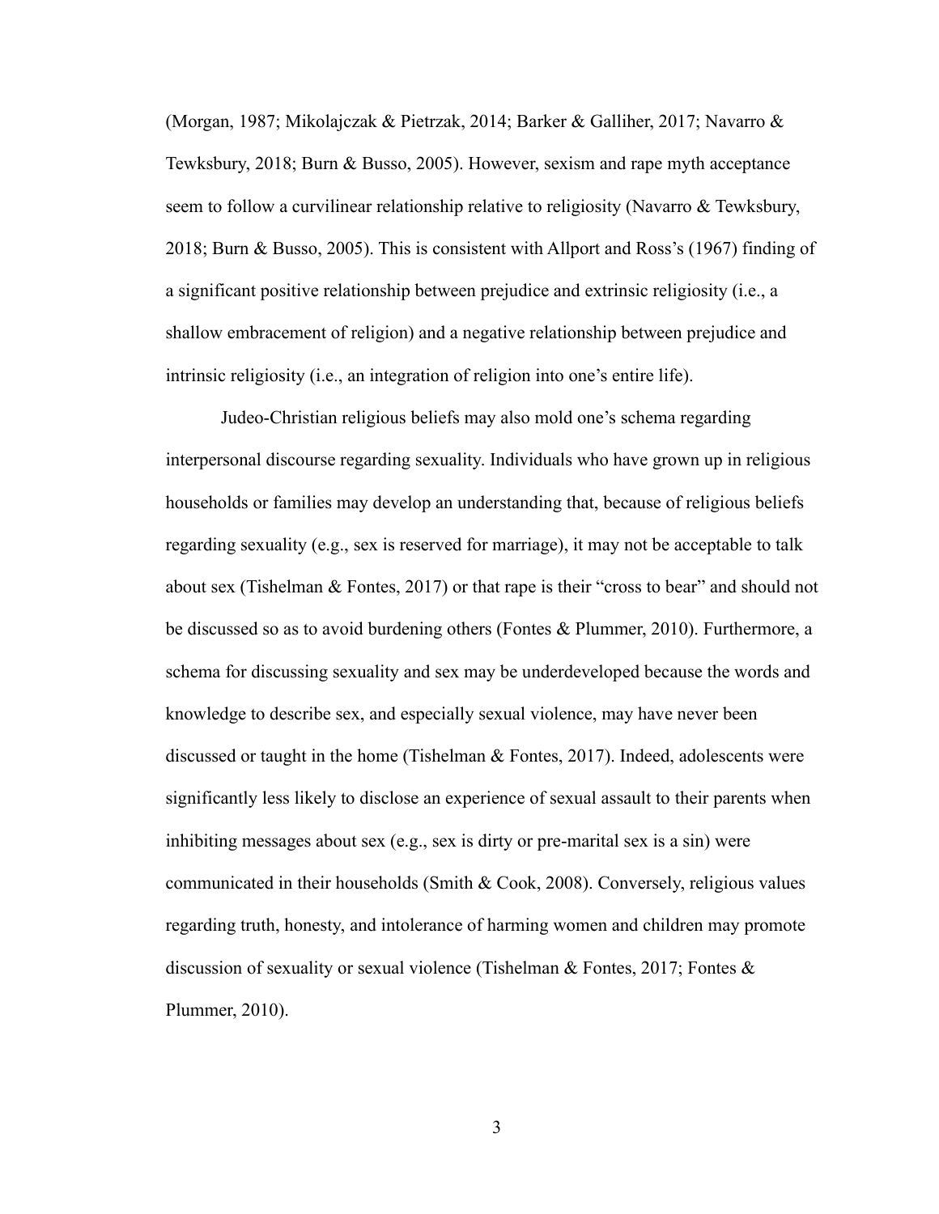(Morgan, 1987; Mikolajczak & Pietrzak, 2014; Barker & Galliher, 2017; Navarro & Tewksbury, 2018; Burn & Busso, 2005). However, sexism and rape myth acceptance seem to follow a curvilinear relationship relative to religiosity (Navarro & Tewksbury, 2018; Burn & Busso, 2005). This is consistent with Allport and Ross's (1967) finding of a significant positive relationship between prejudice and extrinsic religiosity (i.e., a shallow embracement of religion) and a negative relationship between prejudice and intrinsic religiosity (i.e., an integration of religion into one's entire life).

Judeo-Christian religious beliefs may also mold one's schema regarding interpersonal discourse regarding sexuality. Individuals who have grown up in religious households or families may develop an understanding that, because of religious beliefs regarding sexuality (e.g., sex is reserved for marriage), it may not be acceptable to talk about sex (Tishelman & Fontes, 2017) or that rape is their "cross to bear" and should not be discussed so as to avoid burdening others (Fontes & Plummer, 2010). Furthermore, a schema for discussing sexuality and sex may be underdeveloped because the words and knowledge to describe sex, and especially sexual violence, may have never been discussed or taught in the home (Tishelman & Fontes, 2017). Indeed, adolescents were significantly less likely to disclose an experience of sexual assault to their parents when inhibiting messages about sex (e.g., sex is dirty or pre-marital sex is a sin) were communicated in their households (Smith & Cook, 2008). Conversely, religious values regarding truth, honesty, and intolerance of harming women and children may promote discussion of sexuality or sexual violence (Tishelman & Fontes, 2017; Fontes & Plummer, 2010).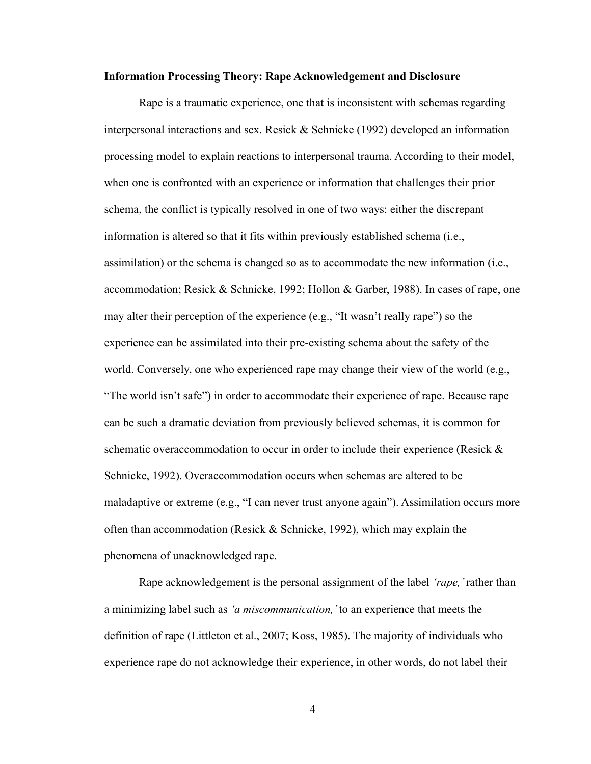**Information Processing Theory: Rape Acknowledgement and Disclosure**

Rape is a traumatic experience, one that is inconsistent with schemas regarding interpersonal interactions and sex. Resick & Schnicke (1992) developed an information processing model to explain reactions to interpersonal trauma. According to their model, when one is confronted with an experience or information that challenges their prior schema, the conflict is typically resolved in one of two ways: either the discrepant information is altered so that it fits within previously established schema (i.e., assimilation) or the schema is changed so as to accommodate the new information (i.e., accommodation; Resick & Schnicke, 1992; Hollon & Garber, 1988). In cases of rape, one may alter their perception of the experience (e.g., "It wasn't really rape") so the experience can be assimilated into their pre-existing schema about the safety of the world. Conversely, one who experienced rape may change their view of the world (e.g., "The world isn't safe") in order to accommodate their experience of rape. Because rape can be such a dramatic deviation from previously believed schemas, it is common for schematic overaccommodation to occur in order to include their experience (Resick & Schnicke, 1992). Overaccommodation occurs when schemas are altered to be maladaptive or extreme (e.g., "I can never trust anyone again"). Assimilation occurs more often than accommodation (Resick & Schnicke, 1992), which may explain the phenomena of unacknowledged rape.

Rape acknowledgement is the personal assignment of the label *'rape,'* rather than a minimizing label such as *'a miscommunication,'* to an experience that meets the definition of rape (Littleton et al., 2007; Koss, 1985). The majority of individuals who experience rape do not acknowledge their experience, in other words, do not label their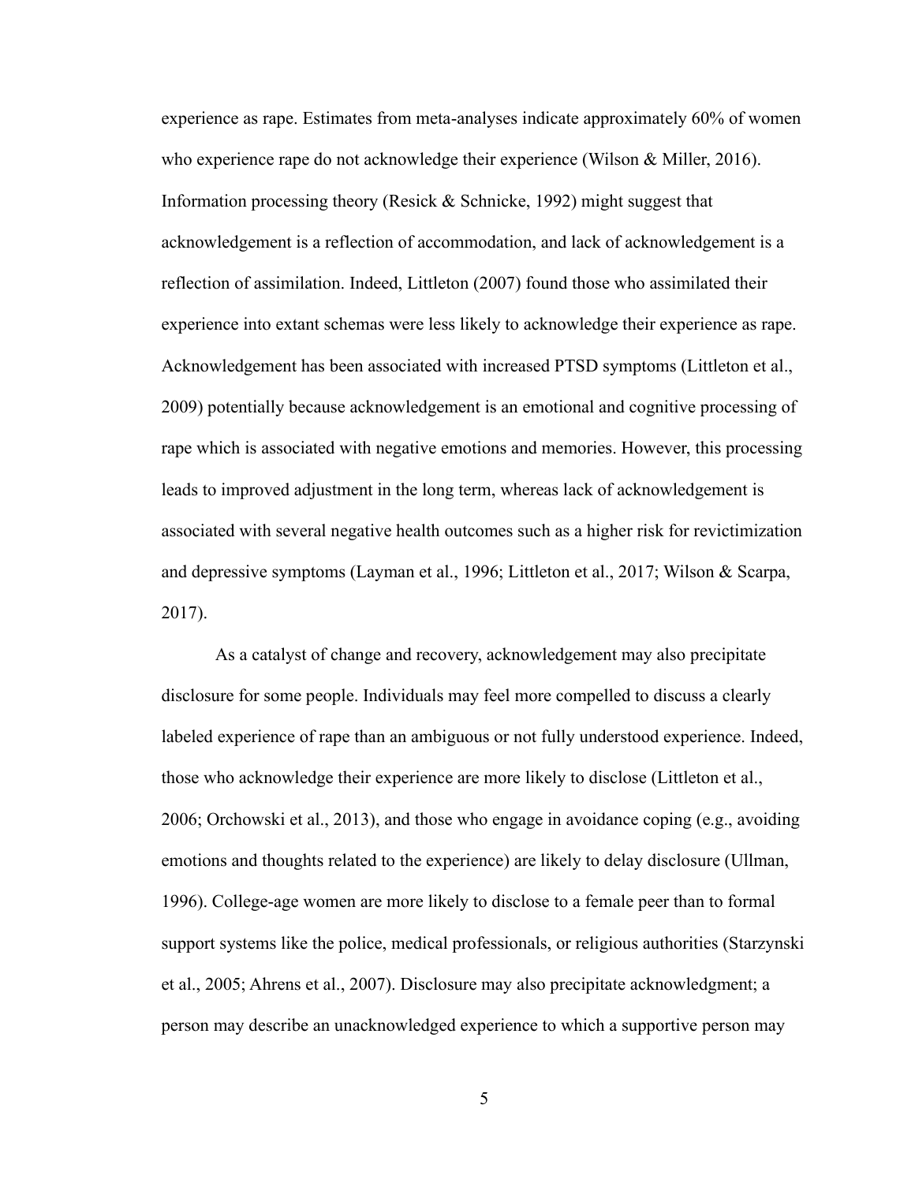experience as rape. Estimates from meta-analyses indicate approximately 60% of women who experience rape do not acknowledge their experience (Wilson & Miller, 2016). Information processing theory (Resick & Schnicke, 1992) might suggest that acknowledgement is a reflection of accommodation, and lack of acknowledgement is a reflection of assimilation. Indeed, Littleton (2007) found those who assimilated their experience into extant schemas were less likely to acknowledge their experience as rape. Acknowledgement has been associated with increased PTSD symptoms (Littleton et al., 2009) potentially because acknowledgement is an emotional and cognitive processing of rape which is associated with negative emotions and memories. However, this processing leads to improved adjustment in the long term, whereas lack of acknowledgement is associated with several negative health outcomes such as a higher risk for revictimization and depressive symptoms (Layman et al., 1996; Littleton et al., 2017; Wilson & Scarpa, 2017).

As a catalyst of change and recovery, acknowledgement may also precipitate disclosure for some people. Individuals may feel more compelled to discuss a clearly labeled experience of rape than an ambiguous or not fully understood experience. Indeed, those who acknowledge their experience are more likely to disclose (Littleton et al., 2006; Orchowski et al., 2013), and those who engage in avoidance coping (e.g., avoiding emotions and thoughts related to the experience) are likely to delay disclosure (Ullman, 1996). College-age women are more likely to disclose to a female peer than to formal support systems like the police, medical professionals, or religious authorities (Starzynski et al., 2005; Ahrens et al., 2007). Disclosure may also precipitate acknowledgment; a person may describe an unacknowledged experience to which a supportive person may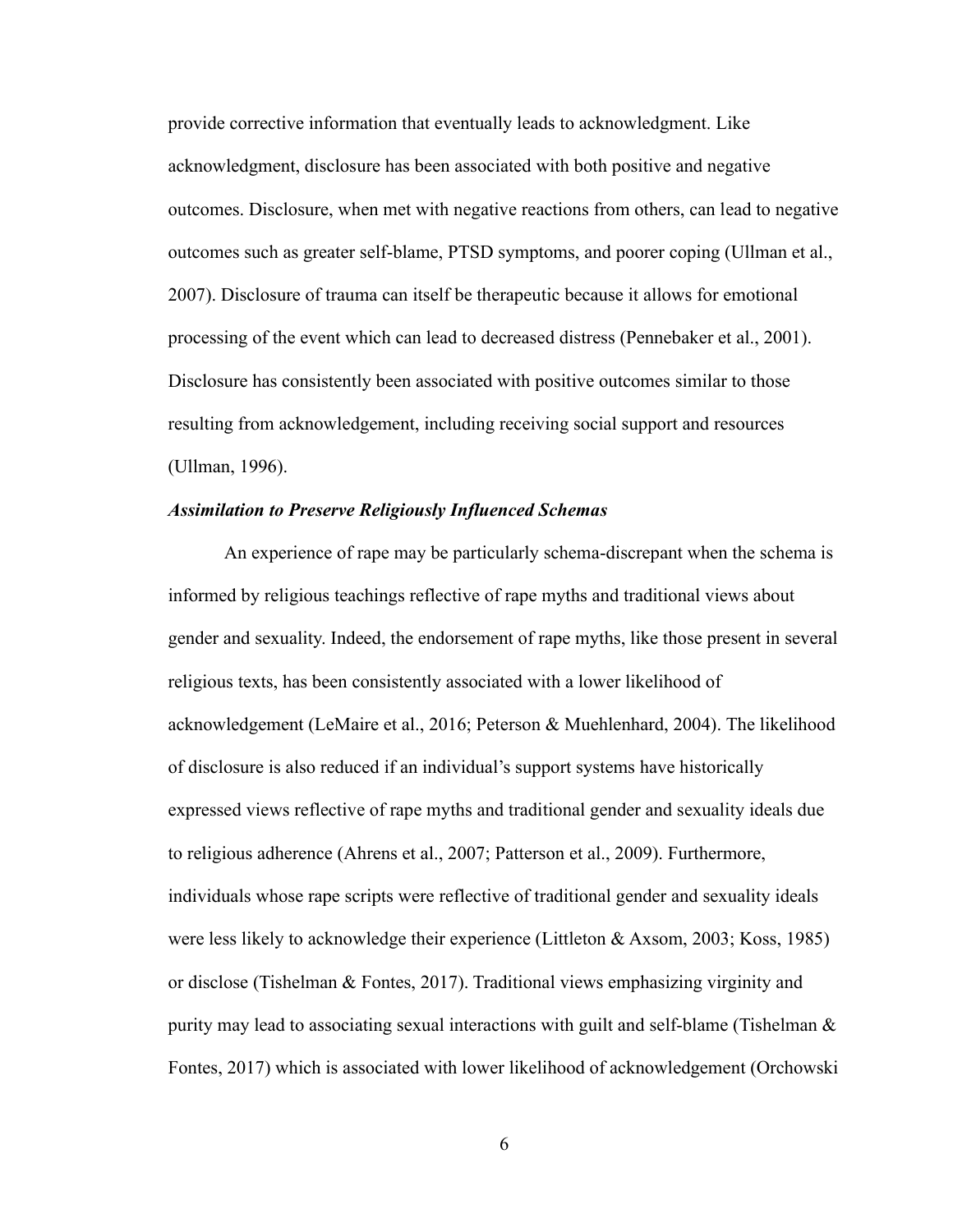provide corrective information that eventually leads to acknowledgment. Like acknowledgment, disclosure has been associated with both positive and negative outcomes. Disclosure, when met with negative reactions from others, can lead to negative outcomes such as greater self-blame, PTSD symptoms, and poorer coping (Ullman et al., 2007). Disclosure of trauma can itself be therapeutic because it allows for emotional processing of the event which can lead to decreased distress (Pennebaker et al., 2001). Disclosure has consistently been associated with positive outcomes similar to those resulting from acknowledgement, including receiving social support and resources (Ullman, 1996).

### *Assimilation to Preserve Religiously Influenced Schemas*

An experience of rape may be particularly schema-discrepant when the schema is informed by religious teachings reflective of rape myths and traditional views about gender and sexuality. Indeed, the endorsement of rape myths, like those present in several religious texts, has been consistently associated with a lower likelihood of acknowledgement (LeMaire et al., 2016; Peterson & Muehlenhard, 2004). The likelihood of disclosure is also reduced if an individual's support systems have historically expressed views reflective of rape myths and traditional gender and sexuality ideals due to religious adherence (Ahrens et al., 2007; Patterson et al., 2009). Furthermore, individuals whose rape scripts were reflective of traditional gender and sexuality ideals were less likely to acknowledge their experience (Littleton & Axsom, 2003; Koss, 1985) or disclose (Tishelman & Fontes, 2017). Traditional views emphasizing virginity and purity may lead to associating sexual interactions with guilt and self-blame (Tishelman & Fontes, 2017) which is associated with lower likelihood of acknowledgement (Orchowski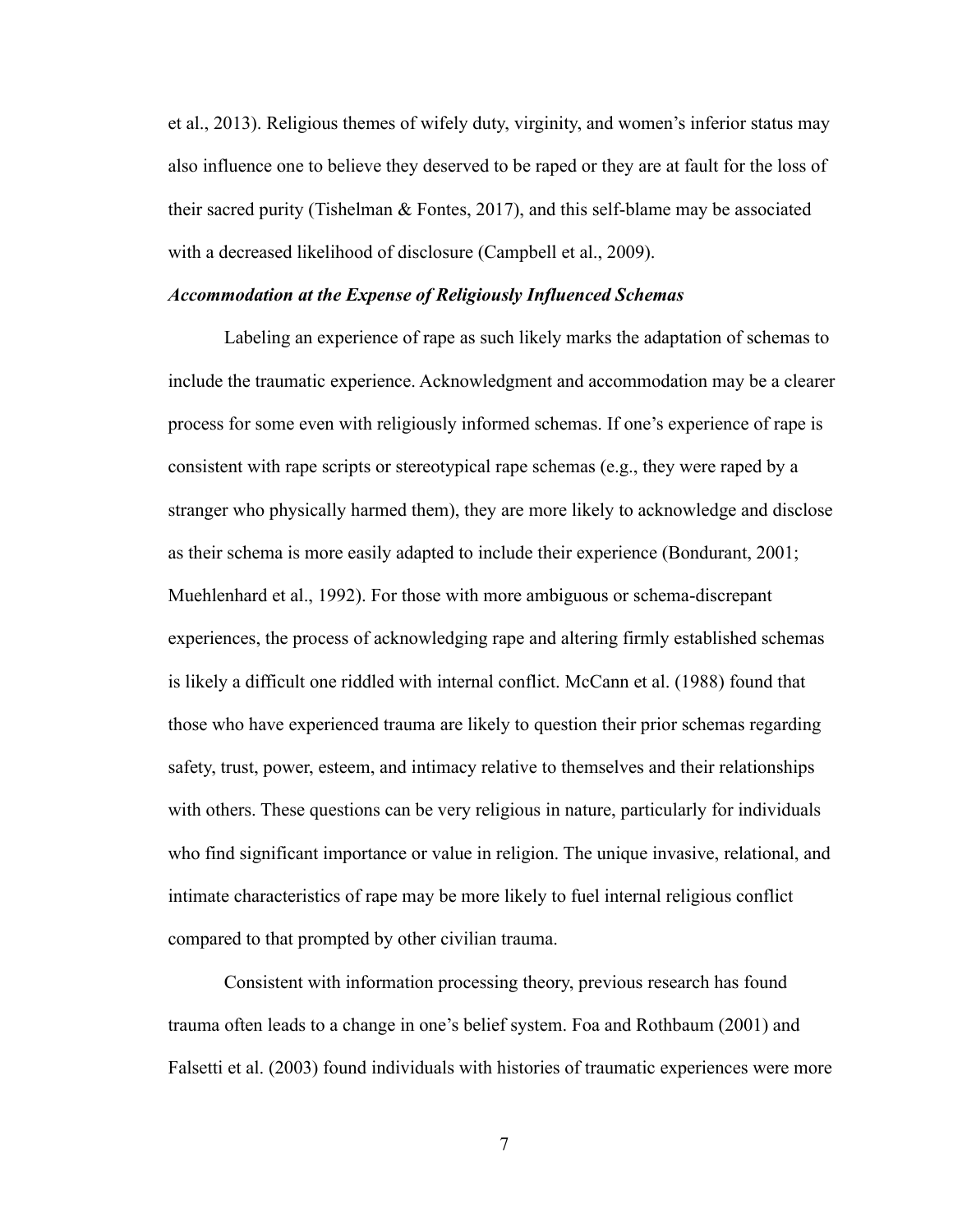et al., 2013). Religious themes of wifely duty, virginity, and women's inferior status may also influence one to believe they deserved to be raped or they are at fault for the loss of their sacred purity (Tishelman & Fontes, 2017), and this self-blame may be associated with a decreased likelihood of disclosure (Campbell et al., 2009).

### ***Accommodation at the Expense of Religiously Influenced Schemas***

Labeling an experience of rape as such likely marks the adaptation of schemas to include the traumatic experience. Acknowledgment and accommodation may be a clearer process for some even with religiously informed schemas. If one's experience of rape is consistent with rape scripts or stereotypical rape schemas (e.g., they were raped by a stranger who physically harmed them), they are more likely to acknowledge and disclose as their schema is more easily adapted to include their experience (Bondurant, 2001; Muehlenhard et al., 1992). For those with more ambiguous or schema-discrepant experiences, the process of acknowledging rape and altering firmly established schemas is likely a difficult one riddled with internal conflict. McCann et al. (1988) found that those who have experienced trauma are likely to question their prior schemas regarding safety, trust, power, esteem, and intimacy relative to themselves and their relationships with others. These questions can be very religious in nature, particularly for individuals who find significant importance or value in religion. The unique invasive, relational, and intimate characteristics of rape may be more likely to fuel internal religious conflict compared to that prompted by other civilian trauma.

Consistent with information processing theory, previous research has found trauma often leads to a change in one's belief system. Foa and Rothbaum (2001) and Falsetti et al. (2003) found individuals with histories of traumatic experiences were more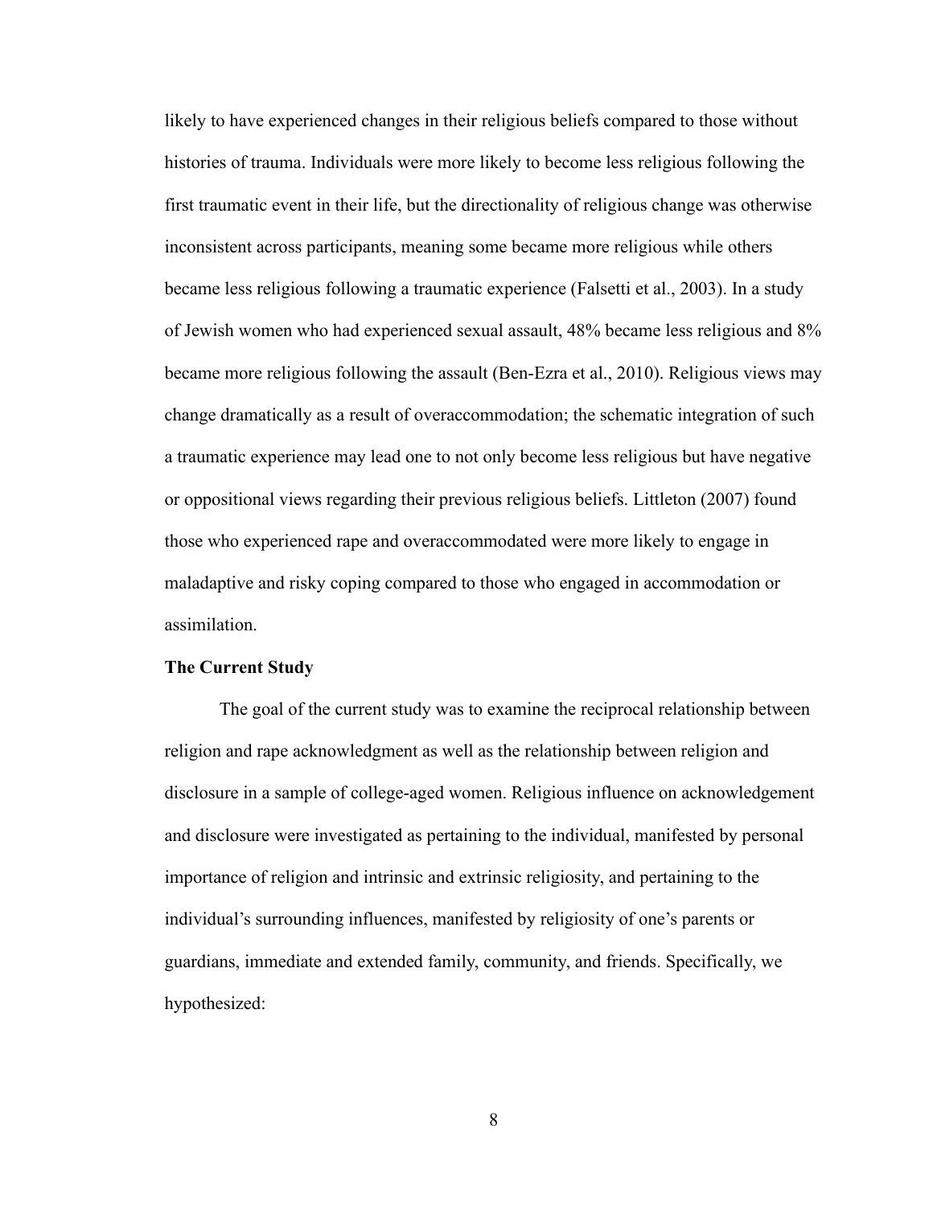likely to have experienced changes in their religious beliefs compared to those without histories of trauma. Individuals were more likely to become less religious following the first traumatic event in their life, but the directionality of religious change was otherwise inconsistent across participants, meaning some became more religious while others became less religious following a traumatic experience (Falsetti et al., 2003). In a study of Jewish women who had experienced sexual assault, 48% became less religious and 8% became more religious following the assault (Ben-Ezra et al., 2010). Religious views may change dramatically as a result of overaccommodation; the schematic integration of such a traumatic experience may lead one to not only become less religious but have negative or oppositional views regarding their previous religious beliefs. Littleton (2007) found those who experienced rape and overaccommodated were more likely to engage in maladaptive and risky coping compared to those who engaged in accommodation or assimilation.

**The Current Study**

The goal of the current study was to examine the reciprocal relationship between religion and rape acknowledgment as well as the relationship between religion and disclosure in a sample of college-aged women. Religious influence on acknowledgement and disclosure were investigated as pertaining to the individual, manifested by personal importance of religion and intrinsic and extrinsic religiosity, and pertaining to the individual's surrounding influences, manifested by religiosity of one's parents or guardians, immediate and extended family, community, and friends. Specifically, we hypothesized: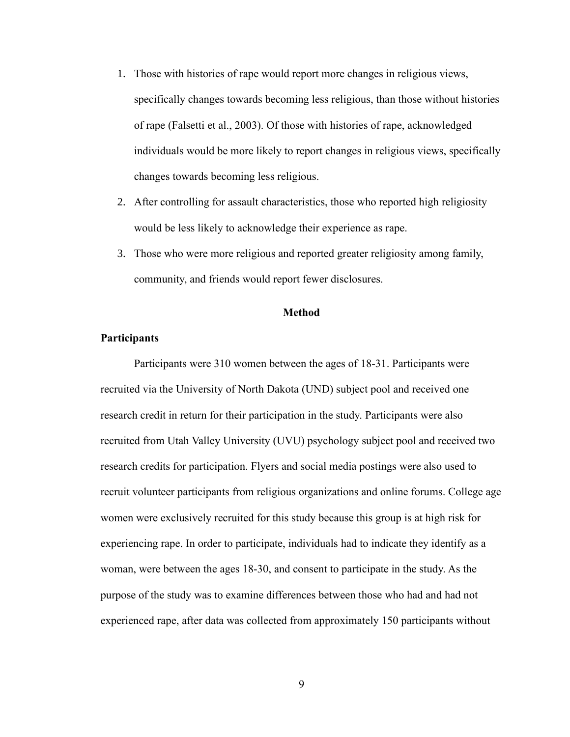1. Those with histories of rape would report more changes in religious views, specifically changes towards becoming less religious, than those without histories of rape (Falsetti et al., 2003). Of those with histories of rape, acknowledged individuals would be more likely to report changes in religious views, specifically changes towards becoming less religious.
2. After controlling for assault characteristics, those who reported high religiosity would be less likely to acknowledge their experience as rape.
3. Those who were more religious and reported greater religiosity among family, community, and friends would report fewer disclosures.

## Method

### Participants

Participants were 310 women between the ages of 18-31. Participants were recruited via the University of North Dakota (UND) subject pool and received one research credit in return for their participation in the study. Participants were also recruited from Utah Valley University (UVU) psychology subject pool and received two research credits for participation. Flyers and social media postings were also used to recruit volunteer participants from religious organizations and online forums. College age women were exclusively recruited for this study because this group is at high risk for experiencing rape. In order to participate, individuals had to indicate they identify as a woman, were between the ages 18-30, and consent to participate in the study. As the purpose of the study was to examine differences between those who had and had not experienced rape, after data was collected from approximately 150 participants without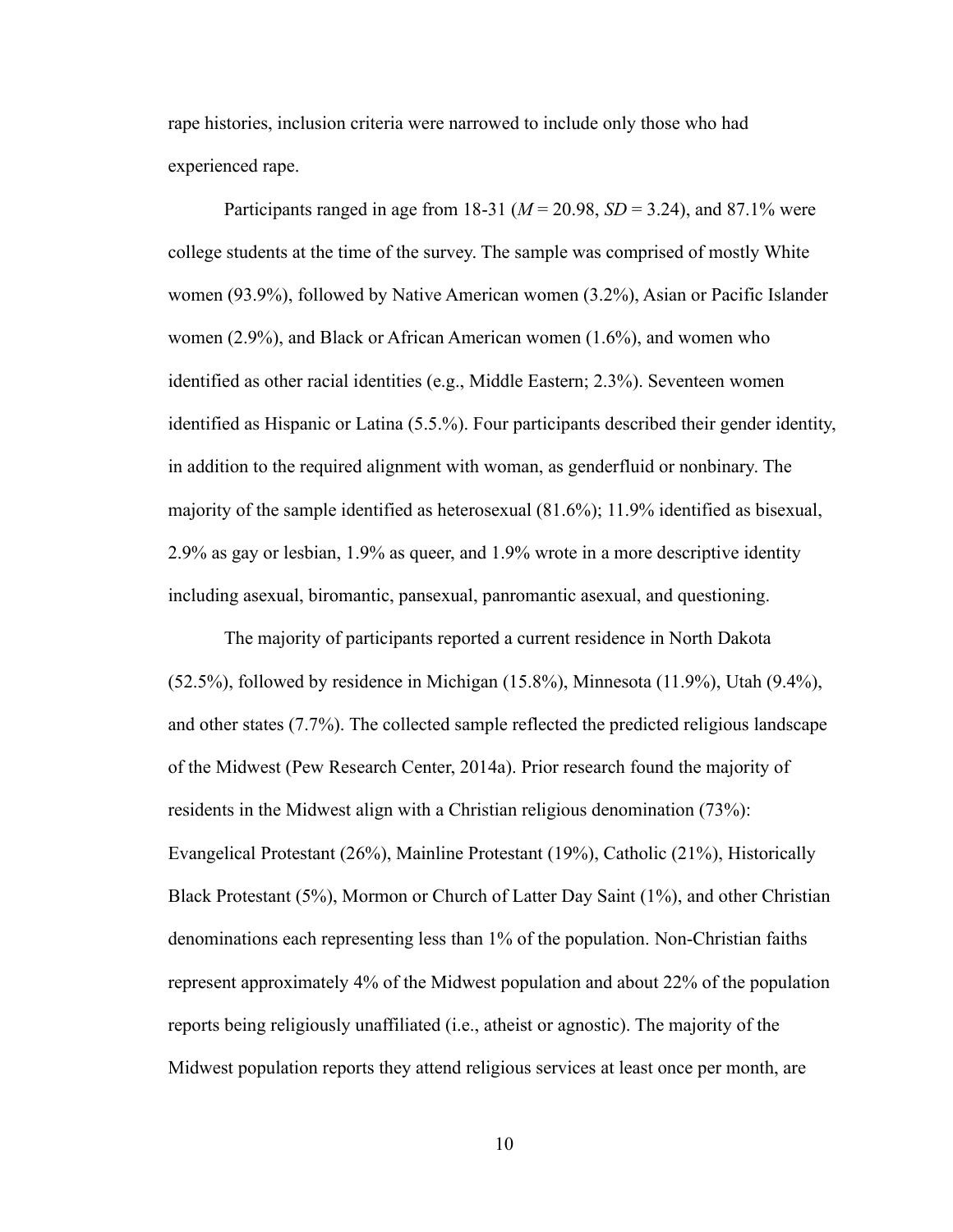rape histories, inclusion criteria were narrowed to include only those who had experienced rape.

Participants ranged in age from 18-31 (*M* = 20.98, *SD* = 3.24), and 87.1% were college students at the time of the survey. The sample was comprised of mostly White women (93.9%), followed by Native American women (3.2%), Asian or Pacific Islander women (2.9%), and Black or African American women (1.6%), and women who identified as other racial identities (e.g., Middle Eastern; 2.3%). Seventeen women identified as Hispanic or Latina (5.5.%). Four participants described their gender identity, in addition to the required alignment with woman, as genderfluid or nonbinary. The majority of the sample identified as heterosexual (81.6%); 11.9% identified as bisexual, 2.9% as gay or lesbian, 1.9% as queer, and 1.9% wrote in a more descriptive identity including asexual, biromantic, pansexual, panromantic asexual, and questioning.

The majority of participants reported a current residence in North Dakota (52.5%), followed by residence in Michigan (15.8%), Minnesota (11.9%), Utah (9.4%), and other states (7.7%). The collected sample reflected the predicted religious landscape of the Midwest (Pew Research Center, 2014a). Prior research found the majority of residents in the Midwest align with a Christian religious denomination (73%): Evangelical Protestant (26%), Mainline Protestant (19%), Catholic (21%), Historically Black Protestant (5%), Mormon or Church of Latter Day Saint (1%), and other Christian denominations each representing less than 1% of the population. Non-Christian faiths represent approximately 4% of the Midwest population and about 22% of the population reports being religiously unaffiliated (i.e., atheist or agnostic). The majority of the Midwest population reports they attend religious services at least once per month, are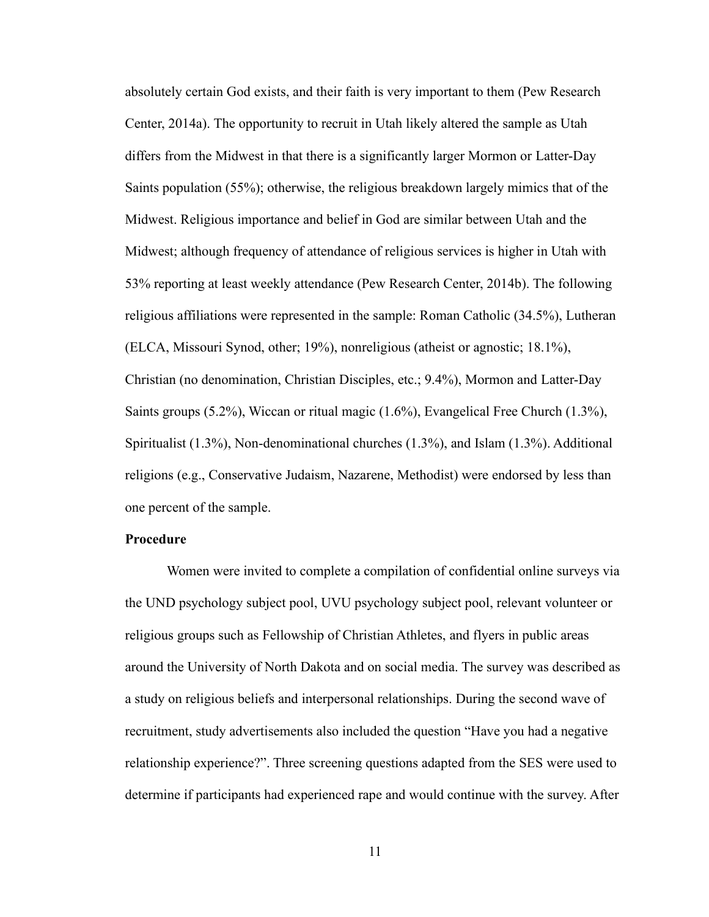absolutely certain God exists, and their faith is very important to them (Pew Research Center, 2014a). The opportunity to recruit in Utah likely altered the sample as Utah differs from the Midwest in that there is a significantly larger Mormon or Latter-Day Saints population (55%); otherwise, the religious breakdown largely mimics that of the Midwest. Religious importance and belief in God are similar between Utah and the Midwest; although frequency of attendance of religious services is higher in Utah with 53% reporting at least weekly attendance (Pew Research Center, 2014b). The following religious affiliations were represented in the sample: Roman Catholic (34.5%), Lutheran (ELCA, Missouri Synod, other; 19%), nonreligious (atheist or agnostic; 18.1%), Christian (no denomination, Christian Disciples, etc.; 9.4%), Mormon and Latter-Day Saints groups (5.2%), Wiccan or ritual magic (1.6%), Evangelical Free Church (1.3%), Spiritualist (1.3%), Non-denominational churches (1.3%), and Islam (1.3%). Additional religions (e.g., Conservative Judaism, Nazarene, Methodist) were endorsed by less than one percent of the sample.

**Procedure**

Women were invited to complete a compilation of confidential online surveys via the UND psychology subject pool, UVU psychology subject pool, relevant volunteer or religious groups such as Fellowship of Christian Athletes, and flyers in public areas around the University of North Dakota and on social media. The survey was described as a study on religious beliefs and interpersonal relationships. During the second wave of recruitment, study advertisements also included the question "Have you had a negative relationship experience?". Three screening questions adapted from the SES were used to determine if participants had experienced rape and would continue with the survey. After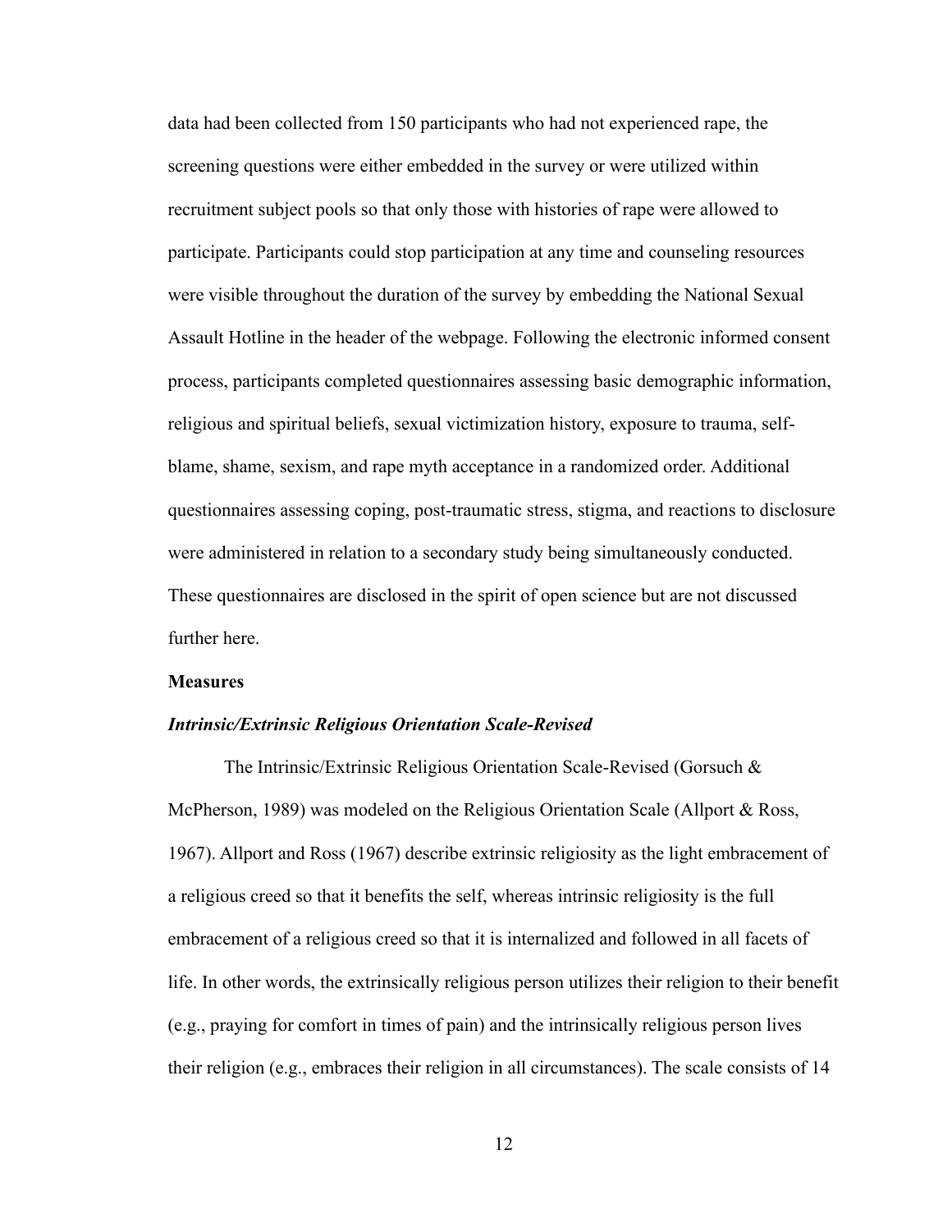data had been collected from 150 participants who had not experienced rape, the screening questions were either embedded in the survey or were utilized within recruitment subject pools so that only those with histories of rape were allowed to participate. Participants could stop participation at any time and counseling resources were visible throughout the duration of the survey by embedding the National Sexual Assault Hotline in the header of the webpage. Following the electronic informed consent process, participants completed questionnaires assessing basic demographic information, religious and spiritual beliefs, sexual victimization history, exposure to trauma, self-blame, shame, sexism, and rape myth acceptance in a randomized order. Additional questionnaires assessing coping, post-traumatic stress, stigma, and reactions to disclosure were administered in relation to a secondary study being simultaneously conducted. These questionnaires are disclosed in the spirit of open science but are not discussed further here.

## Measures

### ***Intrinsic/Extrinsic Religious Orientation Scale-Revised***

The Intrinsic/Extrinsic Religious Orientation Scale-Revised (Gorsuch & McPherson, 1989) was modeled on the Religious Orientation Scale (Allport & Ross, 1967). Allport and Ross (1967) describe extrinsic religiosity as the light embracement of a religious creed so that it benefits the self, whereas intrinsic religiosity is the full embracement of a religious creed so that it is internalized and followed in all facets of life. In other words, the extrinsically religious person utilizes their religion to their benefit (e.g., praying for comfort in times of pain) and the intrinsically religious person lives their religion (e.g., embraces their religion in all circumstances). The scale consists of 14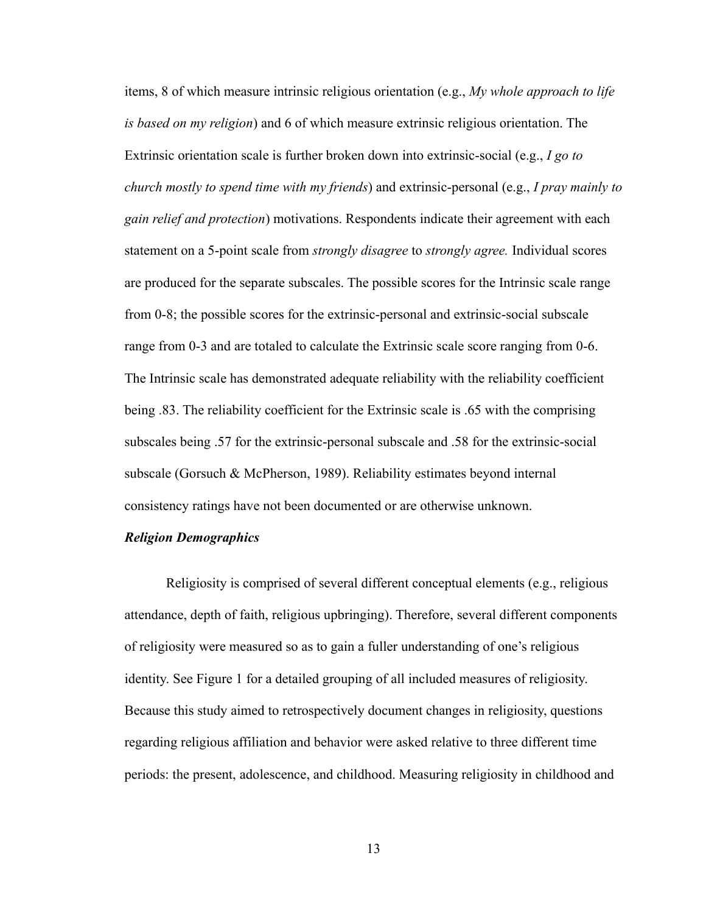items, 8 of which measure intrinsic religious orientation (e.g., *My whole approach to life is based on my religion*) and 6 of which measure extrinsic religious orientation. The Extrinsic orientation scale is further broken down into extrinsic-social (e.g., *I go to church mostly to spend time with my friends*) and extrinsic-personal (e.g., *I pray mainly to gain relief and protection*) motivations. Respondents indicate their agreement with each statement on a 5-point scale from *strongly disagree* to *strongly agree.* Individual scores are produced for the separate subscales. The possible scores for the Intrinsic scale range from 0-8; the possible scores for the extrinsic-personal and extrinsic-social subscale range from 0-3 and are totaled to calculate the Extrinsic scale score ranging from 0-6. The Intrinsic scale has demonstrated adequate reliability with the reliability coefficient being .83. The reliability coefficient for the Extrinsic scale is .65 with the comprising subscales being .57 for the extrinsic-personal subscale and .58 for the extrinsic-social subscale (Gorsuch & McPherson, 1989). Reliability estimates beyond internal consistency ratings have not been documented or are otherwise unknown.

***Religion Demographics***

Religiosity is comprised of several different conceptual elements (e.g., religious attendance, depth of faith, religious upbringing). Therefore, several different components of religiosity were measured so as to gain a fuller understanding of one's religious identity. See Figure 1 for a detailed grouping of all included measures of religiosity. Because this study aimed to retrospectively document changes in religiosity, questions regarding religious affiliation and behavior were asked relative to three different time periods: the present, adolescence, and childhood. Measuring religiosity in childhood and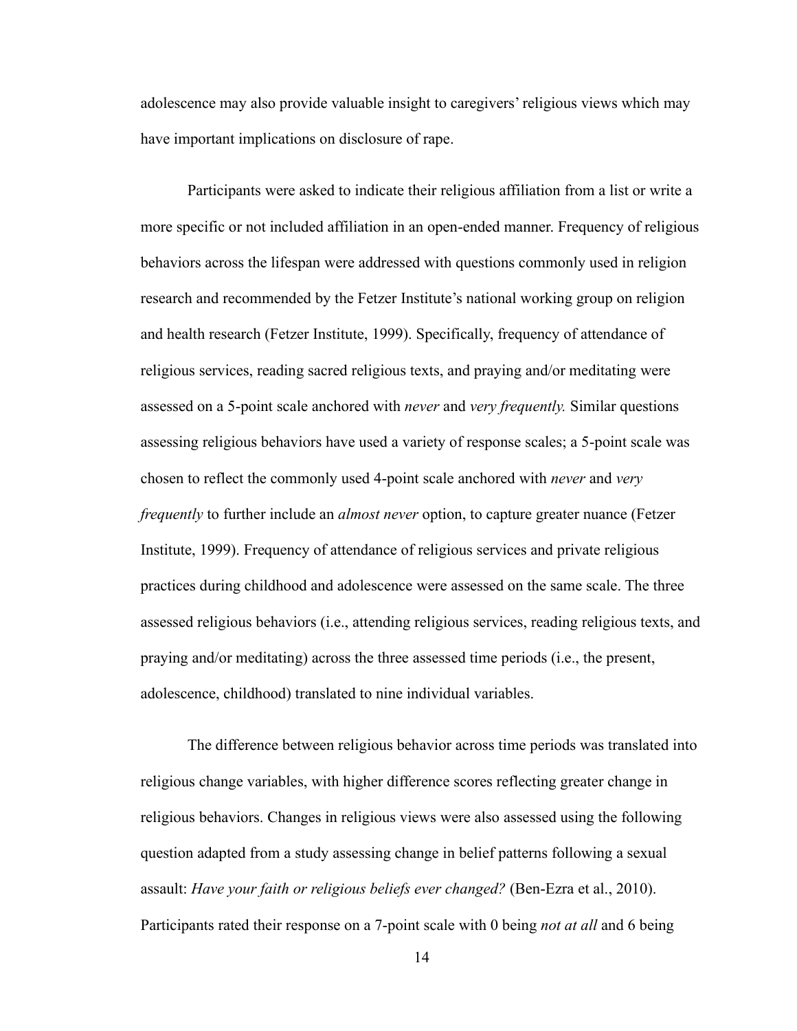adolescence may also provide valuable insight to caregivers' religious views which may have important implications on disclosure of rape.

Participants were asked to indicate their religious affiliation from a list or write a more specific or not included affiliation in an open-ended manner. Frequency of religious behaviors across the lifespan were addressed with questions commonly used in religion research and recommended by the Fetzer Institute's national working group on religion and health research (Fetzer Institute, 1999). Specifically, frequency of attendance of religious services, reading sacred religious texts, and praying and/or meditating were assessed on a 5-point scale anchored with *never* and *very frequently.* Similar questions assessing religious behaviors have used a variety of response scales; a 5-point scale was chosen to reflect the commonly used 4-point scale anchored with *never* and *very frequently* to further include an *almost never* option, to capture greater nuance (Fetzer Institute, 1999). Frequency of attendance of religious services and private religious practices during childhood and adolescence were assessed on the same scale. The three assessed religious behaviors (i.e., attending religious services, reading religious texts, and praying and/or meditating) across the three assessed time periods (i.e., the present, adolescence, childhood) translated to nine individual variables.

The difference between religious behavior across time periods was translated into religious change variables, with higher difference scores reflecting greater change in religious behaviors. Changes in religious views were also assessed using the following question adapted from a study assessing change in belief patterns following a sexual assault: *Have your faith or religious beliefs ever changed?* (Ben-Ezra et al., 2010). Participants rated their response on a 7-point scale with 0 being *not at all* and 6 being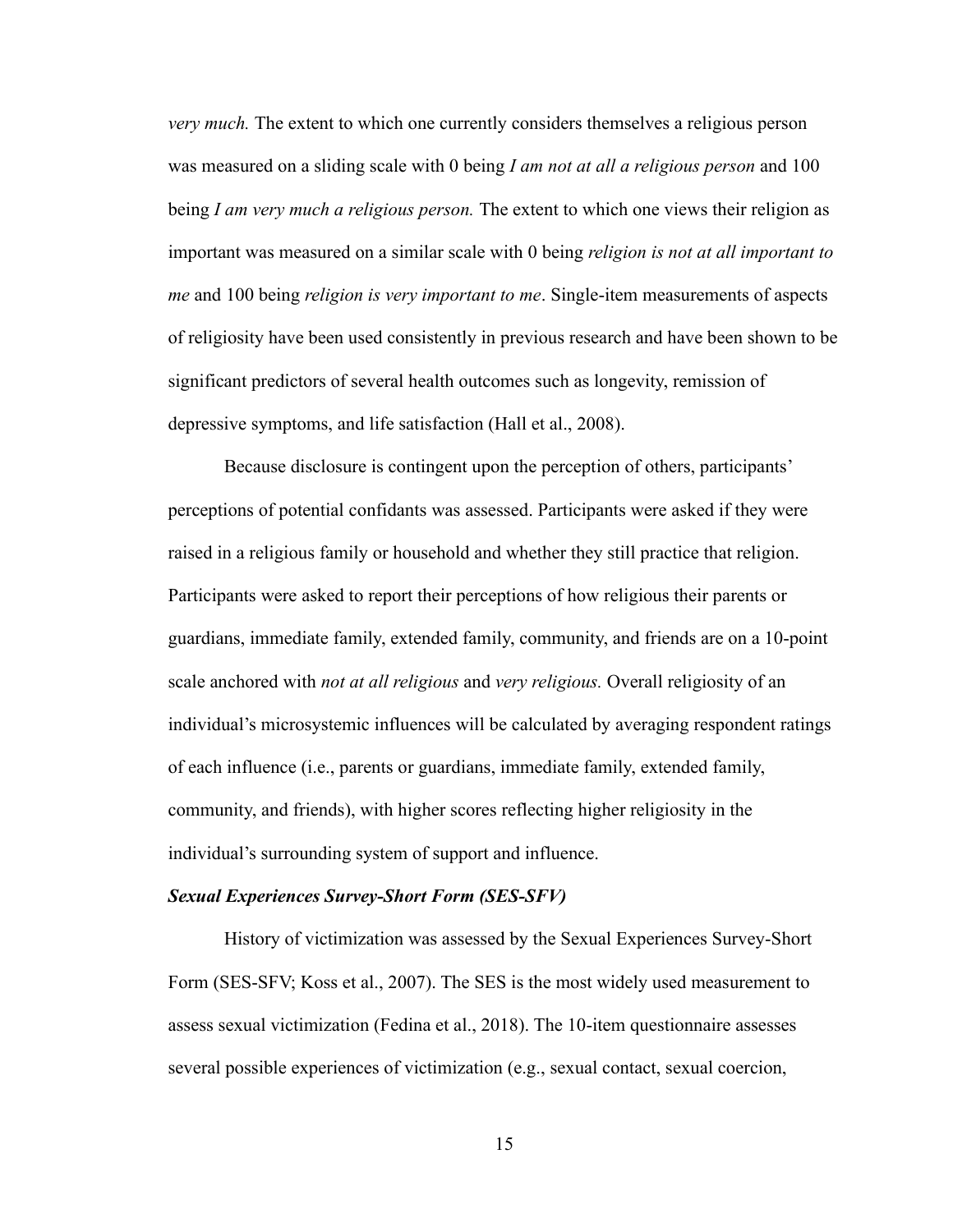*very much.* The extent to which one currently considers themselves a religious person was measured on a sliding scale with 0 being *I am not at all a religious person* and 100 being *I am very much a religious person.* The extent to which one views their religion as important was measured on a similar scale with 0 being *religion is not at all important to me* and 100 being *religion is very important to me*. Single-item measurements of aspects of religiosity have been used consistently in previous research and have been shown to be significant predictors of several health outcomes such as longevity, remission of depressive symptoms, and life satisfaction (Hall et al., 2008).

Because disclosure is contingent upon the perception of others, participants' perceptions of potential confidants was assessed. Participants were asked if they were raised in a religious family or household and whether they still practice that religion. Participants were asked to report their perceptions of how religious their parents or guardians, immediate family, extended family, community, and friends are on a 10-point scale anchored with *not at all religious* and *very religious.* Overall religiosity of an individual's microsystemic influences will be calculated by averaging respondent ratings of each influence (i.e., parents or guardians, immediate family, extended family, community, and friends), with higher scores reflecting higher religiosity in the individual's surrounding system of support and influence.

### *Sexual Experiences Survey-Short Form (SES-SFV)*

History of victimization was assessed by the Sexual Experiences Survey-Short Form (SES-SFV; Koss et al., 2007). The SES is the most widely used measurement to assess sexual victimization (Fedina et al., 2018). The 10-item questionnaire assesses several possible experiences of victimization (e.g., sexual contact, sexual coercion,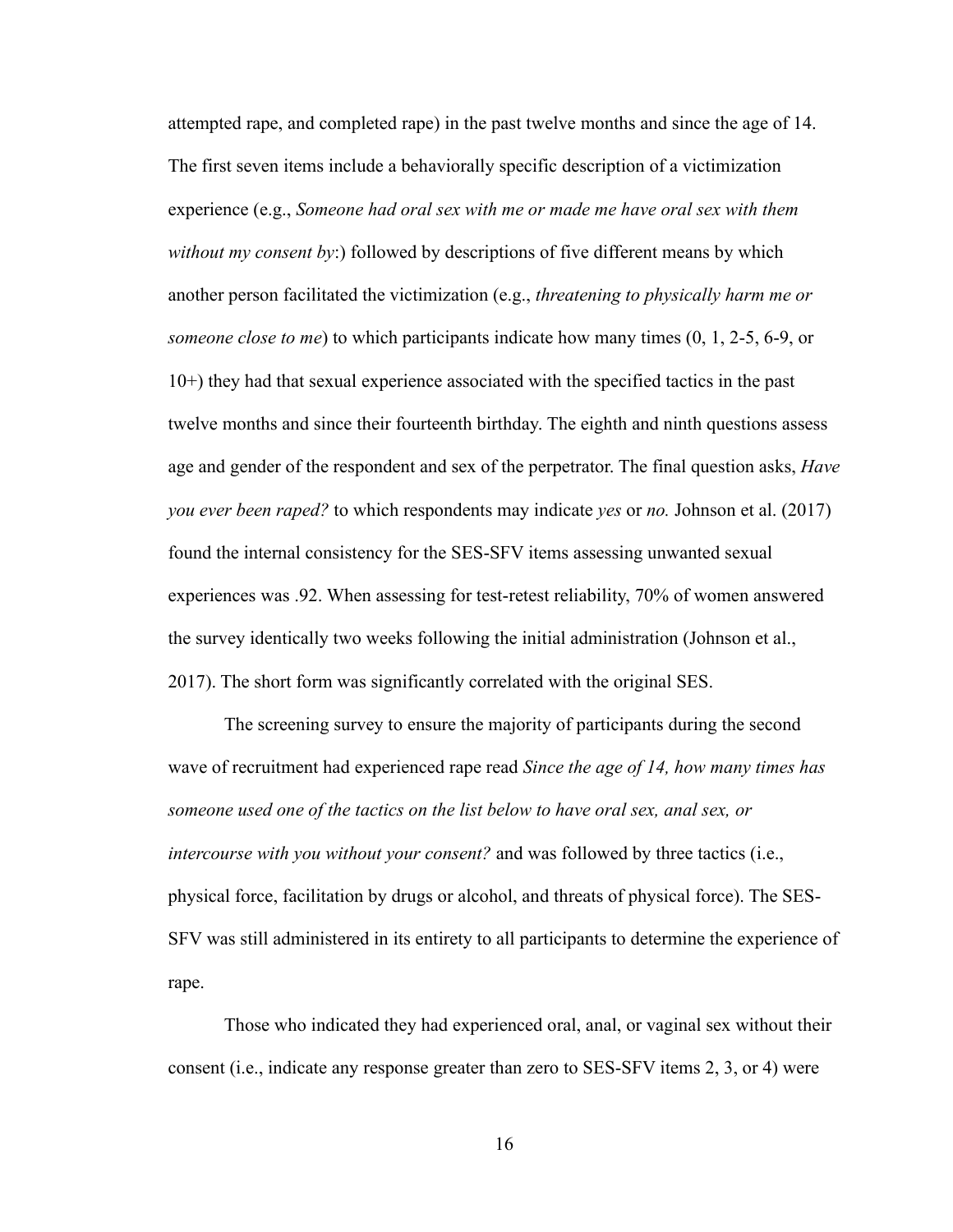attempted rape, and completed rape) in the past twelve months and since the age of 14. The first seven items include a behaviorally specific description of a victimization experience (e.g., *Someone had oral sex with me or made me have oral sex with them without my consent by*:) followed by descriptions of five different means by which another person facilitated the victimization (e.g., *threatening to physically harm me or someone close to me*) to which participants indicate how many times (0, 1, 2-5, 6-9, or 10+) they had that sexual experience associated with the specified tactics in the past twelve months and since their fourteenth birthday. The eighth and ninth questions assess age and gender of the respondent and sex of the perpetrator. The final question asks, *Have you ever been raped?* to which respondents may indicate *yes* or *no.* Johnson et al. (2017) found the internal consistency for the SES-SFV items assessing unwanted sexual experiences was .92. When assessing for test-retest reliability, 70% of women answered the survey identically two weeks following the initial administration (Johnson et al., 2017). The short form was significantly correlated with the original SES.

The screening survey to ensure the majority of participants during the second wave of recruitment had experienced rape read *Since the age of 14, how many times has someone used one of the tactics on the list below to have oral sex, anal sex, or intercourse with you without your consent?* and was followed by three tactics (i.e., physical force, facilitation by drugs or alcohol, and threats of physical force). The SES-SFV was still administered in its entirety to all participants to determine the experience of rape.

Those who indicated they had experienced oral, anal, or vaginal sex without their consent (i.e., indicate any response greater than zero to SES-SFV items 2, 3, or 4) were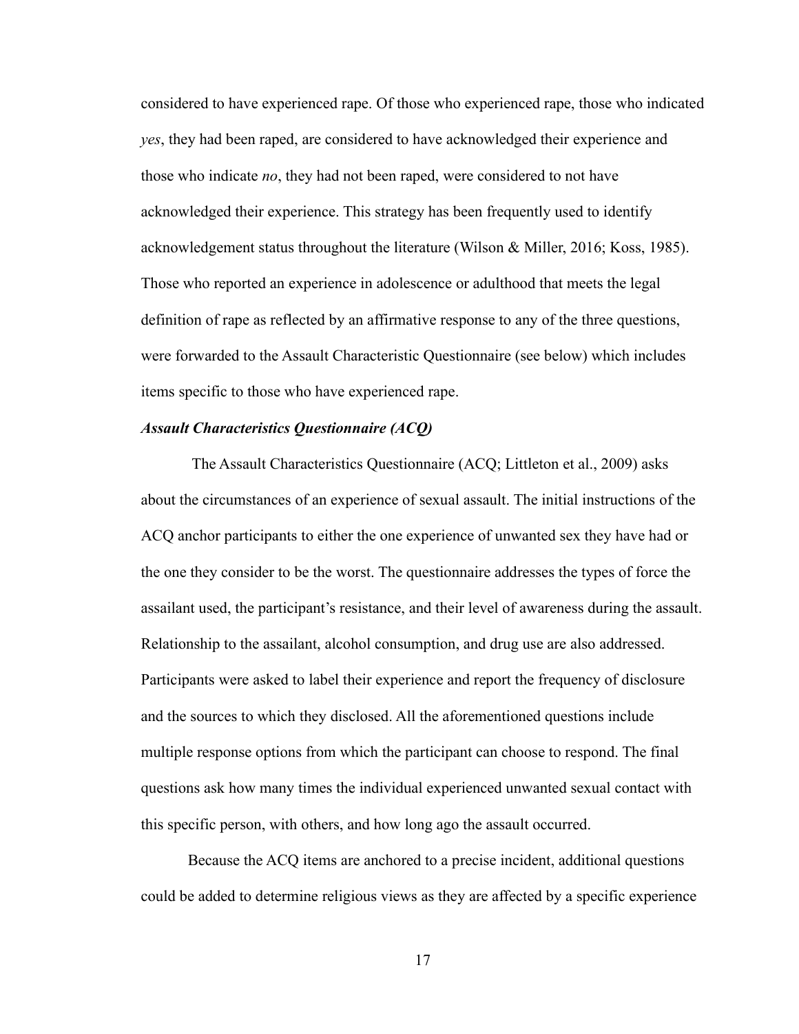considered to have experienced rape. Of those who experienced rape, those who indicated *yes*, they had been raped, are considered to have acknowledged their experience and those who indicate *no*, they had not been raped, were considered to not have acknowledged their experience. This strategy has been frequently used to identify acknowledgement status throughout the literature (Wilson & Miller, 2016; Koss, 1985). Those who reported an experience in adolescence or adulthood that meets the legal definition of rape as reflected by an affirmative response to any of the three questions, were forwarded to the Assault Characteristic Questionnaire (see below) which includes items specific to those who have experienced rape.

### ***Assault Characteristics Questionnaire (ACQ)***

The Assault Characteristics Questionnaire (ACQ; Littleton et al., 2009) asks about the circumstances of an experience of sexual assault. The initial instructions of the ACQ anchor participants to either the one experience of unwanted sex they have had or the one they consider to be the worst. The questionnaire addresses the types of force the assailant used, the participant's resistance, and their level of awareness during the assault. Relationship to the assailant, alcohol consumption, and drug use are also addressed. Participants were asked to label their experience and report the frequency of disclosure and the sources to which they disclosed. All the aforementioned questions include multiple response options from which the participant can choose to respond. The final questions ask how many times the individual experienced unwanted sexual contact with this specific person, with others, and how long ago the assault occurred.

Because the ACQ items are anchored to a precise incident, additional questions could be added to determine religious views as they are affected by a specific experience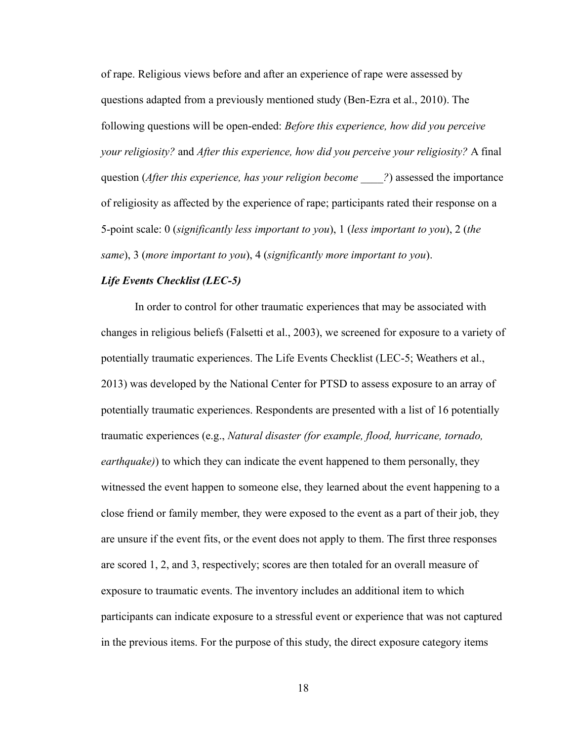of rape. Religious views before and after an experience of rape were assessed by questions adapted from a previously mentioned study (Ben-Ezra et al., 2010). The following questions will be open-ended: *Before this experience, how did you perceive your religiosity?* and *After this experience, how did you perceive your religiosity?* A final question (*After this experience, has your religion become ____?*) assessed the importance of religiosity as affected by the experience of rape; participants rated their response on a 5-point scale: 0 (*significantly less important to you*), 1 (*less important to you*), 2 (*the same*), 3 (*more important to you*), 4 (*significantly more important to you*).

### ***Life Events Checklist (LEC-5)***

In order to control for other traumatic experiences that may be associated with changes in religious beliefs (Falsetti et al., 2003), we screened for exposure to a variety of potentially traumatic experiences. The Life Events Checklist (LEC-5; Weathers et al., 2013) was developed by the National Center for PTSD to assess exposure to an array of potentially traumatic experiences. Respondents are presented with a list of 16 potentially traumatic experiences (e.g., *Natural disaster (for example, flood, hurricane, tornado, earthquake)*) to which they can indicate the event happened to them personally, they witnessed the event happen to someone else, they learned about the event happening to a close friend or family member, they were exposed to the event as a part of their job, they are unsure if the event fits, or the event does not apply to them. The first three responses are scored 1, 2, and 3, respectively; scores are then totaled for an overall measure of exposure to traumatic events. The inventory includes an additional item to which participants can indicate exposure to a stressful event or experience that was not captured in the previous items. For the purpose of this study, the direct exposure category items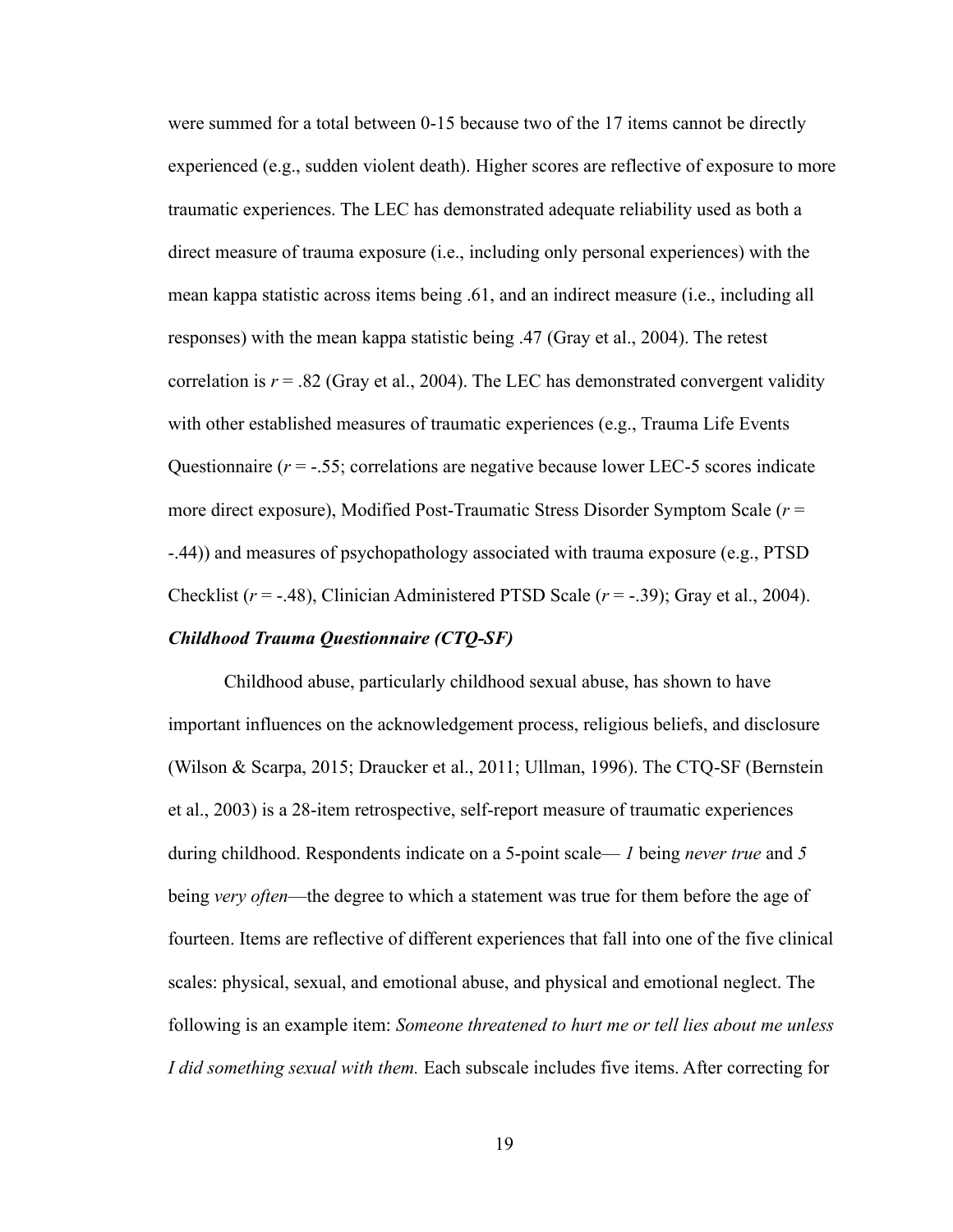were summed for a total between 0-15 because two of the 17 items cannot be directly experienced (e.g., sudden violent death). Higher scores are reflective of exposure to more traumatic experiences. The LEC has demonstrated adequate reliability used as both a direct measure of trauma exposure (i.e., including only personal experiences) with the mean kappa statistic across items being .61, and an indirect measure (i.e., including all responses) with the mean kappa statistic being .47 (Gray et al., 2004). The retest correlation is $r = .82$ (Gray et al., 2004). The LEC has demonstrated convergent validity with other established measures of traumatic experiences (e.g., Trauma Life Events Questionnaire ($r = -.55$; correlations are negative because lower LEC-5 scores indicate more direct exposure), Modified Post-Traumatic Stress Disorder Symptom Scale ($r = -.44$)) and measures of psychopathology associated with trauma exposure (e.g., PTSD Checklist ($r = -.48$), Clinician Administered PTSD Scale ($r = -.39$); Gray et al., 2004).

### ***Childhood Trauma Questionnaire (CTQ-SF)***

Childhood abuse, particularly childhood sexual abuse, has shown to have important influences on the acknowledgement process, religious beliefs, and disclosure (Wilson & Scarpa, 2015; Draucker et al., 2011; Ullman, 1996). The CTQ-SF (Bernstein et al., 2003) is a 28-item retrospective, self-report measure of traumatic experiences during childhood. Respondents indicate on a 5-point scale— *1* being *never true* and *5* being *very often*—the degree to which a statement was true for them before the age of fourteen. Items are reflective of different experiences that fall into one of the five clinical scales: physical, sexual, and emotional abuse, and physical and emotional neglect. The following is an example item: *Someone threatened to hurt me or tell lies about me unless I did something sexual with them.* Each subscale includes five items. After correcting for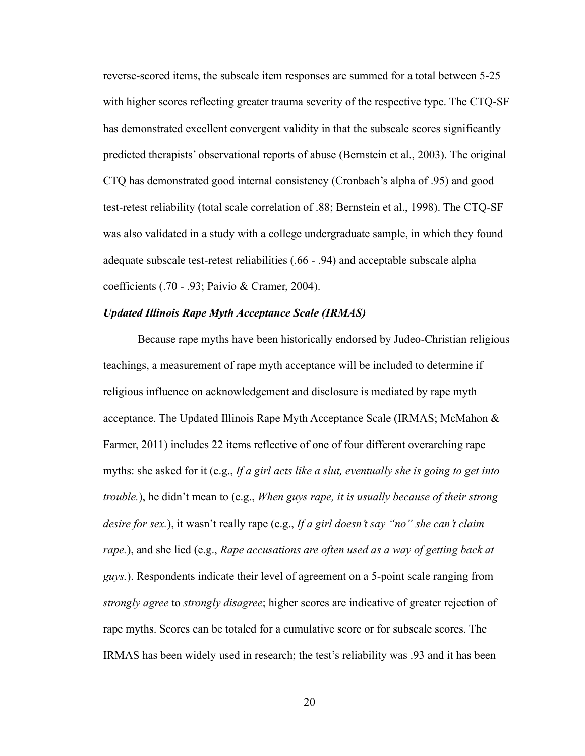reverse-scored items, the subscale item responses are summed for a total between 5-25 with higher scores reflecting greater trauma severity of the respective type. The CTQ-SF has demonstrated excellent convergent validity in that the subscale scores significantly predicted therapists' observational reports of abuse (Bernstein et al., 2003). The original CTQ has demonstrated good internal consistency (Cronbach's alpha of .95) and good test-retest reliability (total scale correlation of .88; Bernstein et al., 1998). The CTQ-SF was also validated in a study with a college undergraduate sample, in which they found adequate subscale test-retest reliabilities (.66 - .94) and acceptable subscale alpha coefficients (.70 - .93; Paivio & Cramer, 2004).

### *Updated Illinois Rape Myth Acceptance Scale (IRMAS)*

Because rape myths have been historically endorsed by Judeo-Christian religious teachings, a measurement of rape myth acceptance will be included to determine if religious influence on acknowledgement and disclosure is mediated by rape myth acceptance. The Updated Illinois Rape Myth Acceptance Scale (IRMAS; McMahon & Farmer, 2011) includes 22 items reflective of one of four different overarching rape myths: she asked for it (e.g., *If a girl acts like a slut, eventually she is going to get into trouble.*), he didn't mean to (e.g., *When guys rape, it is usually because of their strong desire for sex.*), it wasn't really rape (e.g., *If a girl doesn't say "no" she can't claim rape.*), and she lied (e.g., *Rape accusations are often used as a way of getting back at guys.*). Respondents indicate their level of agreement on a 5-point scale ranging from *strongly agree* to *strongly disagree*; higher scores are indicative of greater rejection of rape myths. Scores can be totaled for a cumulative score or for subscale scores. The IRMAS has been widely used in research; the test's reliability was .93 and it has been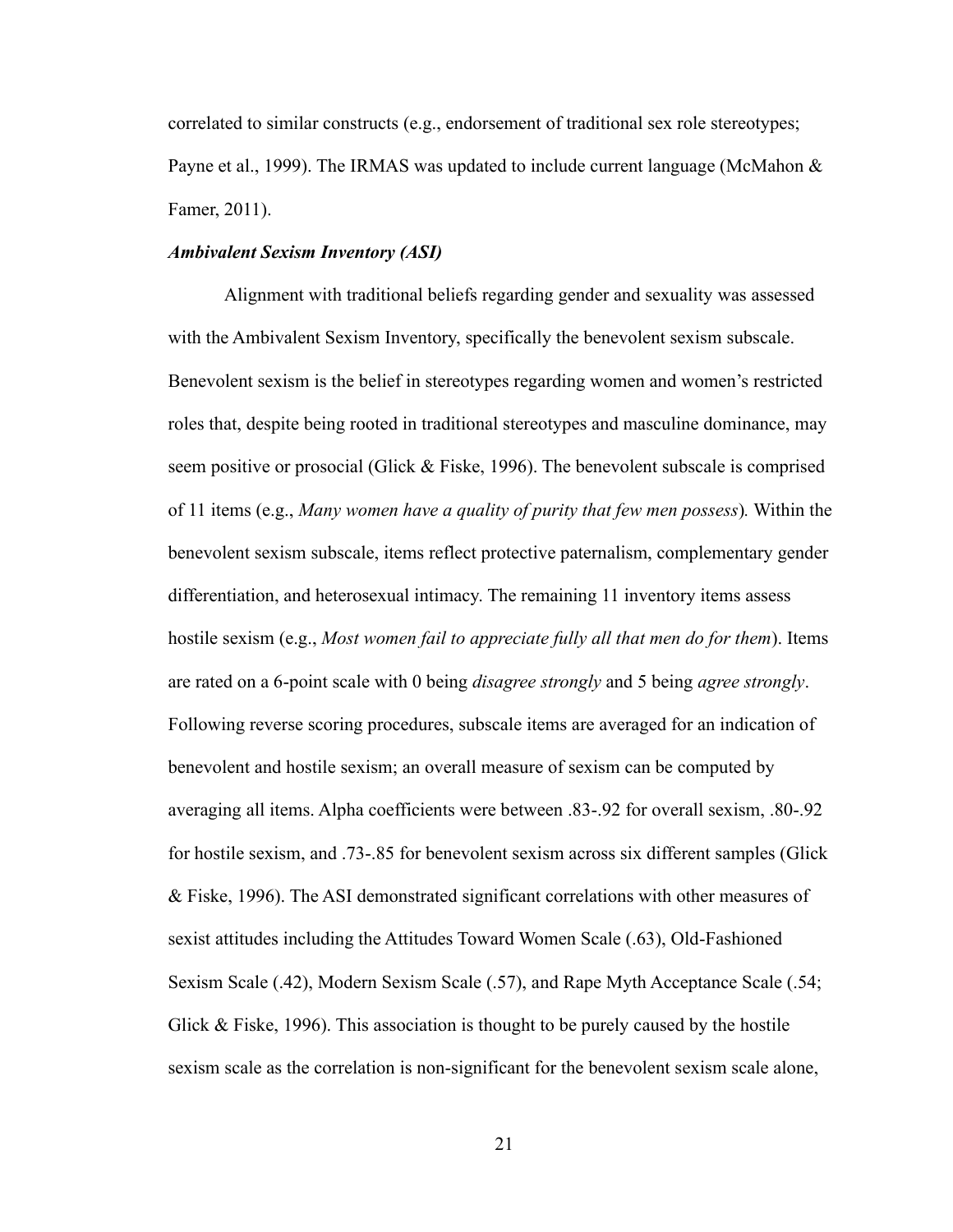correlated to similar constructs (e.g., endorsement of traditional sex role stereotypes; Payne et al., 1999). The IRMAS was updated to include current language (McMahon & Famer, 2011).

***Ambivalent Sexism Inventory (ASI)***

Alignment with traditional beliefs regarding gender and sexuality was assessed with the Ambivalent Sexism Inventory, specifically the benevolent sexism subscale. Benevolent sexism is the belief in stereotypes regarding women and women's restricted roles that, despite being rooted in traditional stereotypes and masculine dominance, may seem positive or prosocial (Glick & Fiske, 1996). The benevolent subscale is comprised of 11 items (e.g., *Many women have a quality of purity that few men possess*). Within the benevolent sexism subscale, items reflect protective paternalism, complementary gender differentiation, and heterosexual intimacy. The remaining 11 inventory items assess hostile sexism (e.g., *Most women fail to appreciate fully all that men do for them*). Items are rated on a 6-point scale with 0 being *disagree strongly* and 5 being *agree strongly*. Following reverse scoring procedures, subscale items are averaged for an indication of benevolent and hostile sexism; an overall measure of sexism can be computed by averaging all items. Alpha coefficients were between .83-.92 for overall sexism, .80-.92 for hostile sexism, and .73-.85 for benevolent sexism across six different samples (Glick & Fiske, 1996). The ASI demonstrated significant correlations with other measures of sexist attitudes including the Attitudes Toward Women Scale (.63), Old-Fashioned Sexism Scale (.42), Modern Sexism Scale (.57), and Rape Myth Acceptance Scale (.54; Glick & Fiske, 1996). This association is thought to be purely caused by the hostile sexism scale as the correlation is non-significant for the benevolent sexism scale alone,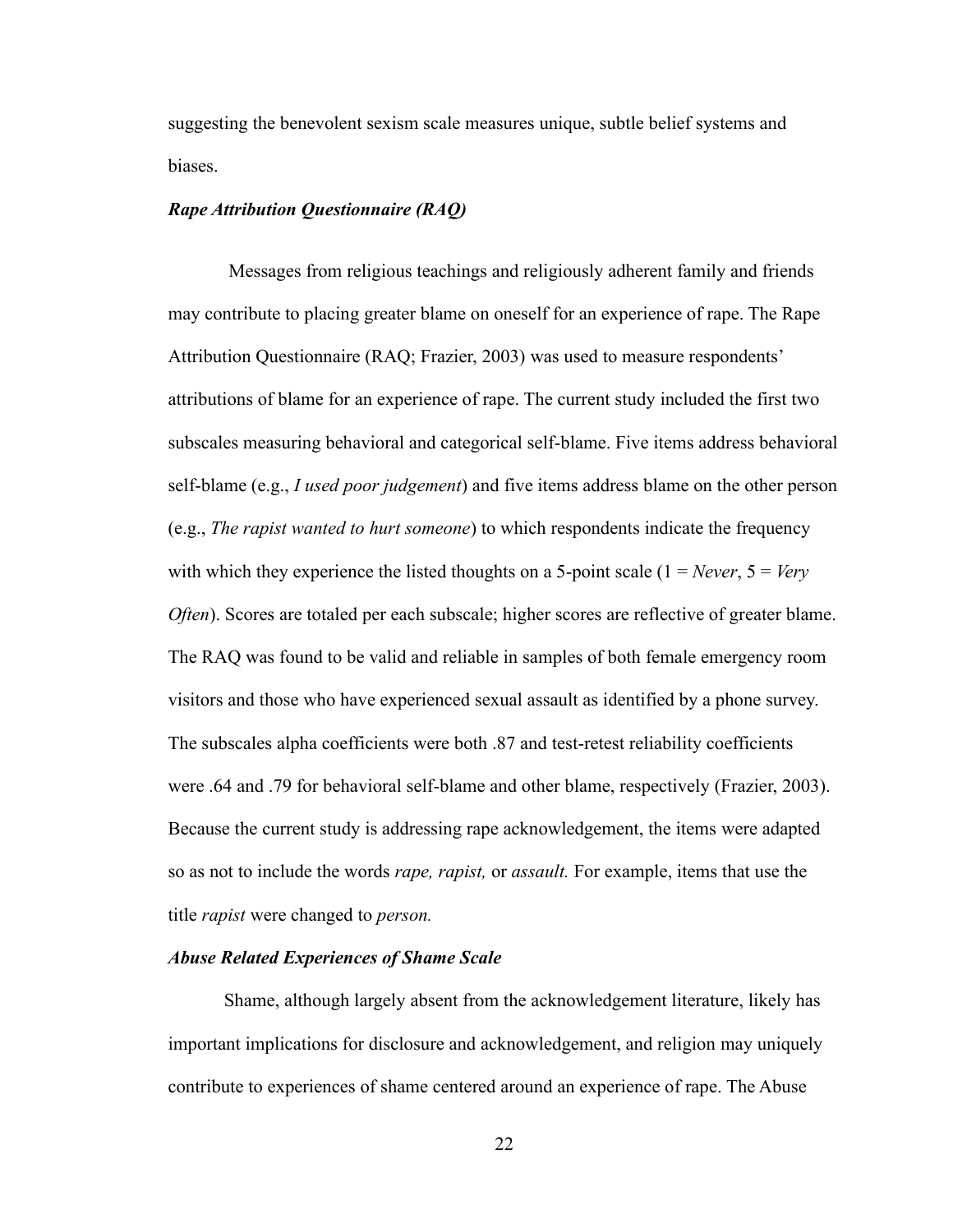suggesting the benevolent sexism scale measures unique, subtle belief systems and biases.

### ***Rape Attribution Questionnaire (RAQ)***

Messages from religious teachings and religiously adherent family and friends may contribute to placing greater blame on oneself for an experience of rape. The Rape Attribution Questionnaire (RAQ; Frazier, 2003) was used to measure respondents' attributions of blame for an experience of rape. The current study included the first two subscales measuring behavioral and categorical self-blame. Five items address behavioral self-blame (e.g., *I used poor judgement*) and five items address blame on the other person (e.g., *The rapist wanted to hurt someone*) to which respondents indicate the frequency with which they experience the listed thoughts on a 5-point scale (1 = *Never*, 5 = *Very Often*). Scores are totaled per each subscale; higher scores are reflective of greater blame. The RAQ was found to be valid and reliable in samples of both female emergency room visitors and those who have experienced sexual assault as identified by a phone survey. The subscales alpha coefficients were both .87 and test-retest reliability coefficients were .64 and .79 for behavioral self-blame and other blame, respectively (Frazier, 2003). Because the current study is addressing rape acknowledgement, the items were adapted so as not to include the words *rape, rapist,* or *assault.* For example, items that use the title *rapist* were changed to *person.*

### ***Abuse Related Experiences of Shame Scale***

Shame, although largely absent from the acknowledgement literature, likely has important implications for disclosure and acknowledgement, and religion may uniquely contribute to experiences of shame centered around an experience of rape. The Abuse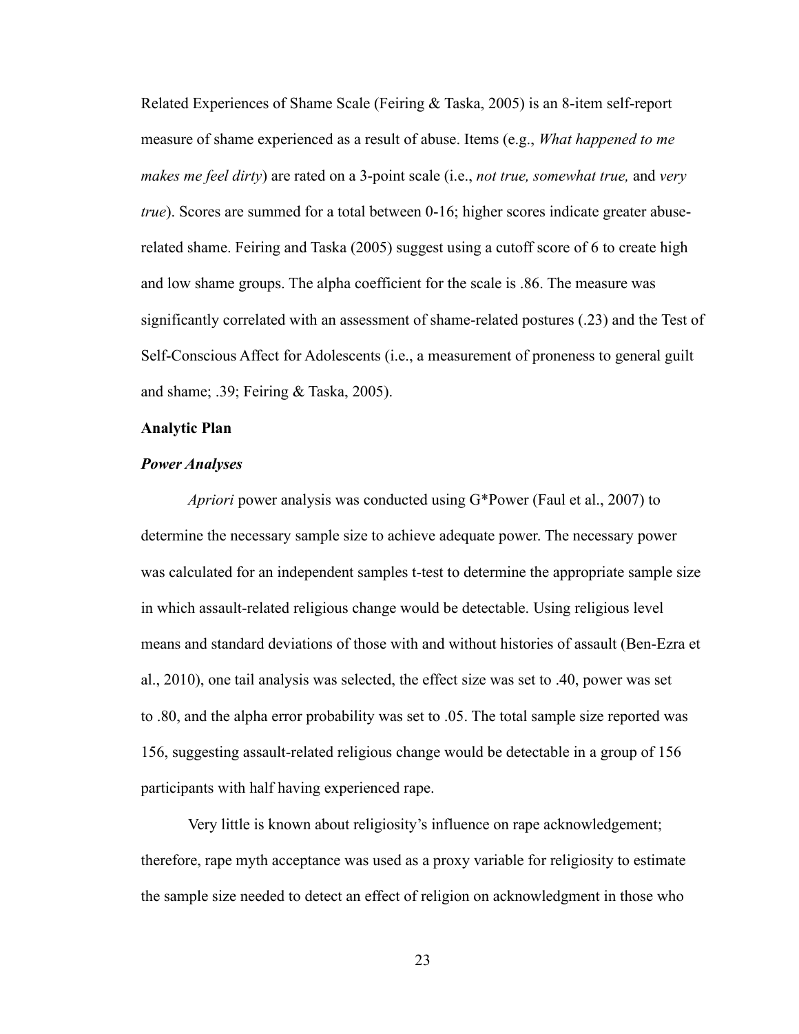Related Experiences of Shame Scale (Feiring & Taska, 2005) is an 8-item self-report measure of shame experienced as a result of abuse. Items (e.g., *What happened to me makes me feel dirty*) are rated on a 3-point scale (i.e., *not true, somewhat true,* and *very true*). Scores are summed for a total between 0-16; higher scores indicate greater abuse-related shame. Feiring and Taska (2005) suggest using a cutoff score of 6 to create high and low shame groups. The alpha coefficient for the scale is .86. The measure was significantly correlated with an assessment of shame-related postures (.23) and the Test of Self-Conscious Affect for Adolescents (i.e., a measurement of proneness to general guilt and shame; .39; Feiring & Taska, 2005).

**Analytic Plan**

***Power Analyses***

*Apriori* power analysis was conducted using G*Power (Faul et al., 2007) to determine the necessary sample size to achieve adequate power. The necessary power was calculated for an independent samples t-test to determine the appropriate sample size in which assault-related religious change would be detectable. Using religious level means and standard deviations of those with and without histories of assault (Ben-Ezra et al., 2010), one tail analysis was selected, the effect size was set to .40, power was set to .80, and the alpha error probability was set to .05. The total sample size reported was 156, suggesting assault-related religious change would be detectable in a group of 156 participants with half having experienced rape.

Very little is known about religiosity's influence on rape acknowledgement; therefore, rape myth acceptance was used as a proxy variable for religiosity to estimate the sample size needed to detect an effect of religion on acknowledgment in those who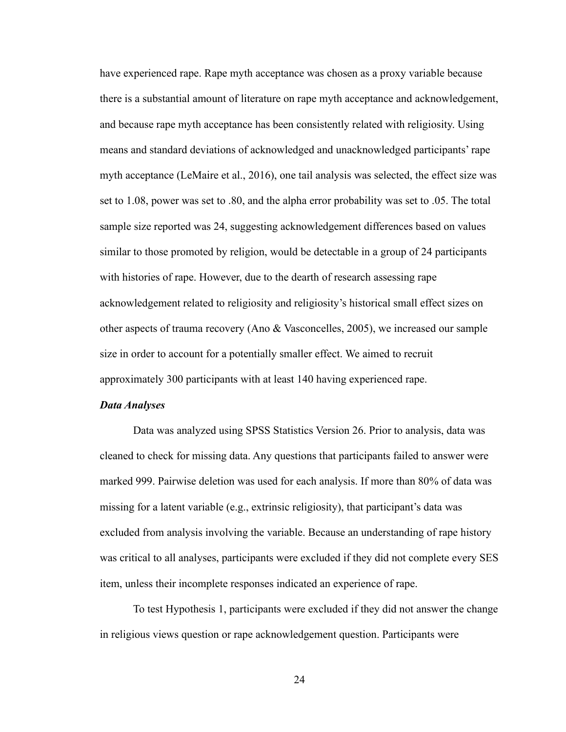have experienced rape. Rape myth acceptance was chosen as a proxy variable because there is a substantial amount of literature on rape myth acceptance and acknowledgement, and because rape myth acceptance has been consistently related with religiosity. Using means and standard deviations of acknowledged and unacknowledged participants' rape myth acceptance (LeMaire et al., 2016), one tail analysis was selected, the effect size was set to 1.08, power was set to .80, and the alpha error probability was set to .05. The total sample size reported was 24, suggesting acknowledgement differences based on values similar to those promoted by religion, would be detectable in a group of 24 participants with histories of rape. However, due to the dearth of research assessing rape acknowledgement related to religiosity and religiosity's historical small effect sizes on other aspects of trauma recovery (Ano & Vasconcelles, 2005), we increased our sample size in order to account for a potentially smaller effect. We aimed to recruit approximately 300 participants with at least 140 having experienced rape.

***Data Analyses***

Data was analyzed using SPSS Statistics Version 26. Prior to analysis, data was cleaned to check for missing data. Any questions that participants failed to answer were marked 999. Pairwise deletion was used for each analysis. If more than 80% of data was missing for a latent variable (e.g., extrinsic religiosity), that participant's data was excluded from analysis involving the variable. Because an understanding of rape history was critical to all analyses, participants were excluded if they did not complete every SES item, unless their incomplete responses indicated an experience of rape.

To test Hypothesis 1, participants were excluded if they did not answer the change in religious views question or rape acknowledgement question. Participants were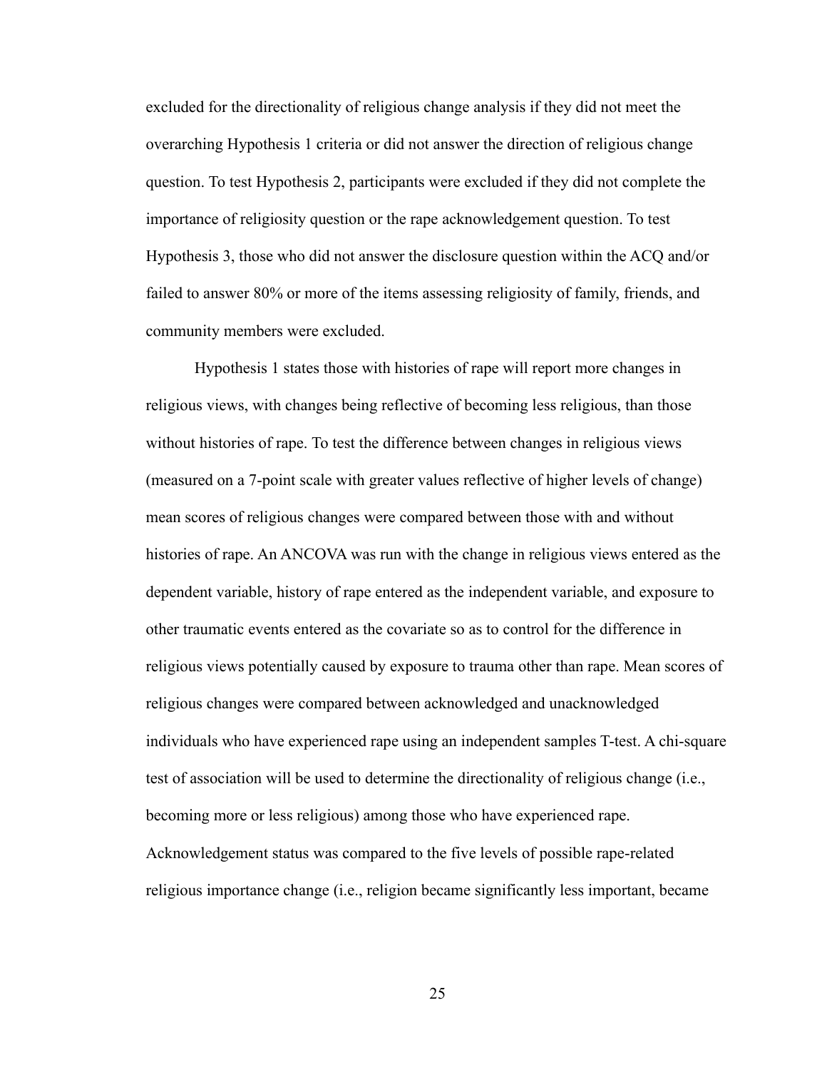excluded for the directionality of religious change analysis if they did not meet the overarching Hypothesis 1 criteria or did not answer the direction of religious change question. To test Hypothesis 2, participants were excluded if they did not complete the importance of religiosity question or the rape acknowledgement question. To test Hypothesis 3, those who did not answer the disclosure question within the ACQ and/or failed to answer 80% or more of the items assessing religiosity of family, friends, and community members were excluded.

Hypothesis 1 states those with histories of rape will report more changes in religious views, with changes being reflective of becoming less religious, than those without histories of rape. To test the difference between changes in religious views (measured on a 7-point scale with greater values reflective of higher levels of change) mean scores of religious changes were compared between those with and without histories of rape. An ANCOVA was run with the change in religious views entered as the dependent variable, history of rape entered as the independent variable, and exposure to other traumatic events entered as the covariate so as to control for the difference in religious views potentially caused by exposure to trauma other than rape. Mean scores of religious changes were compared between acknowledged and unacknowledged individuals who have experienced rape using an independent samples T-test. A chi-square test of association will be used to determine the directionality of religious change (i.e., becoming more or less religious) among those who have experienced rape. Acknowledgement status was compared to the five levels of possible rape-related religious importance change (i.e., religion became significantly less important, became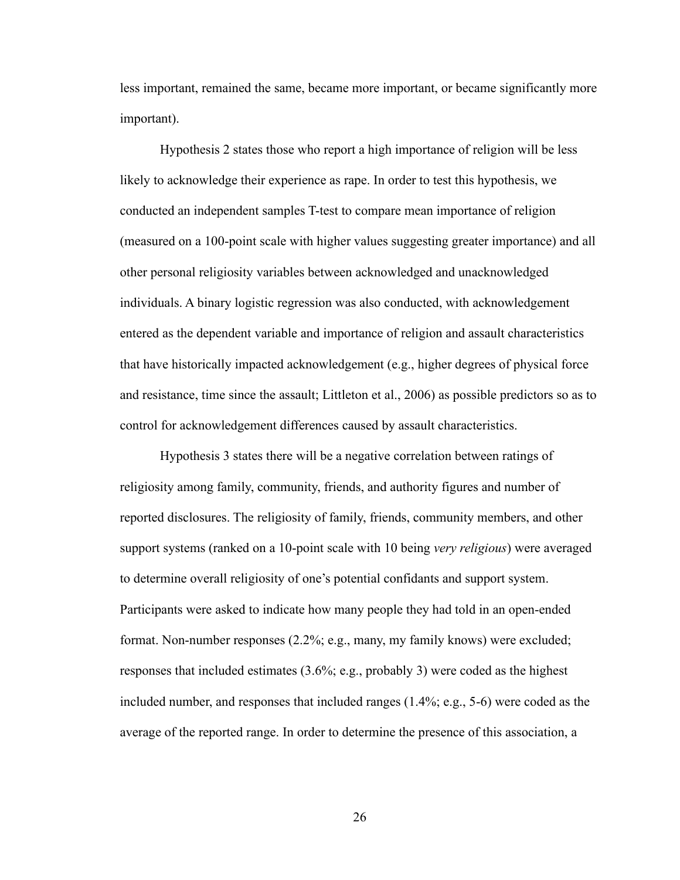less important, remained the same, became more important, or became significantly more important).

Hypothesis 2 states those who report a high importance of religion will be less likely to acknowledge their experience as rape. In order to test this hypothesis, we conducted an independent samples T-test to compare mean importance of religion (measured on a 100-point scale with higher values suggesting greater importance) and all other personal religiosity variables between acknowledged and unacknowledged individuals. A binary logistic regression was also conducted, with acknowledgement entered as the dependent variable and importance of religion and assault characteristics that have historically impacted acknowledgement (e.g., higher degrees of physical force and resistance, time since the assault; Littleton et al., 2006) as possible predictors so as to control for acknowledgement differences caused by assault characteristics.

Hypothesis 3 states there will be a negative correlation between ratings of religiosity among family, community, friends, and authority figures and number of reported disclosures. The religiosity of family, friends, community members, and other support systems (ranked on a 10-point scale with 10 being *very religious*) were averaged to determine overall religiosity of one's potential confidants and support system. Participants were asked to indicate how many people they had told in an open-ended format. Non-number responses (2.2%; e.g., many, my family knows) were excluded; responses that included estimates (3.6%; e.g., probably 3) were coded as the highest included number, and responses that included ranges (1.4%; e.g., 5-6) were coded as the average of the reported range. In order to determine the presence of this association, a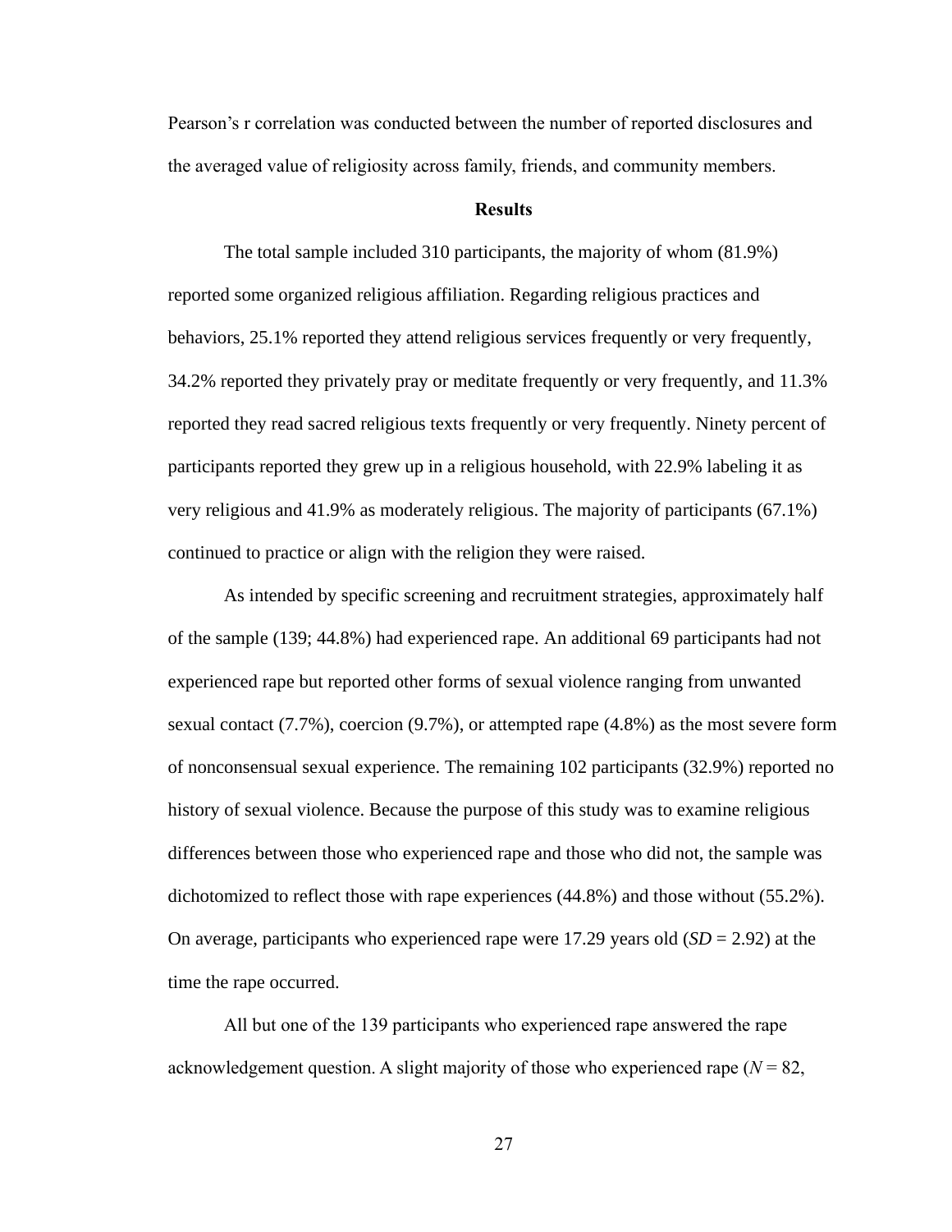Pearson's r correlation was conducted between the number of reported disclosures and the averaged value of religiosity across family, friends, and community members.

## Results

The total sample included 310 participants, the majority of whom (81.9%) reported some organized religious affiliation. Regarding religious practices and behaviors, 25.1% reported they attend religious services frequently or very frequently, 34.2% reported they privately pray or meditate frequently or very frequently, and 11.3% reported they read sacred religious texts frequently or very frequently. Ninety percent of participants reported they grew up in a religious household, with 22.9% labeling it as very religious and 41.9% as moderately religious. The majority of participants (67.1%) continued to practice or align with the religion they were raised.

As intended by specific screening and recruitment strategies, approximately half of the sample (139; 44.8%) had experienced rape. An additional 69 participants had not experienced rape but reported other forms of sexual violence ranging from unwanted sexual contact (7.7%), coercion (9.7%), or attempted rape (4.8%) as the most severe form of nonconsensual sexual experience. The remaining 102 participants (32.9%) reported no history of sexual violence. Because the purpose of this study was to examine religious differences between those who experienced rape and those who did not, the sample was dichotomized to reflect those with rape experiences (44.8%) and those without (55.2%). On average, participants who experienced rape were 17.29 years old (*SD* = 2.92) at the time the rape occurred.

All but one of the 139 participants who experienced rape answered the rape acknowledgement question. A slight majority of those who experienced rape (*N* = 82,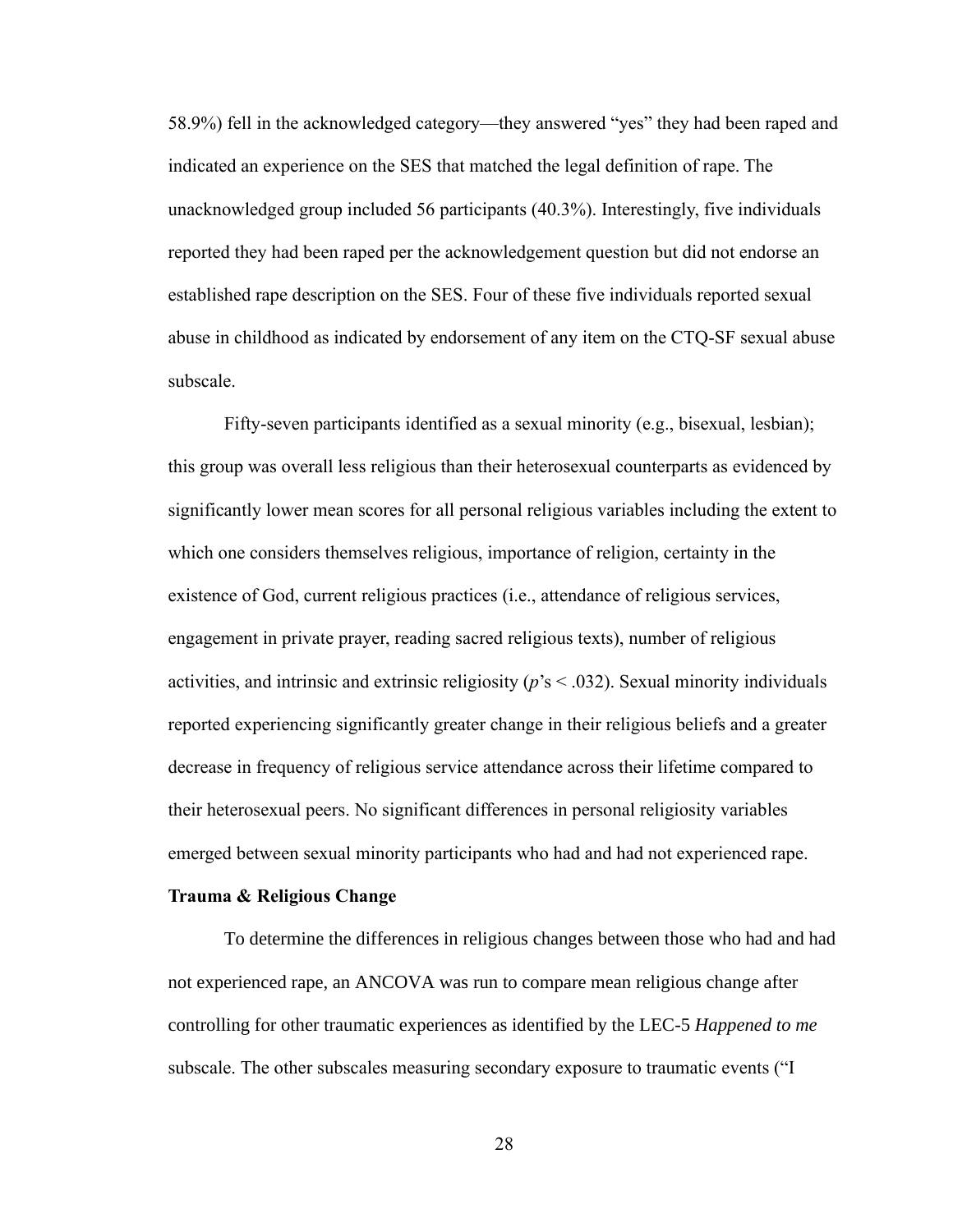58.9%) fell in the acknowledged category—they answered “yes” they had been raped and indicated an experience on the SES that matched the legal definition of rape. The unacknowledged group included 56 participants (40.3%). Interestingly, five individuals reported they had been raped per the acknowledgement question but did not endorse an established rape description on the SES. Four of these five individuals reported sexual abuse in childhood as indicated by endorsement of any item on the CTQ-SF sexual abuse subscale.

Fifty-seven participants identified as a sexual minority (e.g., bisexual, lesbian); this group was overall less religious than their heterosexual counterparts as evidenced by significantly lower mean scores for all personal religious variables including the extent to which one considers themselves religious, importance of religion, certainty in the existence of God, current religious practices (i.e., attendance of religious services, engagement in private prayer, reading sacred religious texts), number of religious activities, and intrinsic and extrinsic religiosity ($p$’s $< .032$). Sexual minority individuals reported experiencing significantly greater change in their religious beliefs and a greater decrease in frequency of religious service attendance across their lifetime compared to their heterosexual peers. No significant differences in personal religiosity variables emerged between sexual minority participants who had and had not experienced rape.

### Trauma & Religious Change

To determine the differences in religious changes between those who had and had not experienced rape, an ANCOVA was run to compare mean religious change after controlling for other traumatic experiences as identified by the LEC-5 *Happened to me* subscale. The other subscales measuring secondary exposure to traumatic events (“I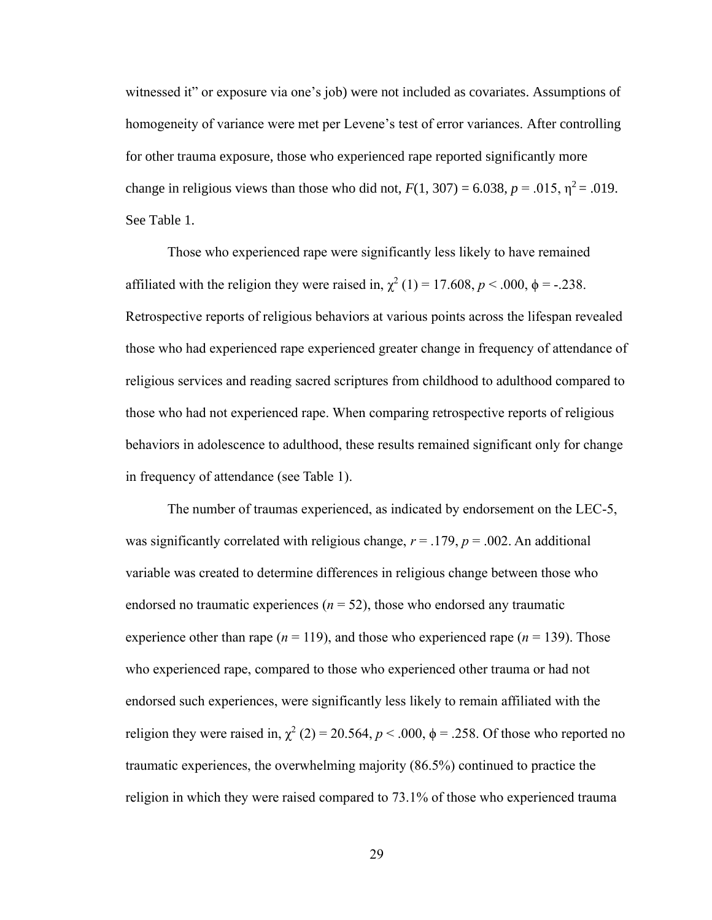witnessed it" or exposure via one's job) were not included as covariates. Assumptions of homogeneity of variance were met per Levene's test of error variances. After controlling for other trauma exposure, those who experienced rape reported significantly more change in religious views than those who did not, $F(1, 307) = 6.038$, $p = .015$, $\eta^2 = .019$. See Table 1.

Those who experienced rape were significantly less likely to have remained affiliated with the religion they were raised in, $\chi^2$ (1) = 17.608, $p < .000$, $\phi = -.238$. Retrospective reports of religious behaviors at various points across the lifespan revealed those who had experienced rape experienced greater change in frequency of attendance of religious services and reading sacred scriptures from childhood to adulthood compared to those who had not experienced rape. When comparing retrospective reports of religious behaviors in adolescence to adulthood, these results remained significant only for change in frequency of attendance (see Table 1).

The number of traumas experienced, as indicated by endorsement on the LEC-5, was significantly correlated with religious change, $r = .179$, $p = .002$. An additional variable was created to determine differences in religious change between those who endorsed no traumatic experiences ($n = 52$), those who endorsed any traumatic experience other than rape ($n = 119$), and those who experienced rape ($n = 139$). Those who experienced rape, compared to those who experienced other trauma or had not endorsed such experiences, were significantly less likely to remain affiliated with the religion they were raised in, $\chi^2$ (2) = 20.564, $p < .000$, $\phi = .258$. Of those who reported no traumatic experiences, the overwhelming majority (86.5%) continued to practice the religion in which they were raised compared to 73.1% of those who experienced trauma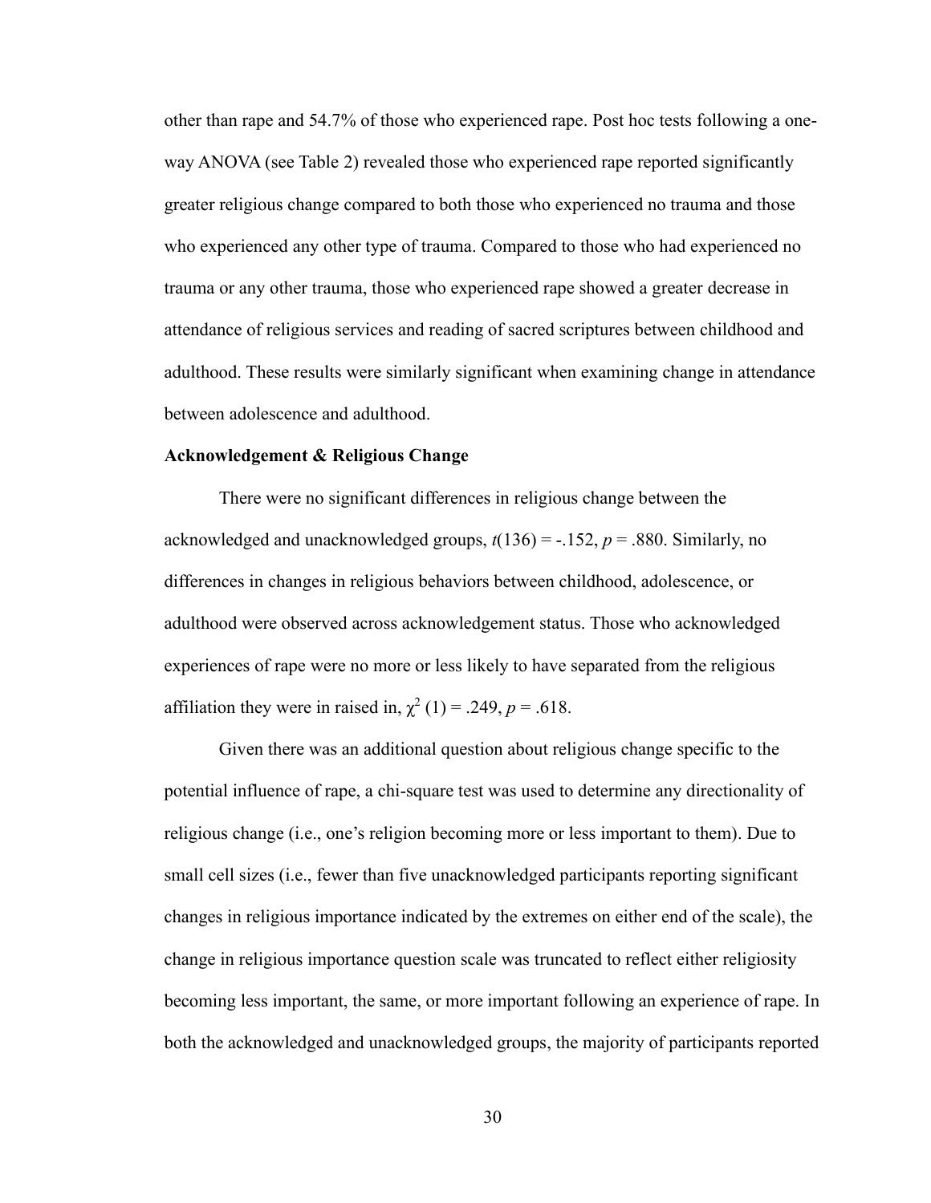other than rape and 54.7% of those who experienced rape. Post hoc tests following a one-way ANOVA (see Table 2) revealed those who experienced rape reported significantly greater religious change compared to both those who experienced no trauma and those who experienced any other type of trauma. Compared to those who had experienced no trauma or any other trauma, those who experienced rape showed a greater decrease in attendance of religious services and reading of sacred scriptures between childhood and adulthood. These results were similarly significant when examining change in attendance between adolescence and adulthood.

**Acknowledgement & Religious Change**

There were no significant differences in religious change between the acknowledged and unacknowledged groups, $t(136) = -.152$, $p = .880$. Similarly, no differences in changes in religious behaviors between childhood, adolescence, or adulthood were observed across acknowledgement status. Those who acknowledged experiences of rape were no more or less likely to have separated from the religious affiliation they were in raised in, $\chi^2$ (1) = .249, $p = .618$.

Given there was an additional question about religious change specific to the potential influence of rape, a chi-square test was used to determine any directionality of religious change (i.e., one's religion becoming more or less important to them). Due to small cell sizes (i.e., fewer than five unacknowledged participants reporting significant changes in religious importance indicated by the extremes on either end of the scale), the change in religious importance question scale was truncated to reflect either religiosity becoming less important, the same, or more important following an experience of rape. In both the acknowledged and unacknowledged groups, the majority of participants reported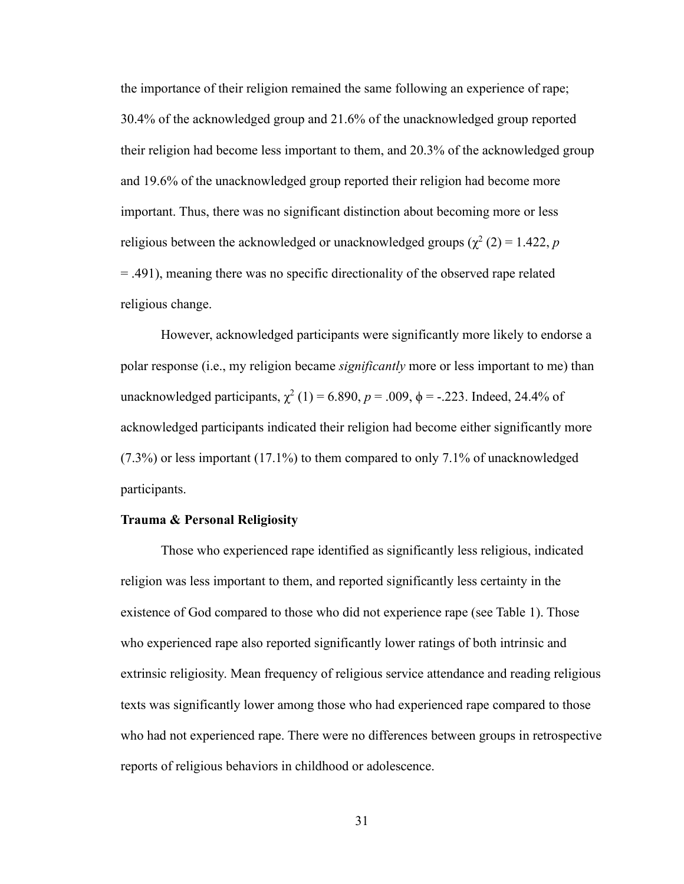the importance of their religion remained the same following an experience of rape; 30.4% of the acknowledged group and 21.6% of the unacknowledged group reported their religion had become less important to them, and 20.3% of the acknowledged group and 19.6% of the unacknowledged group reported their religion had become more important. Thus, there was no significant distinction about becoming more or less religious between the acknowledged or unacknowledged groups ($\chi^2$ (2) = 1.422, $p$ = .491), meaning there was no specific directionality of the observed rape related religious change.

However, acknowledged participants were significantly more likely to endorse a polar response (i.e., my religion became *significantly* more or less important to me) than unacknowledged participants, $\chi^2$ (1) = 6.890, $p$ = .009, $\phi$ = -.223. Indeed, 24.4% of acknowledged participants indicated their religion had become either significantly more (7.3%) or less important (17.1%) to them compared to only 7.1% of unacknowledged participants.

**Trauma & Personal Religiosity**

Those who experienced rape identified as significantly less religious, indicated religion was less important to them, and reported significantly less certainty in the existence of God compared to those who did not experience rape (see Table 1). Those who experienced rape also reported significantly lower ratings of both intrinsic and extrinsic religiosity. Mean frequency of religious service attendance and reading religious texts was significantly lower among those who had experienced rape compared to those who had not experienced rape. There were no differences between groups in retrospective reports of religious behaviors in childhood or adolescence.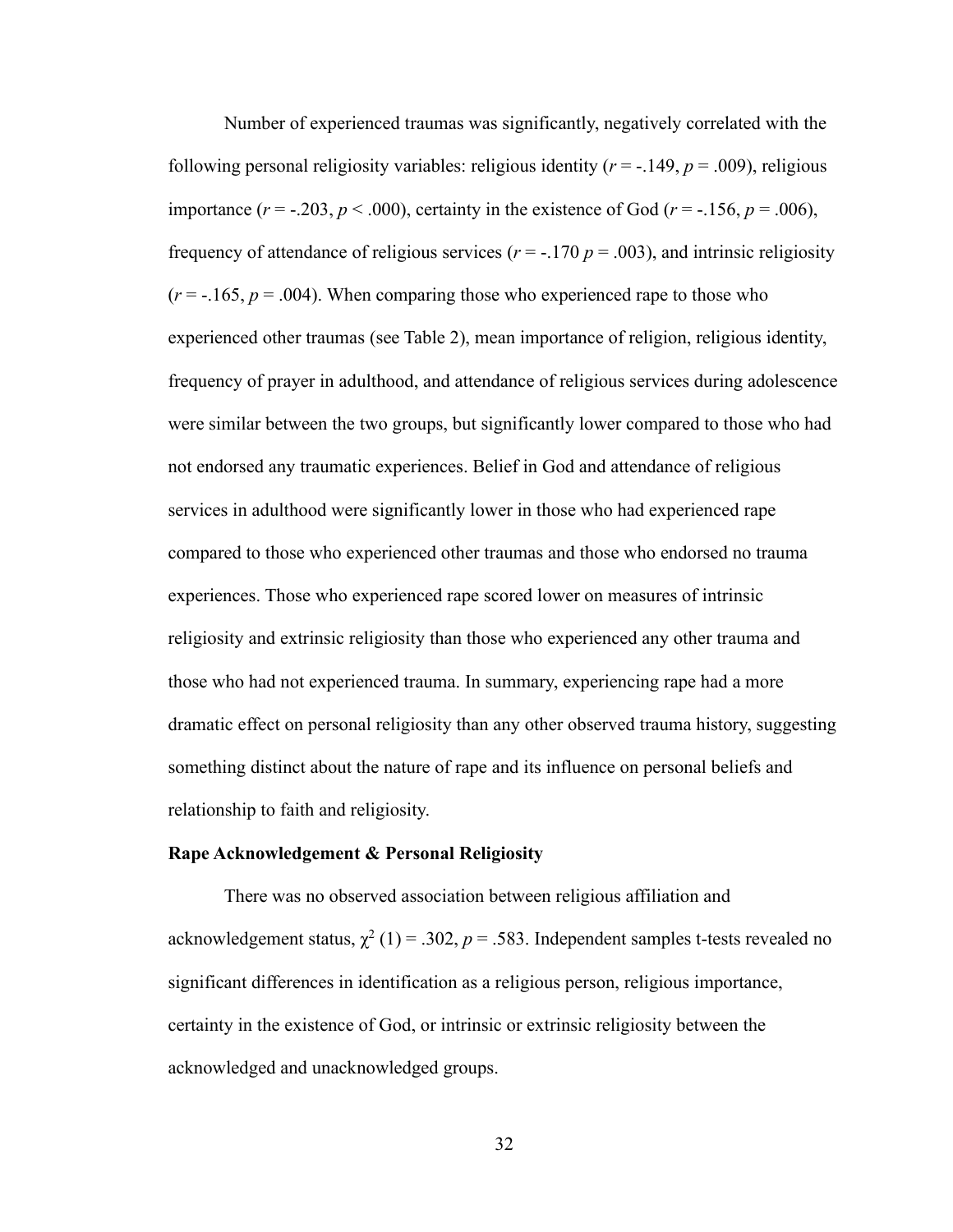Number of experienced traumas was significantly, negatively correlated with the following personal religiosity variables: religious identity ($r = -.149$, $p = .009$), religious importance ($r = -.203$, $p < .000$), certainty in the existence of God ($r = -.156$, $p = .006$), frequency of attendance of religious services ($r = -.170$ $p = .003$), and intrinsic religiosity ($r = -.165$, $p = .004$). When comparing those who experienced rape to those who experienced other traumas (see Table 2), mean importance of religion, religious identity, frequency of prayer in adulthood, and attendance of religious services during adolescence were similar between the two groups, but significantly lower compared to those who had not endorsed any traumatic experiences. Belief in God and attendance of religious services in adulthood were significantly lower in those who had experienced rape compared to those who experienced other traumas and those who endorsed no trauma experiences. Those who experienced rape scored lower on measures of intrinsic religiosity and extrinsic religiosity than those who experienced any other trauma and those who had not experienced trauma. In summary, experiencing rape had a more dramatic effect on personal religiosity than any other observed trauma history, suggesting something distinct about the nature of rape and its influence on personal beliefs and relationship to faith and religiosity.

**Rape Acknowledgement & Personal Religiosity**

There was no observed association between religious affiliation and acknowledgement status, $\chi^2$ (1) = .302, $p = .583$. Independent samples t-tests revealed no significant differences in identification as a religious person, religious importance, certainty in the existence of God, or intrinsic or extrinsic religiosity between the acknowledged and unacknowledged groups.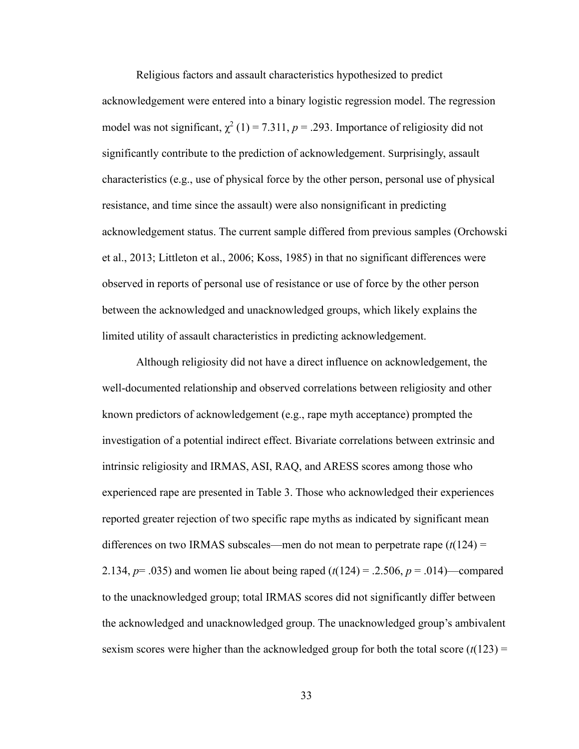Religious factors and assault characteristics hypothesized to predict acknowledgement were entered into a binary logistic regression model. The regression model was not significant, $\chi^2$ (1) = 7.311, $p$ = .293. Importance of religiosity did not significantly contribute to the prediction of acknowledgement. Surprisingly, assault characteristics (e.g., use of physical force by the other person, personal use of physical resistance, and time since the assault) were also nonsignificant in predicting acknowledgement status. The current sample differed from previous samples (Orchowski et al., 2013; Littleton et al., 2006; Koss, 1985) in that no significant differences were observed in reports of personal use of resistance or use of force by the other person between the acknowledged and unacknowledged groups, which likely explains the limited utility of assault characteristics in predicting acknowledgement.

Although religiosity did not have a direct influence on acknowledgement, the well-documented relationship and observed correlations between religiosity and other known predictors of acknowledgement (e.g., rape myth acceptance) prompted the investigation of a potential indirect effect. Bivariate correlations between extrinsic and intrinsic religiosity and IRMAS, ASI, RAQ, and ARESS scores among those who experienced rape are presented in Table 3. Those who acknowledged their experiences reported greater rejection of two specific rape myths as indicated by significant mean differences on two IRMAS subscales—men do not mean to perpetrate rape ($t$(124) = 2.134, $p$= .035) and women lie about being raped ($t$(124) = .2.506, $p$ = .014)—compared to the unacknowledged group; total IRMAS scores did not significantly differ between the acknowledged and unacknowledged group. The unacknowledged group's ambivalent sexism scores were higher than the acknowledged group for both the total score ($t$(123) =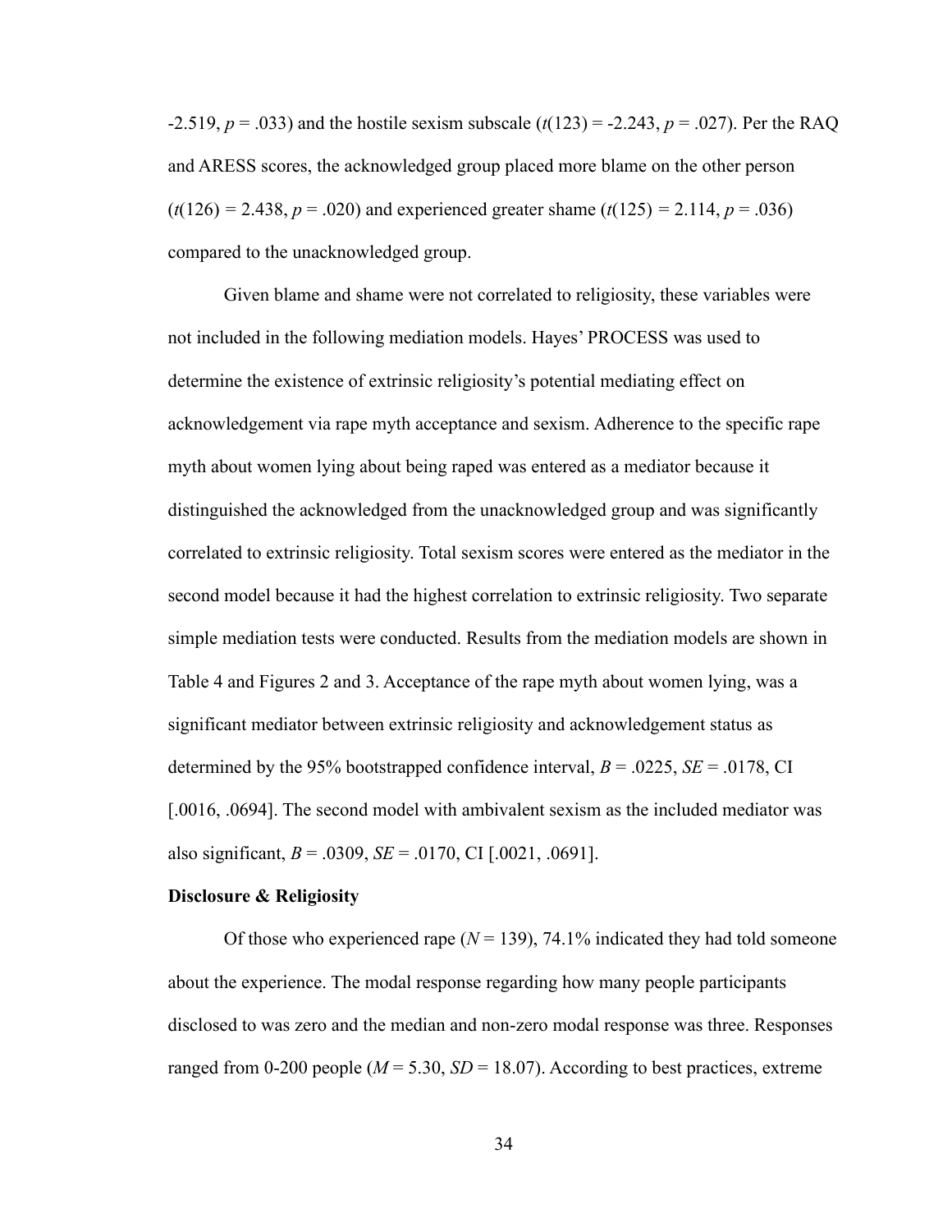-2.519, $p = .033$) and the hostile sexism subscale ($t(123) = -2.243$, $p = .027$). Per the RAQ and ARESS scores, the acknowledged group placed more blame on the other person ($t(126) = 2.438$, $p = .020$) and experienced greater shame ($t(125) = 2.114$, $p = .036$) compared to the unacknowledged group.

Given blame and shame were not correlated to religiosity, these variables were not included in the following mediation models. Hayes' PROCESS was used to determine the existence of extrinsic religiosity's potential mediating effect on acknowledgement via rape myth acceptance and sexism. Adherence to the specific rape myth about women lying about being raped was entered as a mediator because it distinguished the acknowledged from the unacknowledged group and was significantly correlated to extrinsic religiosity. Total sexism scores were entered as the mediator in the second model because it had the highest correlation to extrinsic religiosity. Two separate simple mediation tests were conducted. Results from the mediation models are shown in Table 4 and Figures 2 and 3. Acceptance of the rape myth about women lying, was a significant mediator between extrinsic religiosity and acknowledgement status as determined by the 95% bootstrapped confidence interval, $B = .0225$, $SE = .0178$, CI [.0016, .0694]. The second model with ambivalent sexism as the included mediator was also significant, $B = .0309$, $SE = .0170$, CI [.0021, .0691].

**Disclosure & Religiosity**

Of those who experienced rape ($N = 139$), 74.1% indicated they had told someone about the experience. The modal response regarding how many people participants disclosed to was zero and the median and non-zero modal response was three. Responses ranged from 0-200 people ($M = 5.30$, $SD = 18.07$). According to best practices, extreme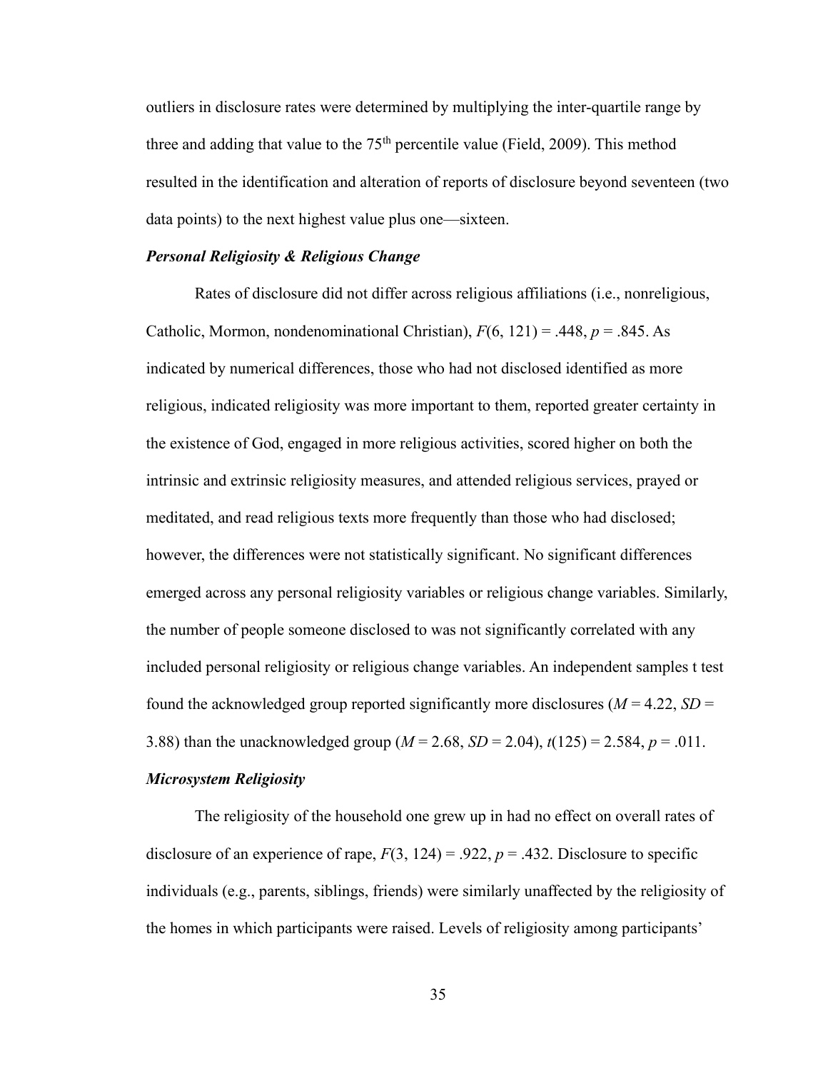outliers in disclosure rates were determined by multiplying the inter-quartile range by three and adding that value to the 75th percentile value (Field, 2009). This method resulted in the identification and alteration of reports of disclosure beyond seventeen (two data points) to the next highest value plus one—sixteen.

### *Personal Religiosity & Religious Change*

Rates of disclosure did not differ across religious affiliations (i.e., nonreligious, Catholic, Mormon, nondenominational Christian), $F(6, 121) = .448$, $p = .845$. As indicated by numerical differences, those who had not disclosed identified as more religious, indicated religiosity was more important to them, reported greater certainty in the existence of God, engaged in more religious activities, scored higher on both the intrinsic and extrinsic religiosity measures, and attended religious services, prayed or meditated, and read religious texts more frequently than those who had disclosed; however, the differences were not statistically significant. No significant differences emerged across any personal religiosity variables or religious change variables. Similarly, the number of people someone disclosed to was not significantly correlated with any included personal religiosity or religious change variables. An independent samples t test found the acknowledged group reported significantly more disclosures ($M = 4.22$, $SD = 3.88$) than the unacknowledged group ($M = 2.68$, $SD = 2.04$), $t(125) = 2.584$, $p = .011$.

### *Microsystem Religiosity*

The religiosity of the household one grew up in had no effect on overall rates of disclosure of an experience of rape, $F(3, 124) = .922$, $p = .432$. Disclosure to specific individuals (e.g., parents, siblings, friends) were similarly unaffected by the religiosity of the homes in which participants were raised. Levels of religiosity among participants'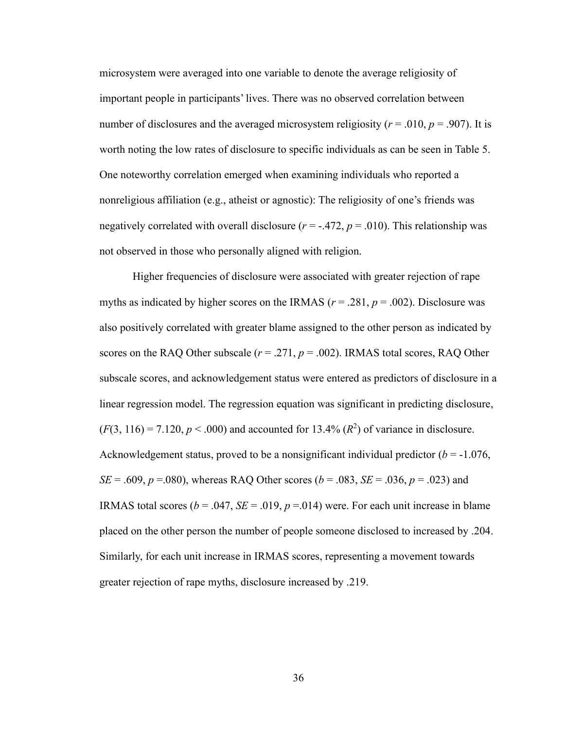microsystem were averaged into one variable to denote the average religiosity of important people in participants' lives. There was no observed correlation between number of disclosures and the averaged microsystem religiosity ($r = .010$, $p = .907$). It is worth noting the low rates of disclosure to specific individuals as can be seen in Table 5. One noteworthy correlation emerged when examining individuals who reported a nonreligious affiliation (e.g., atheist or agnostic): The religiosity of one's friends was negatively correlated with overall disclosure ($r = -.472$, $p = .010$). This relationship was not observed in those who personally aligned with religion.

Higher frequencies of disclosure were associated with greater rejection of rape myths as indicated by higher scores on the IRMAS ($r = .281$, $p = .002$). Disclosure was also positively correlated with greater blame assigned to the other person as indicated by scores on the RAQ Other subscale ($r = .271$, $p = .002$). IRMAS total scores, RAQ Other subscale scores, and acknowledgement status were entered as predictors of disclosure in a linear regression model. The regression equation was significant in predicting disclosure, ($F(3, 116) = 7.120$, $p < .000$) and accounted for 13.4% ($R^2$) of variance in disclosure. Acknowledgement status, proved to be a nonsignificant individual predictor ($b = -1.076$, $SE = .609$, $p =.080$), whereas RAQ Other scores ($b = .083$, $SE = .036$, $p = .023$) and IRMAS total scores ($b = .047$, $SE = .019$, $p =.014$) were. For each unit increase in blame placed on the other person the number of people someone disclosed to increased by .204. Similarly, for each unit increase in IRMAS scores, representing a movement towards greater rejection of rape myths, disclosure increased by .219.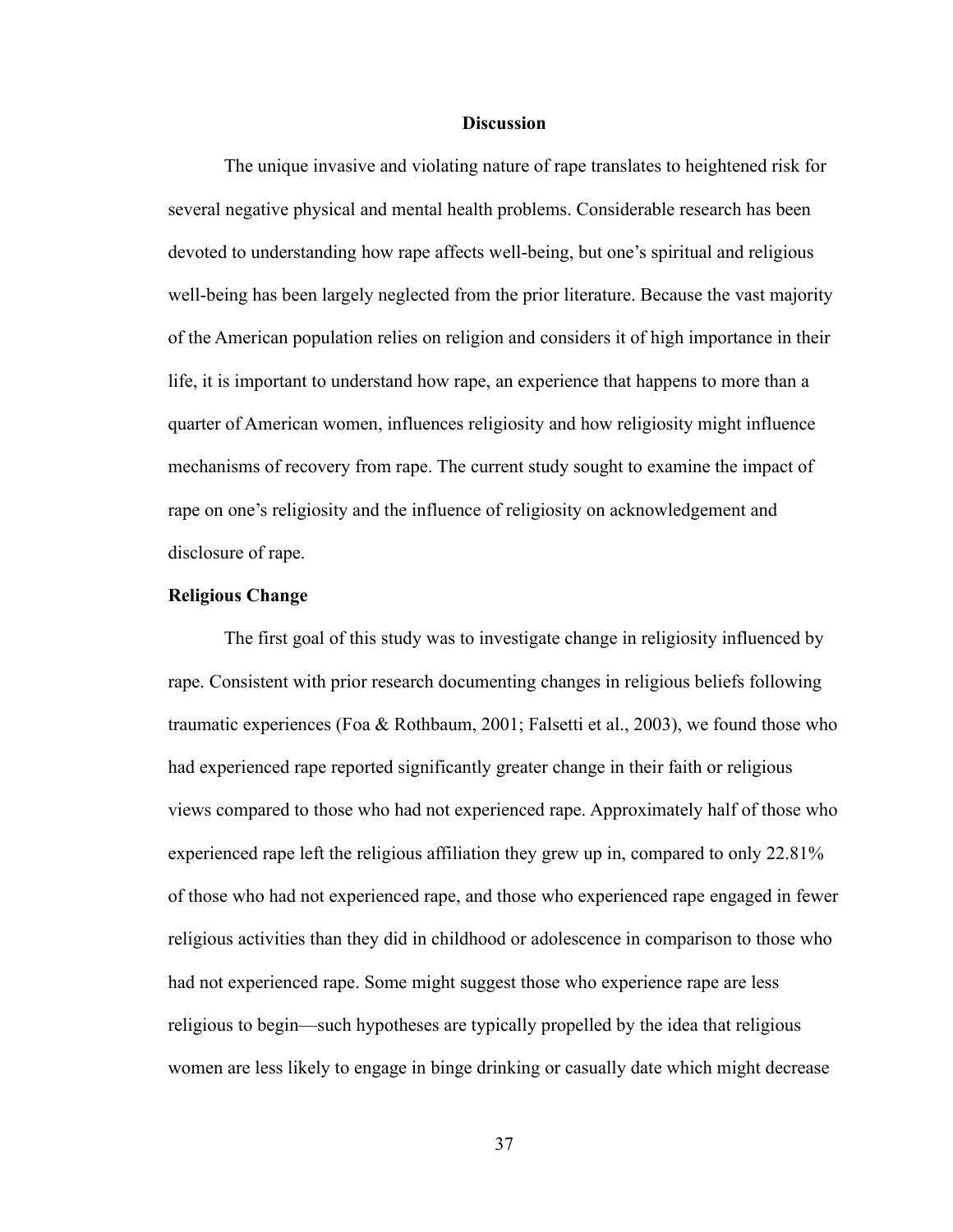## Discussion

The unique invasive and violating nature of rape translates to heightened risk for several negative physical and mental health problems. Considerable research has been devoted to understanding how rape affects well-being, but one's spiritual and religious well-being has been largely neglected from the prior literature. Because the vast majority of the American population relies on religion and considers it of high importance in their life, it is important to understand how rape, an experience that happens to more than a quarter of American women, influences religiosity and how religiosity might influence mechanisms of recovery from rape. The current study sought to examine the impact of rape on one's religiosity and the influence of religiosity on acknowledgement and disclosure of rape.

### Religious Change

The first goal of this study was to investigate change in religiosity influenced by rape. Consistent with prior research documenting changes in religious beliefs following traumatic experiences (Foa & Rothbaum, 2001; Falsetti et al., 2003), we found those who had experienced rape reported significantly greater change in their faith or religious views compared to those who had not experienced rape. Approximately half of those who experienced rape left the religious affiliation they grew up in, compared to only 22.81% of those who had not experienced rape, and those who experienced rape engaged in fewer religious activities than they did in childhood or adolescence in comparison to those who had not experienced rape. Some might suggest those who experience rape are less religious to begin—such hypotheses are typically propelled by the idea that religious women are less likely to engage in binge drinking or casually date which might decrease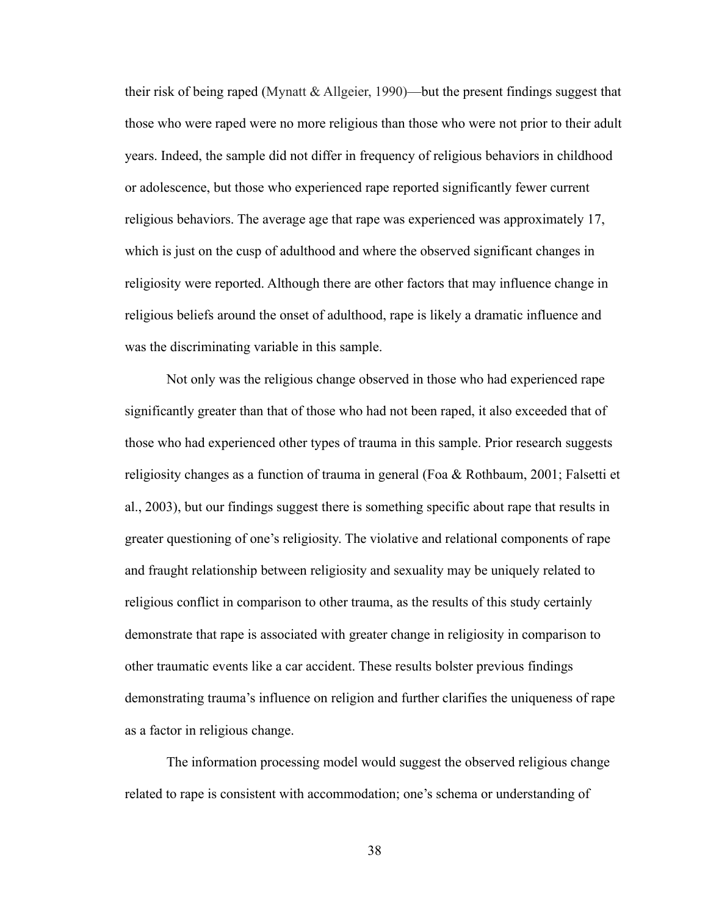their risk of being raped (Mynatt & Allgeier, 1990)—but the present findings suggest that those who were raped were no more religious than those who were not prior to their adult years. Indeed, the sample did not differ in frequency of religious behaviors in childhood or adolescence, but those who experienced rape reported significantly fewer current religious behaviors. The average age that rape was experienced was approximately 17, which is just on the cusp of adulthood and where the observed significant changes in religiosity were reported. Although there are other factors that may influence change in religious beliefs around the onset of adulthood, rape is likely a dramatic influence and was the discriminating variable in this sample.

Not only was the religious change observed in those who had experienced rape significantly greater than that of those who had not been raped, it also exceeded that of those who had experienced other types of trauma in this sample. Prior research suggests religiosity changes as a function of trauma in general (Foa & Rothbaum, 2001; Falsetti et al., 2003), but our findings suggest there is something specific about rape that results in greater questioning of one's religiosity. The violative and relational components of rape and fraught relationship between religiosity and sexuality may be uniquely related to religious conflict in comparison to other trauma, as the results of this study certainly demonstrate that rape is associated with greater change in religiosity in comparison to other traumatic events like a car accident. These results bolster previous findings demonstrating trauma's influence on religion and further clarifies the uniqueness of rape as a factor in religious change.

The information processing model would suggest the observed religious change related to rape is consistent with accommodation; one's schema or understanding of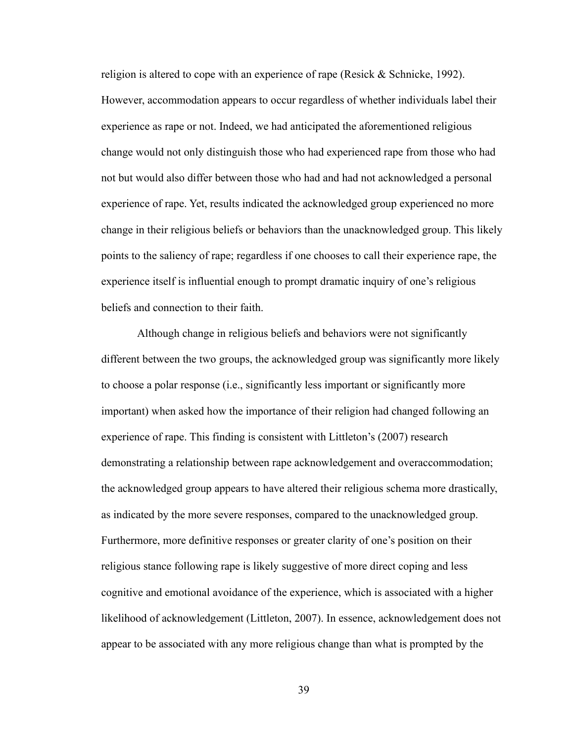religion is altered to cope with an experience of rape (Resick & Schnicke, 1992). However, accommodation appears to occur regardless of whether individuals label their experience as rape or not. Indeed, we had anticipated the aforementioned religious change would not only distinguish those who had experienced rape from those who had not but would also differ between those who had and had not acknowledged a personal experience of rape. Yet, results indicated the acknowledged group experienced no more change in their religious beliefs or behaviors than the unacknowledged group. This likely points to the saliency of rape; regardless if one chooses to call their experience rape, the experience itself is influential enough to prompt dramatic inquiry of one's religious beliefs and connection to their faith.

Although change in religious beliefs and behaviors were not significantly different between the two groups, the acknowledged group was significantly more likely to choose a polar response (i.e., significantly less important or significantly more important) when asked how the importance of their religion had changed following an experience of rape. This finding is consistent with Littleton's (2007) research demonstrating a relationship between rape acknowledgement and overaccommodation; the acknowledged group appears to have altered their religious schema more drastically, as indicated by the more severe responses, compared to the unacknowledged group. Furthermore, more definitive responses or greater clarity of one's position on their religious stance following rape is likely suggestive of more direct coping and less cognitive and emotional avoidance of the experience, which is associated with a higher likelihood of acknowledgement (Littleton, 2007). In essence, acknowledgement does not appear to be associated with any more religious change than what is prompted by the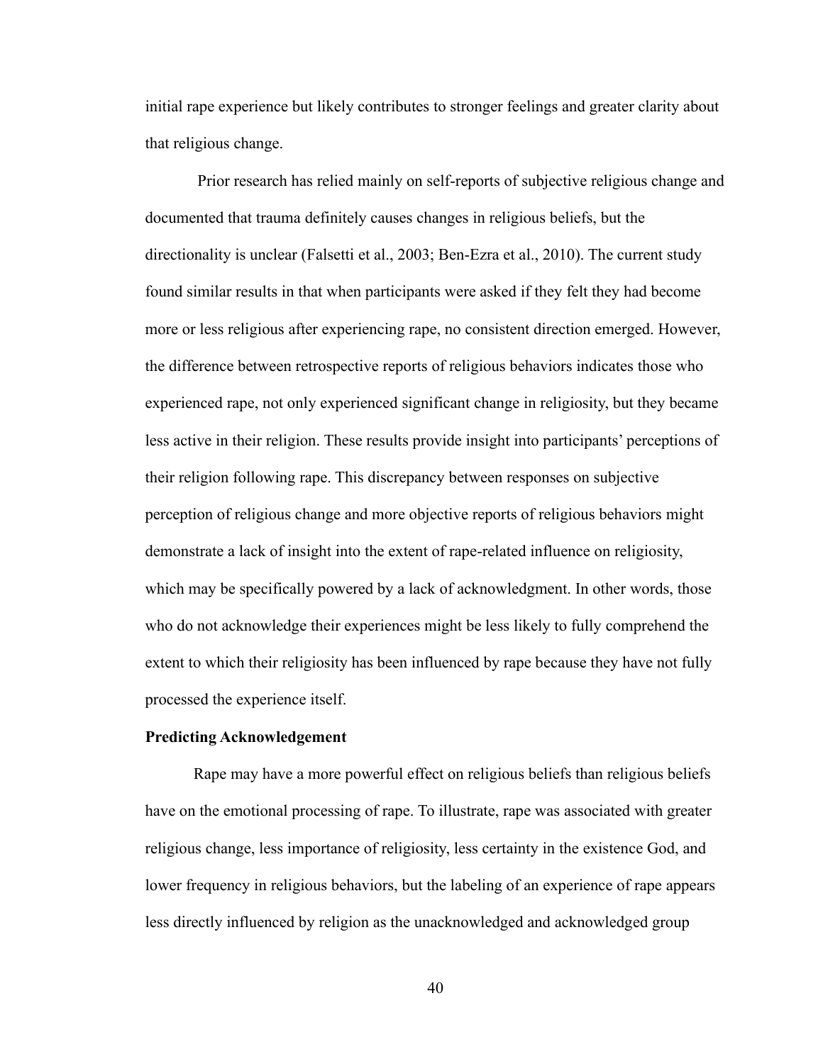initial rape experience but likely contributes to stronger feelings and greater clarity about that religious change.

Prior research has relied mainly on self-reports of subjective religious change and documented that trauma definitely causes changes in religious beliefs, but the directionality is unclear (Falsetti et al., 2003; Ben-Ezra et al., 2010). The current study found similar results in that when participants were asked if they felt they had become more or less religious after experiencing rape, no consistent direction emerged. However, the difference between retrospective reports of religious behaviors indicates those who experienced rape, not only experienced significant change in religiosity, but they became less active in their religion. These results provide insight into participants' perceptions of their religion following rape. This discrepancy between responses on subjective perception of religious change and more objective reports of religious behaviors might demonstrate a lack of insight into the extent of rape-related influence on religiosity, which may be specifically powered by a lack of acknowledgment. In other words, those who do not acknowledge their experiences might be less likely to fully comprehend the extent to which their religiosity has been influenced by rape because they have not fully processed the experience itself.

**Predicting Acknowledgement**

Rape may have a more powerful effect on religious beliefs than religious beliefs have on the emotional processing of rape. To illustrate, rape was associated with greater religious change, less importance of religiosity, less certainty in the existence God, and lower frequency in religious behaviors, but the labeling of an experience of rape appears less directly influenced by religion as the unacknowledged and acknowledged group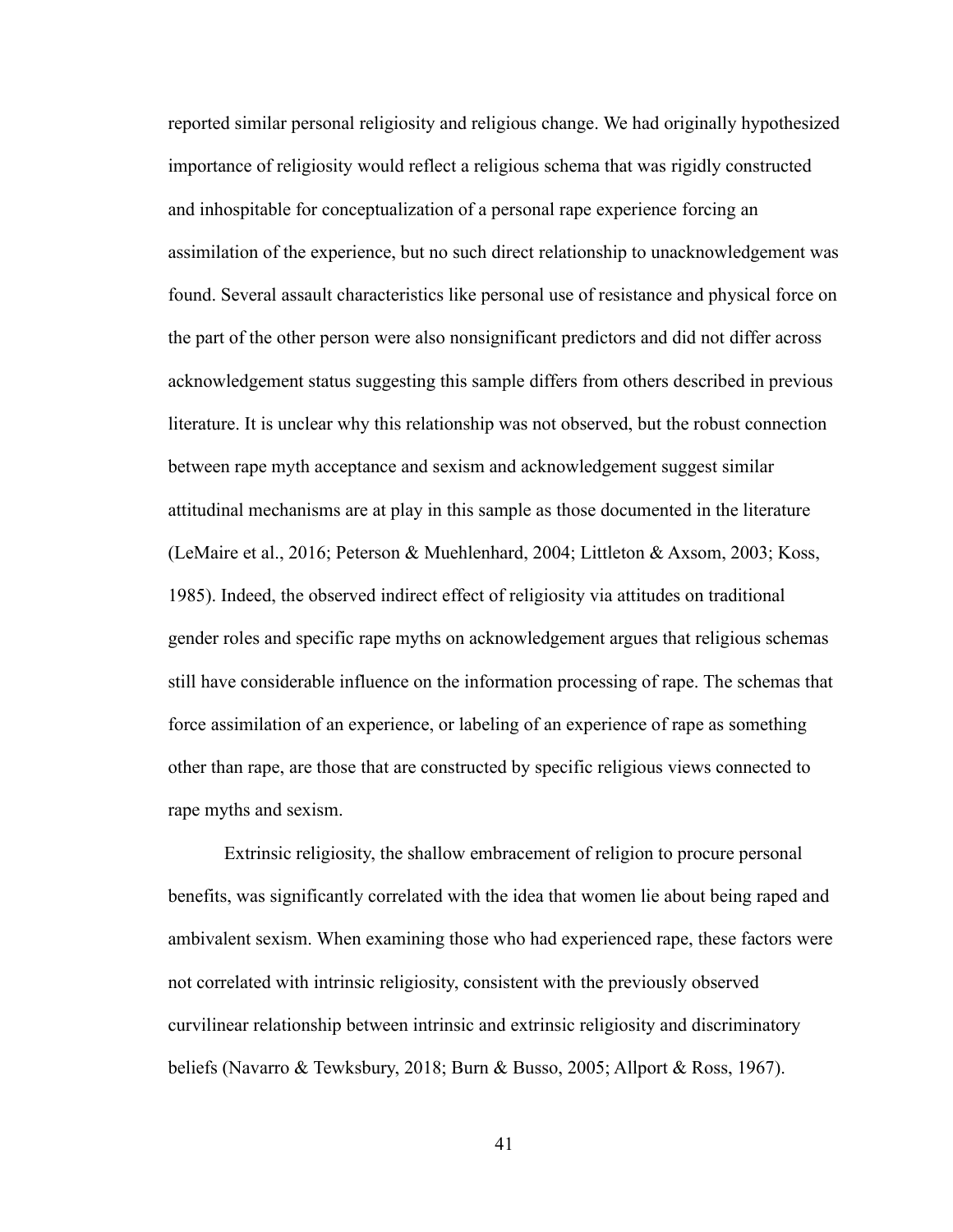reported similar personal religiosity and religious change. We had originally hypothesized importance of religiosity would reflect a religious schema that was rigidly constructed and inhospitable for conceptualization of a personal rape experience forcing an assimilation of the experience, but no such direct relationship to unacknowledgement was found. Several assault characteristics like personal use of resistance and physical force on the part of the other person were also nonsignificant predictors and did not differ across acknowledgement status suggesting this sample differs from others described in previous literature. It is unclear why this relationship was not observed, but the robust connection between rape myth acceptance and sexism and acknowledgement suggest similar attitudinal mechanisms are at play in this sample as those documented in the literature (LeMaire et al., 2016; Peterson & Muehlenhard, 2004; Littleton & Axsom, 2003; Koss, 1985). Indeed, the observed indirect effect of religiosity via attitudes on traditional gender roles and specific rape myths on acknowledgement argues that religious schemas still have considerable influence on the information processing of rape. The schemas that force assimilation of an experience, or labeling of an experience of rape as something other than rape, are those that are constructed by specific religious views connected to rape myths and sexism.

Extrinsic religiosity, the shallow embracement of religion to procure personal benefits, was significantly correlated with the idea that women lie about being raped and ambivalent sexism. When examining those who had experienced rape, these factors were not correlated with intrinsic religiosity, consistent with the previously observed curvilinear relationship between intrinsic and extrinsic religiosity and discriminatory beliefs (Navarro & Tewksbury, 2018; Burn & Busso, 2005; Allport & Ross, 1967).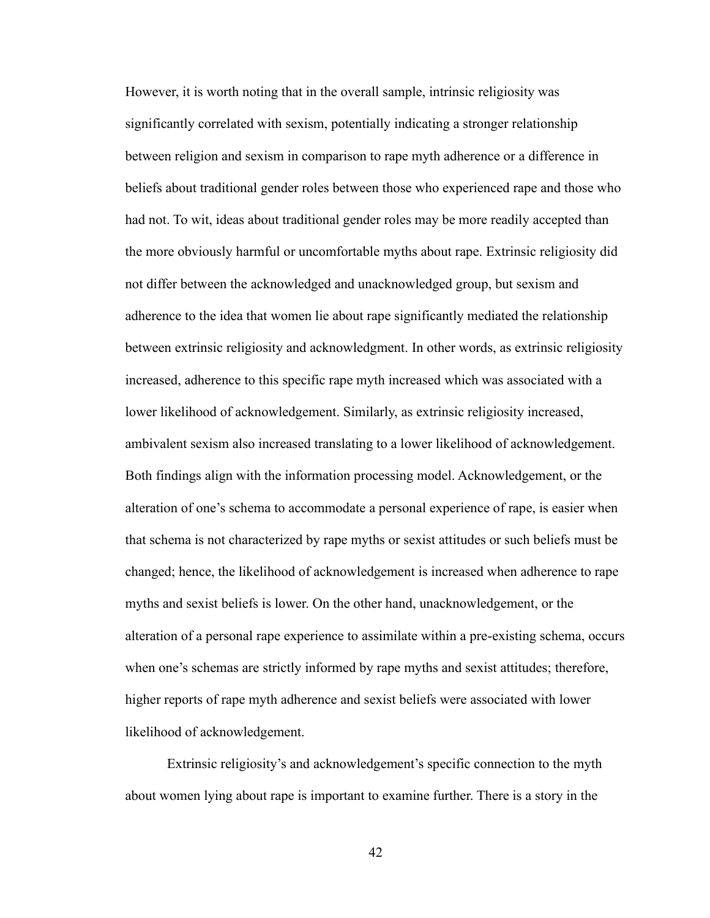However, it is worth noting that in the overall sample, intrinsic religiosity was significantly correlated with sexism, potentially indicating a stronger relationship between religion and sexism in comparison to rape myth adherence or a difference in beliefs about traditional gender roles between those who experienced rape and those who had not. To wit, ideas about traditional gender roles may be more readily accepted than the more obviously harmful or uncomfortable myths about rape. Extrinsic religiosity did not differ between the acknowledged and unacknowledged group, but sexism and adherence to the idea that women lie about rape significantly mediated the relationship between extrinsic religiosity and acknowledgment. In other words, as extrinsic religiosity increased, adherence to this specific rape myth increased which was associated with a lower likelihood of acknowledgement. Similarly, as extrinsic religiosity increased, ambivalent sexism also increased translating to a lower likelihood of acknowledgement. Both findings align with the information processing model. Acknowledgement, or the alteration of one's schema to accommodate a personal experience of rape, is easier when that schema is not characterized by rape myths or sexist attitudes or such beliefs must be changed; hence, the likelihood of acknowledgement is increased when adherence to rape myths and sexist beliefs is lower. On the other hand, unacknowledgement, or the alteration of a personal rape experience to assimilate within a pre-existing schema, occurs when one's schemas are strictly informed by rape myths and sexist attitudes; therefore, higher reports of rape myth adherence and sexist beliefs were associated with lower likelihood of acknowledgement.

Extrinsic religiosity's and acknowledgement's specific connection to the myth about women lying about rape is important to examine further. There is a story in the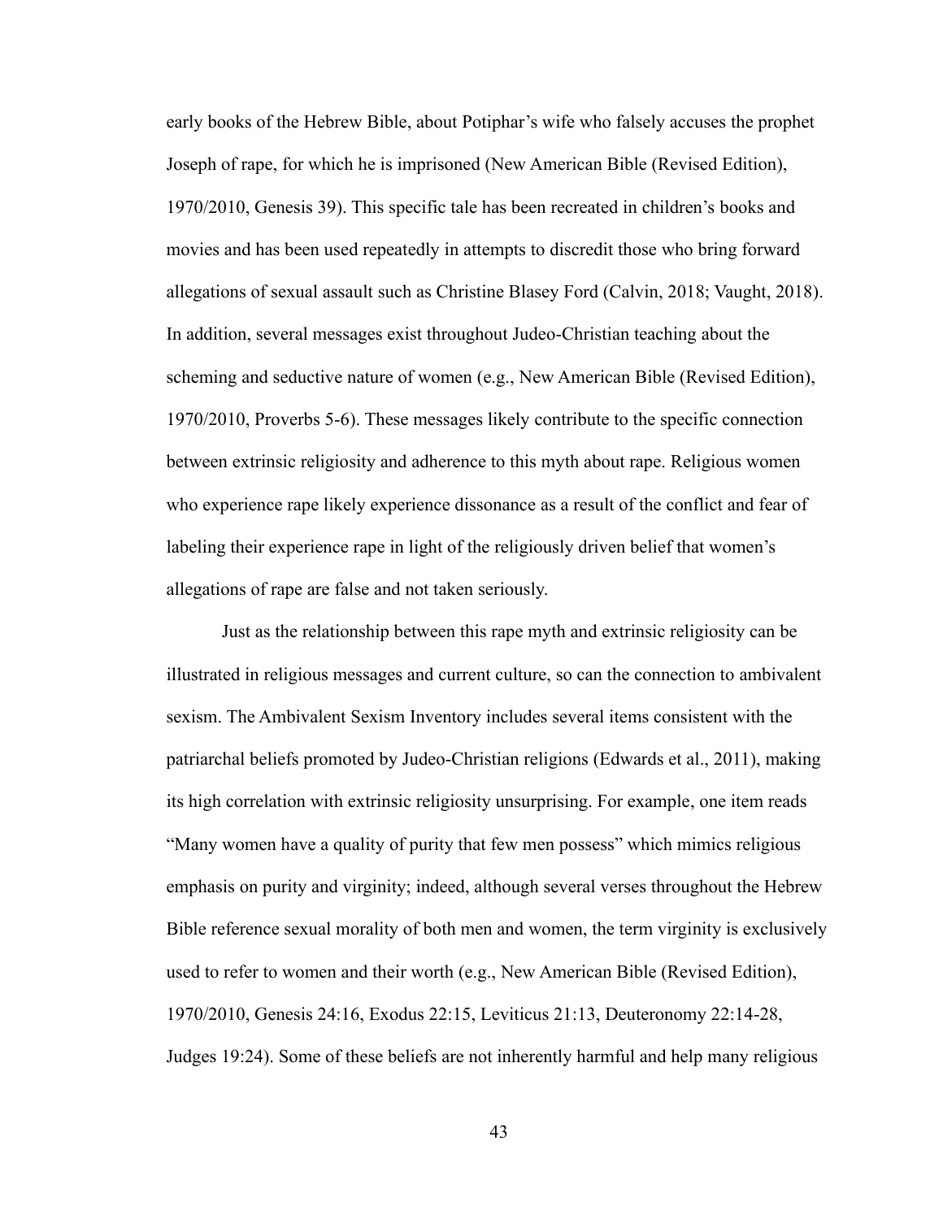early books of the Hebrew Bible, about Potiphar's wife who falsely accuses the prophet Joseph of rape, for which he is imprisoned (New American Bible (Revised Edition), 1970/2010, Genesis 39). This specific tale has been recreated in children's books and movies and has been used repeatedly in attempts to discredit those who bring forward allegations of sexual assault such as Christine Blasey Ford (Calvin, 2018; Vaught, 2018). In addition, several messages exist throughout Judeo-Christian teaching about the scheming and seductive nature of women (e.g., New American Bible (Revised Edition), 1970/2010, Proverbs 5-6). These messages likely contribute to the specific connection between extrinsic religiosity and adherence to this myth about rape. Religious women who experience rape likely experience dissonance as a result of the conflict and fear of labeling their experience rape in light of the religiously driven belief that women's allegations of rape are false and not taken seriously.

Just as the relationship between this rape myth and extrinsic religiosity can be illustrated in religious messages and current culture, so can the connection to ambivalent sexism. The Ambivalent Sexism Inventory includes several items consistent with the patriarchal beliefs promoted by Judeo-Christian religions (Edwards et al., 2011), making its high correlation with extrinsic religiosity unsurprising. For example, one item reads "Many women have a quality of purity that few men possess" which mimics religious emphasis on purity and virginity; indeed, although several verses throughout the Hebrew Bible reference sexual morality of both men and women, the term virginity is exclusively used to refer to women and their worth (e.g., New American Bible (Revised Edition), 1970/2010, Genesis 24:16, Exodus 22:15, Leviticus 21:13, Deuteronomy 22:14-28, Judges 19:24). Some of these beliefs are not inherently harmful and help many religious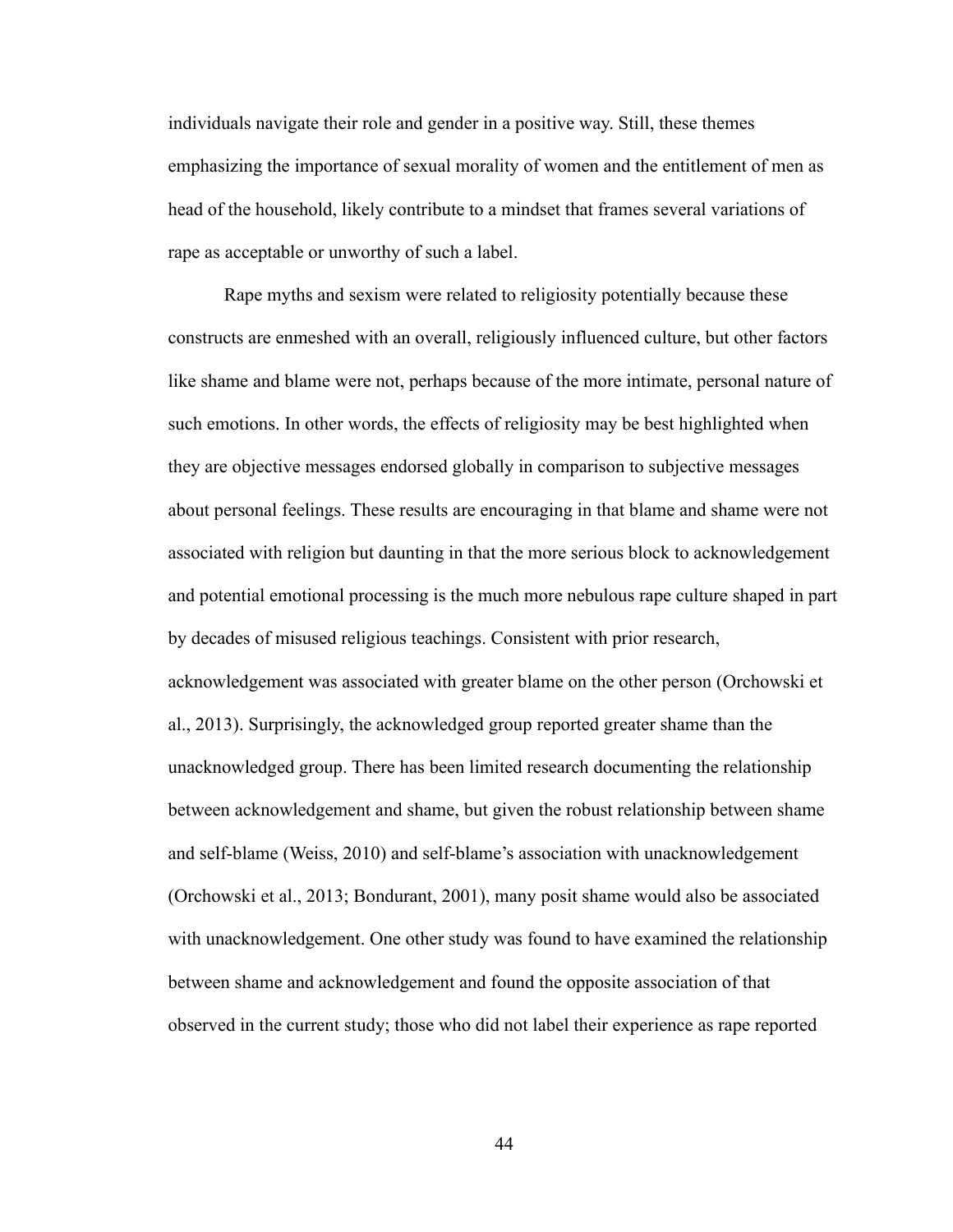individuals navigate their role and gender in a positive way. Still, these themes emphasizing the importance of sexual morality of women and the entitlement of men as head of the household, likely contribute to a mindset that frames several variations of rape as acceptable or unworthy of such a label.

Rape myths and sexism were related to religiosity potentially because these constructs are enmeshed with an overall, religiously influenced culture, but other factors like shame and blame were not, perhaps because of the more intimate, personal nature of such emotions. In other words, the effects of religiosity may be best highlighted when they are objective messages endorsed globally in comparison to subjective messages about personal feelings. These results are encouraging in that blame and shame were not associated with religion but daunting in that the more serious block to acknowledgement and potential emotional processing is the much more nebulous rape culture shaped in part by decades of misused religious teachings. Consistent with prior research, acknowledgement was associated with greater blame on the other person (Orchowski et al., 2013). Surprisingly, the acknowledged group reported greater shame than the unacknowledged group. There has been limited research documenting the relationship between acknowledgement and shame, but given the robust relationship between shame and self-blame (Weiss, 2010) and self-blame's association with unacknowledgement (Orchowski et al., 2013; Bondurant, 2001), many posit shame would also be associated with unacknowledgement. One other study was found to have examined the relationship between shame and acknowledgement and found the opposite association of that observed in the current study; those who did not label their experience as rape reported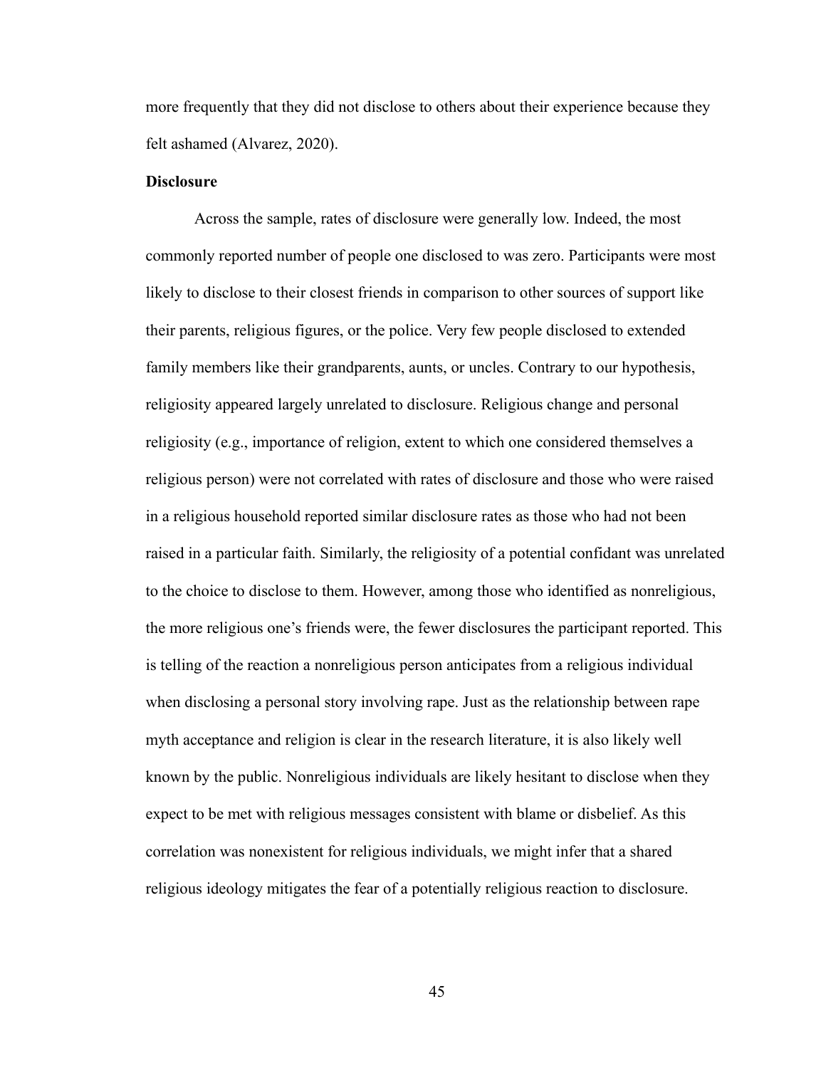more frequently that they did not disclose to others about their experience because they felt ashamed (Alvarez, 2020).

**Disclosure**

Across the sample, rates of disclosure were generally low. Indeed, the most commonly reported number of people one disclosed to was zero. Participants were most likely to disclose to their closest friends in comparison to other sources of support like their parents, religious figures, or the police. Very few people disclosed to extended family members like their grandparents, aunts, or uncles. Contrary to our hypothesis, religiosity appeared largely unrelated to disclosure. Religious change and personal religiosity (e.g., importance of religion, extent to which one considered themselves a religious person) were not correlated with rates of disclosure and those who were raised in a religious household reported similar disclosure rates as those who had not been raised in a particular faith. Similarly, the religiosity of a potential confidant was unrelated to the choice to disclose to them. However, among those who identified as nonreligious, the more religious one's friends were, the fewer disclosures the participant reported. This is telling of the reaction a nonreligious person anticipates from a religious individual when disclosing a personal story involving rape. Just as the relationship between rape myth acceptance and religion is clear in the research literature, it is also likely well known by the public. Nonreligious individuals are likely hesitant to disclose when they expect to be met with religious messages consistent with blame or disbelief. As this correlation was nonexistent for religious individuals, we might infer that a shared religious ideology mitigates the fear of a potentially religious reaction to disclosure.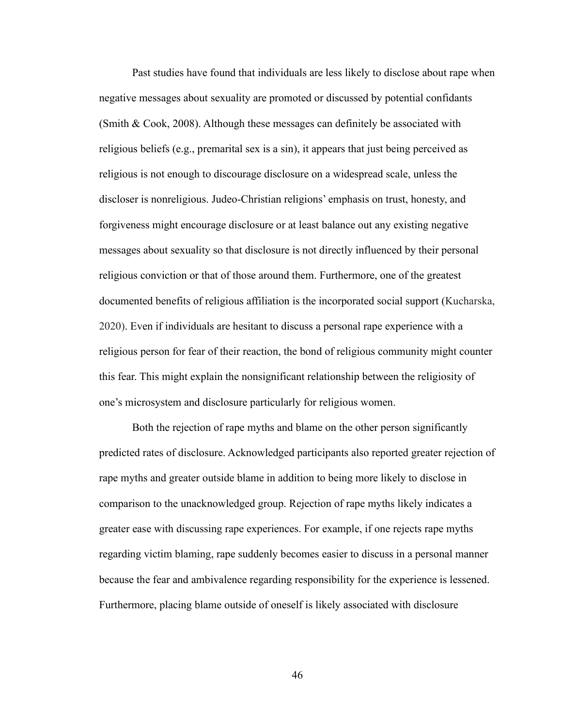Past studies have found that individuals are less likely to disclose about rape when negative messages about sexuality are promoted or discussed by potential confidants (Smith & Cook, 2008). Although these messages can definitely be associated with religious beliefs (e.g., premarital sex is a sin), it appears that just being perceived as religious is not enough to discourage disclosure on a widespread scale, unless the discloser is nonreligious. Judeo-Christian religions' emphasis on trust, honesty, and forgiveness might encourage disclosure or at least balance out any existing negative messages about sexuality so that disclosure is not directly influenced by their personal religious conviction or that of those around them. Furthermore, one of the greatest documented benefits of religious affiliation is the incorporated social support (Kucharska, 2020). Even if individuals are hesitant to discuss a personal rape experience with a religious person for fear of their reaction, the bond of religious community might counter this fear. This might explain the nonsignificant relationship between the religiosity of one's microsystem and disclosure particularly for religious women.

Both the rejection of rape myths and blame on the other person significantly predicted rates of disclosure. Acknowledged participants also reported greater rejection of rape myths and greater outside blame in addition to being more likely to disclose in comparison to the unacknowledged group. Rejection of rape myths likely indicates a greater ease with discussing rape experiences. For example, if one rejects rape myths regarding victim blaming, rape suddenly becomes easier to discuss in a personal manner because the fear and ambivalence regarding responsibility for the experience is lessened. Furthermore, placing blame outside of oneself is likely associated with disclosure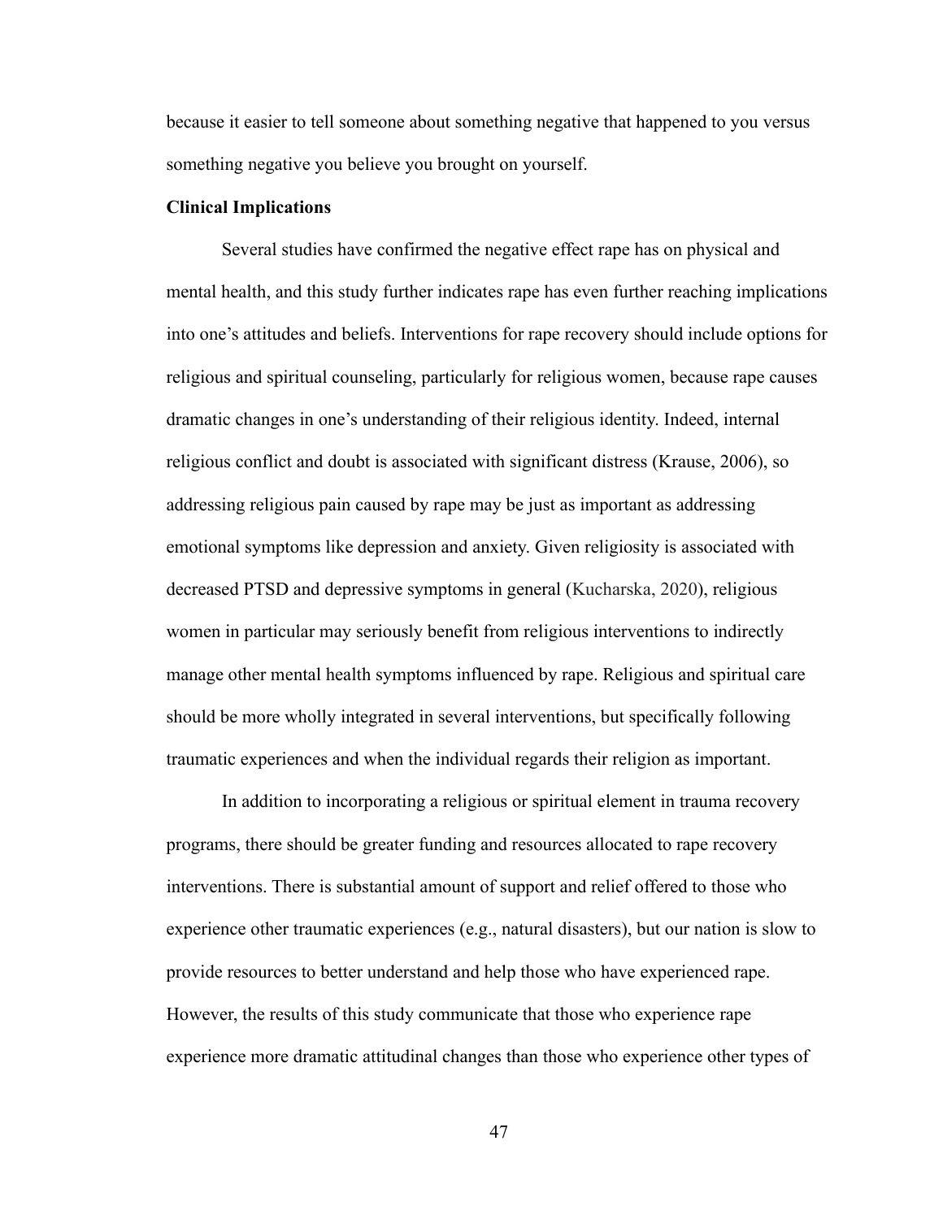because it easier to tell someone about something negative that happened to you versus something negative you believe you brought on yourself.

**Clinical Implications**

Several studies have confirmed the negative effect rape has on physical and mental health, and this study further indicates rape has even further reaching implications into one's attitudes and beliefs. Interventions for rape recovery should include options for religious and spiritual counseling, particularly for religious women, because rape causes dramatic changes in one's understanding of their religious identity. Indeed, internal religious conflict and doubt is associated with significant distress (Krause, 2006), so addressing religious pain caused by rape may be just as important as addressing emotional symptoms like depression and anxiety. Given religiosity is associated with decreased PTSD and depressive symptoms in general (Kucharska, 2020), religious women in particular may seriously benefit from religious interventions to indirectly manage other mental health symptoms influenced by rape. Religious and spiritual care should be more wholly integrated in several interventions, but specifically following traumatic experiences and when the individual regards their religion as important.

In addition to incorporating a religious or spiritual element in trauma recovery programs, there should be greater funding and resources allocated to rape recovery interventions. There is substantial amount of support and relief offered to those who experience other traumatic experiences (e.g., natural disasters), but our nation is slow to provide resources to better understand and help those who have experienced rape. However, the results of this study communicate that those who experience rape experience more dramatic attitudinal changes than those who experience other types of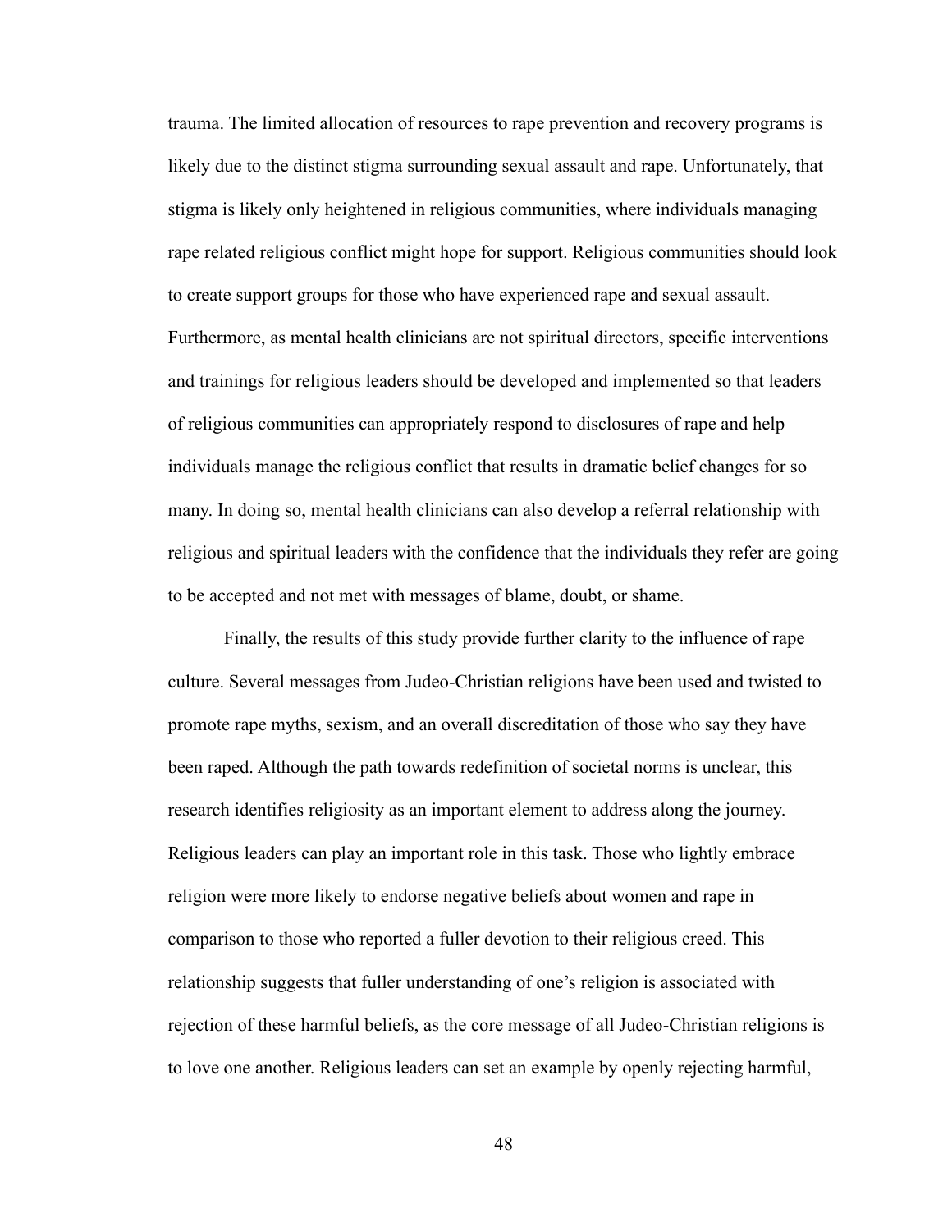trauma. The limited allocation of resources to rape prevention and recovery programs is likely due to the distinct stigma surrounding sexual assault and rape. Unfortunately, that stigma is likely only heightened in religious communities, where individuals managing rape related religious conflict might hope for support. Religious communities should look to create support groups for those who have experienced rape and sexual assault. Furthermore, as mental health clinicians are not spiritual directors, specific interventions and trainings for religious leaders should be developed and implemented so that leaders of religious communities can appropriately respond to disclosures of rape and help individuals manage the religious conflict that results in dramatic belief changes for so many. In doing so, mental health clinicians can also develop a referral relationship with religious and spiritual leaders with the confidence that the individuals they refer are going to be accepted and not met with messages of blame, doubt, or shame.

Finally, the results of this study provide further clarity to the influence of rape culture. Several messages from Judeo-Christian religions have been used and twisted to promote rape myths, sexism, and an overall discreditation of those who say they have been raped. Although the path towards redefinition of societal norms is unclear, this research identifies religiosity as an important element to address along the journey. Religious leaders can play an important role in this task. Those who lightly embrace religion were more likely to endorse negative beliefs about women and rape in comparison to those who reported a fuller devotion to their religious creed. This relationship suggests that fuller understanding of one's religion is associated with rejection of these harmful beliefs, as the core message of all Judeo-Christian religions is to love one another. Religious leaders can set an example by openly rejecting harmful,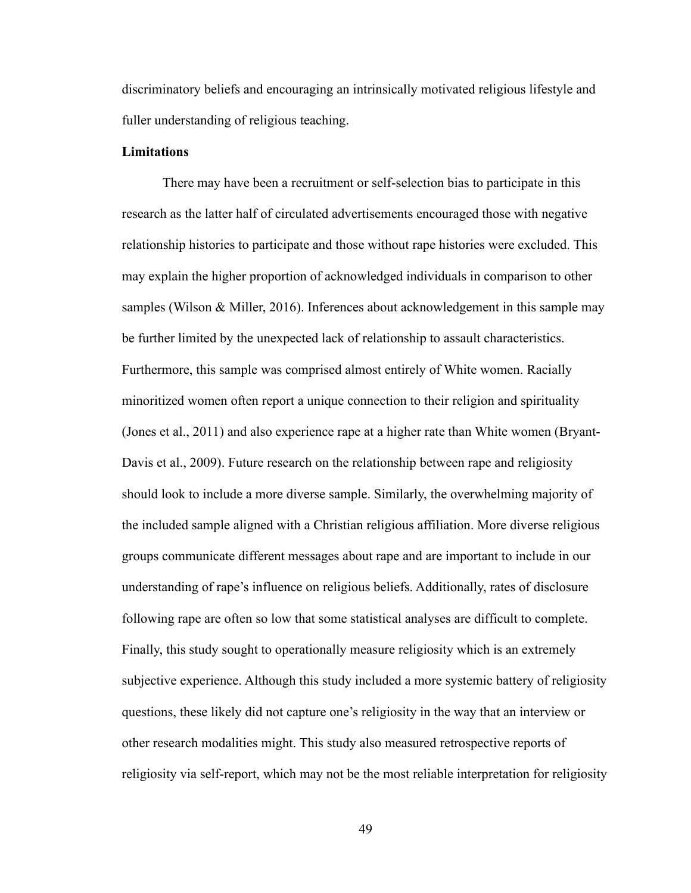discriminatory beliefs and encouraging an intrinsically motivated religious lifestyle and fuller understanding of religious teaching.

**Limitations**

There may have been a recruitment or self-selection bias to participate in this research as the latter half of circulated advertisements encouraged those with negative relationship histories to participate and those without rape histories were excluded. This may explain the higher proportion of acknowledged individuals in comparison to other samples (Wilson & Miller, 2016). Inferences about acknowledgement in this sample may be further limited by the unexpected lack of relationship to assault characteristics. Furthermore, this sample was comprised almost entirely of White women. Racially minoritized women often report a unique connection to their religion and spirituality (Jones et al., 2011) and also experience rape at a higher rate than White women (Bryant-Davis et al., 2009). Future research on the relationship between rape and religiosity should look to include a more diverse sample. Similarly, the overwhelming majority of the included sample aligned with a Christian religious affiliation. More diverse religious groups communicate different messages about rape and are important to include in our understanding of rape's influence on religious beliefs. Additionally, rates of disclosure following rape are often so low that some statistical analyses are difficult to complete. Finally, this study sought to operationally measure religiosity which is an extremely subjective experience. Although this study included a more systemic battery of religiosity questions, these likely did not capture one's religiosity in the way that an interview or other research modalities might. This study also measured retrospective reports of religiosity via self-report, which may not be the most reliable interpretation for religiosity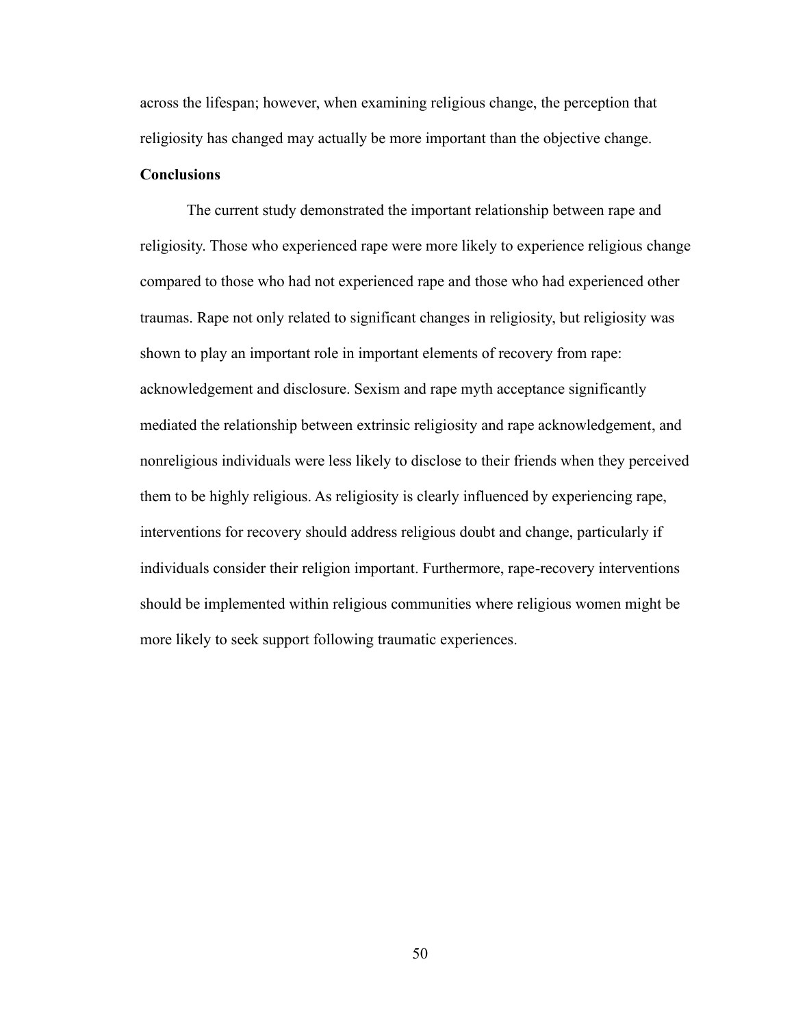across the lifespan; however, when examining religious change, the perception that religiosity has changed may actually be more important than the objective change.

**Conclusions**

The current study demonstrated the important relationship between rape and religiosity. Those who experienced rape were more likely to experience religious change compared to those who had not experienced rape and those who had experienced other traumas. Rape not only related to significant changes in religiosity, but religiosity was shown to play an important role in important elements of recovery from rape: acknowledgement and disclosure. Sexism and rape myth acceptance significantly mediated the relationship between extrinsic religiosity and rape acknowledgement, and nonreligious individuals were less likely to disclose to their friends when they perceived them to be highly religious. As religiosity is clearly influenced by experiencing rape, interventions for recovery should address religious doubt and change, particularly if individuals consider their religion important. Furthermore, rape-recovery interventions should be implemented within religious communities where religious women might be more likely to seek support following traumatic experiences.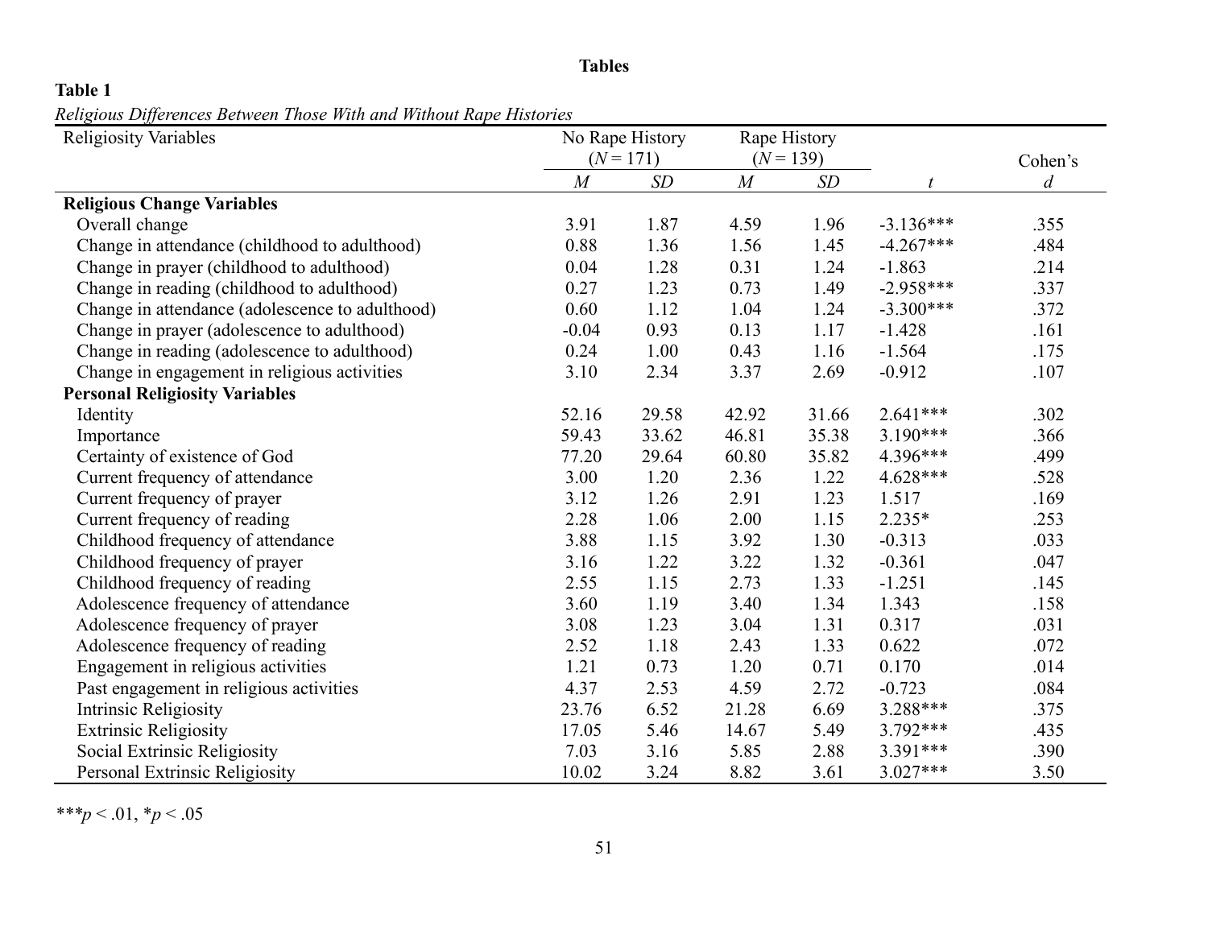**Tables**

**Table 1**

*Religious Differences Between Those With and Without Rape Histories*

| Religiosity Variables | No Rape History ($N$ = 171) | | Rape History ($N$ = 139) | | | Cohen's |
|---|---|---|---|---|---|---|
| | $M$ | $SD$ | $M$ | $SD$ | $t$ | $d$ |
| **Religious Change Variables** | | | | | | |
| Overall change | 3.91 | 1.87 | 4.59 | 1.96 | -3.136*** | .355 |
| Change in attendance (childhood to adulthood) | 0.88 | 1.36 | 1.56 | 1.45 | -4.267*** | .484 |
| Change in prayer (childhood to adulthood) | 0.04 | 1.28 | 0.31 | 1.24 | -1.863 | .214 |
| Change in reading (childhood to adulthood) | 0.27 | 1.23 | 0.73 | 1.49 | -2.958*** | .337 |
| Change in attendance (adolescence to adulthood) | 0.60 | 1.12 | 1.04 | 1.24 | -3.300*** | .372 |
| Change in prayer (adolescence to adulthood) | -0.04 | 0.93 | 0.13 | 1.17 | -1.428 | .161 |
| Change in reading (adolescence to adulthood) | 0.24 | 1.00 | 0.43 | 1.16 | -1.564 | .175 |
| Change in engagement in religious activities | 3.10 | 2.34 | 3.37 | 2.69 | -0.912 | .107 |
| **Personal Religiosity Variables** | | | | | | |
| Identity | 52.16 | 29.58 | 42.92 | 31.66 | 2.641*** | .302 |
| Importance | 59.43 | 33.62 | 46.81 | 35.38 | 3.190*** | .366 |
| Certainty of existence of God | 77.20 | 29.64 | 60.80 | 35.82 | 4.396*** | .499 |
| Current frequency of attendance | 3.00 | 1.20 | 2.36 | 1.22 | 4.628*** | .528 |
| Current frequency of prayer | 3.12 | 1.26 | 2.91 | 1.23 | 1.517 | .169 |
| Current frequency of reading | 2.28 | 1.06 | 2.00 | 1.15 | 2.235* | .253 |
| Childhood frequency of attendance | 3.88 | 1.15 | 3.92 | 1.30 | -0.313 | .033 |
| Childhood frequency of prayer | 3.16 | 1.22 | 3.22 | 1.32 | -0.361 | .047 |
| Childhood frequency of reading | 2.55 | 1.15 | 2.73 | 1.33 | -1.251 | .145 |
| Adolescence frequency of attendance | 3.60 | 1.19 | 3.40 | 1.34 | 1.343 | .158 |
| Adolescence frequency of prayer | 3.08 | 1.23 | 3.04 | 1.31 | 0.317 | .031 |
| Adolescence frequency of reading | 2.52 | 1.18 | 2.43 | 1.33 | 0.622 | .072 |
| Engagement in religious activities | 1.21 | 0.73 | 1.20 | 0.71 | 0.170 | .014 |
| Past engagement in religious activities | 4.37 | 2.53 | 4.59 | 2.72 | -0.723 | .084 |
| Intrinsic Religiosity | 23.76 | 6.52 | 21.28 | 6.69 | 3.288*** | .375 |
| Extrinsic Religiosity | 17.05 | 5.46 | 14.67 | 5.49 | 3.792*** | .435 |
| Social Extrinsic Religiosity | 7.03 | 3.16 | 5.85 | 2.88 | 3.391*** | .390 |
| Personal Extrinsic Religiosity | 10.02 | 3.24 | 8.82 | 3.61 | 3.027*** | 3.50 |

***$p$ < .01, *$p$ < .05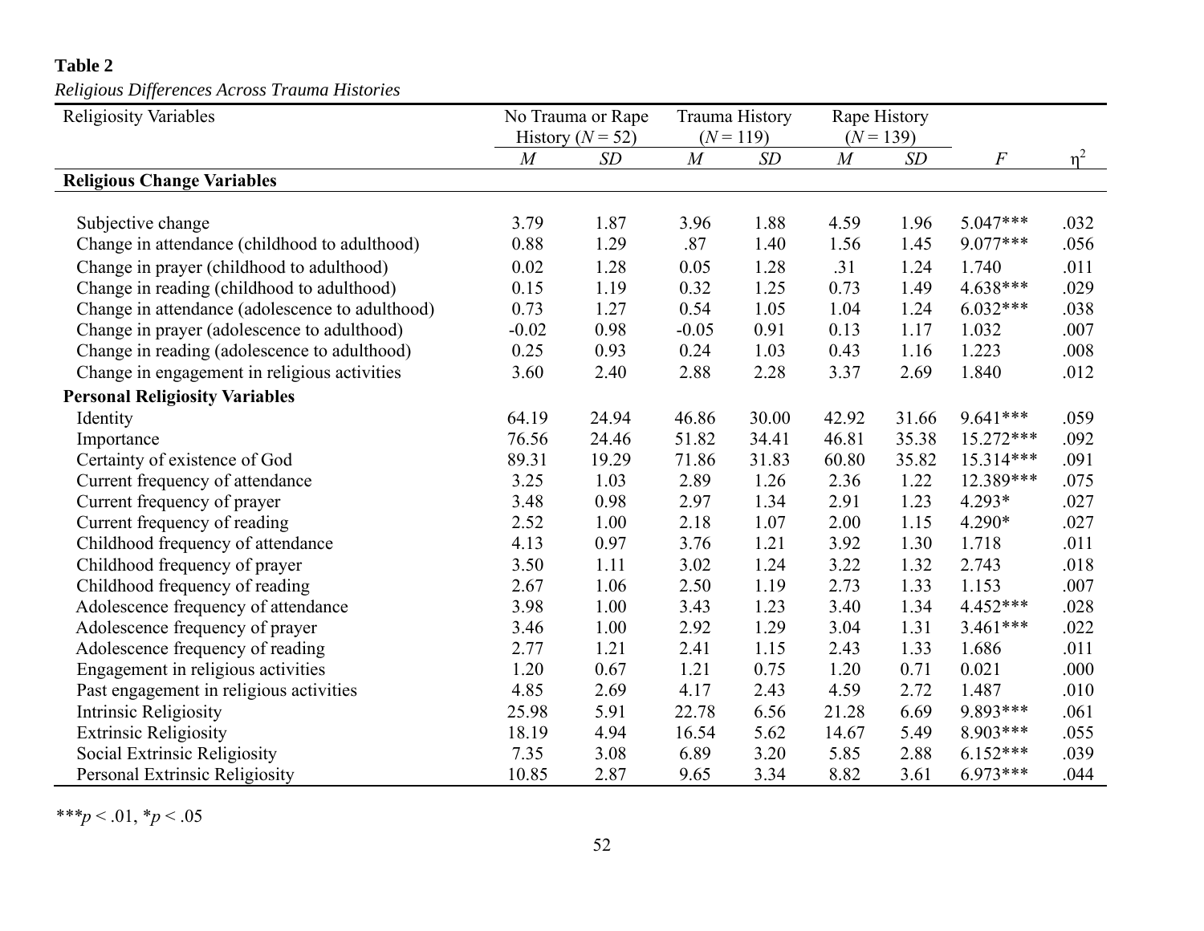**Table 2**

*Religious Differences Across Trauma Histories*

| Religiosity Variables | No Trauma or Rape History ($N = 52$) | | Trauma History ($N = 119$) | | Rape History ($N = 139$) | | | |
|---|---|---|---|---|---|---|---|---|
| | *M* | *SD* | *M* | *SD* | *M* | *SD* | *F* | $\eta^2$ |
| **Religious Change Variables** | | | | | | | | |
| Subjective change | 3.79 | 1.87 | 3.96 | 1.88 | 4.59 | 1.96 | 5.047*** | .032 |
| Change in attendance (childhood to adulthood) | 0.88 | 1.29 | .87 | 1.40 | 1.56 | 1.45 | 9.077*** | .056 |
| Change in prayer (childhood to adulthood) | 0.02 | 1.28 | 0.05 | 1.28 | .31 | 1.24 | 1.740 | .011 |
| Change in reading (childhood to adulthood) | 0.15 | 1.19 | 0.32 | 1.25 | 0.73 | 1.49 | 4.638*** | .029 |
| Change in attendance (adolescence to adulthood) | 0.73 | 1.27 | 0.54 | 1.05 | 1.04 | 1.24 | 6.032*** | .038 |
| Change in prayer (adolescence to adulthood) | -0.02 | 0.98 | -0.05 | 0.91 | 0.13 | 1.17 | 1.032 | .007 |
| Change in reading (adolescence to adulthood) | 0.25 | 0.93 | 0.24 | 1.03 | 0.43 | 1.16 | 1.223 | .008 |
| Change in engagement in religious activities | 3.60 | 2.40 | 2.88 | 2.28 | 3.37 | 2.69 | 1.840 | .012 |
| **Personal Religiosity Variables** | | | | | | | | |
| Identity | 64.19 | 24.94 | 46.86 | 30.00 | 42.92 | 31.66 | 9.641*** | .059 |
| Importance | 76.56 | 24.46 | 51.82 | 34.41 | 46.81 | 35.38 | 15.272*** | .092 |
| Certainty of existence of God | 89.31 | 19.29 | 71.86 | 31.83 | 60.80 | 35.82 | 15.314*** | .091 |
| Current frequency of attendance | 3.25 | 1.03 | 2.89 | 1.26 | 2.36 | 1.22 | 12.389*** | .075 |
| Current frequency of prayer | 3.48 | 0.98 | 2.97 | 1.34 | 2.91 | 1.23 | 4.293* | .027 |
| Current frequency of reading | 2.52 | 1.00 | 2.18 | 1.07 | 2.00 | 1.15 | 4.290* | .027 |
| Childhood frequency of attendance | 4.13 | 0.97 | 3.76 | 1.21 | 3.92 | 1.30 | 1.718 | .011 |
| Childhood frequency of prayer | 3.50 | 1.11 | 3.02 | 1.24 | 3.22 | 1.32 | 2.743 | .018 |
| Childhood frequency of reading | 2.67 | 1.06 | 2.50 | 1.19 | 2.73 | 1.33 | 1.153 | .007 |
| Adolescence frequency of attendance | 3.98 | 1.00 | 3.43 | 1.23 | 3.40 | 1.34 | 4.452*** | .028 |
| Adolescence frequency of prayer | 3.46 | 1.00 | 2.92 | 1.29 | 3.04 | 1.31 | 3.461*** | .022 |
| Adolescence frequency of reading | 2.77 | 1.21 | 2.41 | 1.15 | 2.43 | 1.33 | 1.686 | .011 |
| Engagement in religious activities | 1.20 | 0.67 | 1.21 | 0.75 | 1.20 | 0.71 | 0.021 | .000 |
| Past engagement in religious activities | 4.85 | 2.69 | 4.17 | 2.43 | 4.59 | 2.72 | 1.487 | .010 |
| Intrinsic Religiosity | 25.98 | 5.91 | 22.78 | 6.56 | 21.28 | 6.69 | 9.893*** | .061 |
| Extrinsic Religiosity | 18.19 | 4.94 | 16.54 | 5.62 | 14.67 | 5.49 | 8.903*** | .055 |
| Social Extrinsic Religiosity | 7.35 | 3.08 | 6.89 | 3.20 | 5.85 | 2.88 | 6.152*** | .039 |
| Personal Extrinsic Religiosity | 10.85 | 2.87 | 9.65 | 3.34 | 8.82 | 3.61 | 6.973*** | .044 |

***$p < .01$, *$p < .05$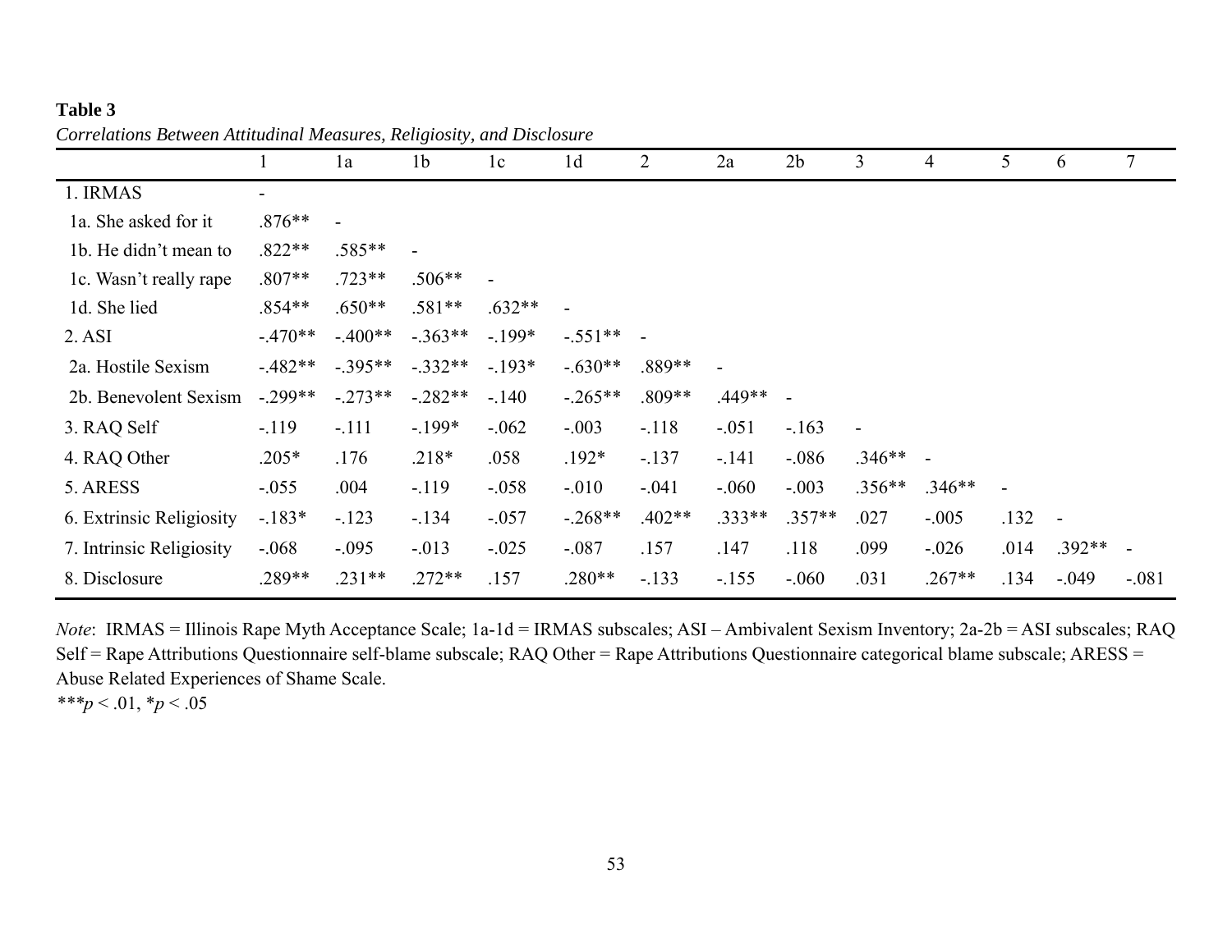**Table 3**

*Correlations Between Attitudinal Measures, Religiosity, and Disclosure*

| | 1 | 1a | 1b | 1c | 1d | 2 | 2a | 2b | 3 | 4 | 5 | 6 | 7 |
|---|---|---|---|---|---|---|---|---|---|---|---|---|---|
| 1. IRMAS | - | | | | | | | | | | | | |
| 1a. She asked for it | .876** | - | | | | | | | | | | | |
| 1b. He didn't mean to | .822** | .585** | - | | | | | | | | | | |
| 1c. Wasn't really rape | .807** | .723** | .506** | - | | | | | | | | | |
| 1d. She lied | .854** | .650** | .581** | .632** | - | | | | | | | | |
| 2. ASI | -.470** | -.400** | -.363** | -.199* | -.551** | - | | | | | | | |
| 2a. Hostile Sexism | -.482** | -.395** | -.332** | -.193* | -.630** | .889** | - | | | | | | |
| 2b. Benevolent Sexism | -.299** | -.273** | -.282** | -.140 | -.265** | .809** | .449** | - | | | | | |
| 3. RAQ Self | -.119 | -.111 | -.199* | -.062 | -.003 | -.118 | -.051 | -.163 | - | | | | |
| 4. RAQ Other | .205* | .176 | .218* | .058 | .192* | -.137 | -.141 | -.086 | .346** | - | | | |
| 5. ARESS | -.055 | .004 | -.119 | -.058 | -.010 | -.041 | -.060 | -.003 | .356** | .346** | - | | |
| 6. Extrinsic Religiosity | -.183* | -.123 | -.134 | -.057 | -.268** | .402** | .333** | .357** | .027 | -.005 | .132 | - | |
| 7. Intrinsic Religiosity | -.068 | -.095 | -.013 | -.025 | -.087 | .157 | .147 | .118 | .099 | -.026 | .014 | .392** | - |
| 8. Disclosure | .289** | .231** | .272** | .157 | .280** | -.133 | -.155 | -.060 | .031 | .267** | .134 | -.049 | -.081 |

*Note*: IRMAS = Illinois Rape Myth Acceptance Scale; 1a-1d = IRMAS subscales; ASI – Ambivalent Sexism Inventory; 2a-2b = ASI subscales; RAQ Self = Rape Attributions Questionnaire self-blame subscale; RAQ Other = Rape Attributions Questionnaire categorical blame subscale; ARESS = Abuse Related Experiences of Shame Scale.

***$p < .01$, *$p < .05$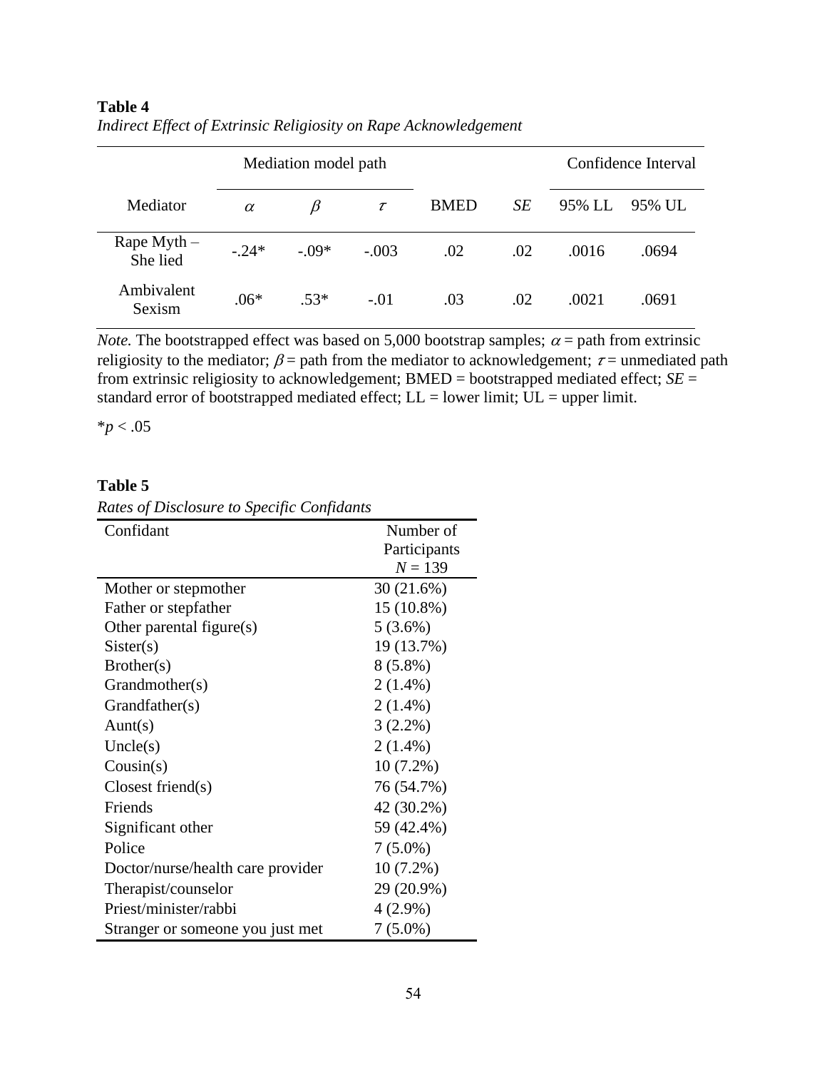**Table 4**

*Indirect Effect of Extrinsic Religiosity on Rape Acknowledgement*

| | Mediation model path | | | | | Confidence Interval | |
|---|---|---|---|---|---|---|---|
| Mediator | $\alpha$ | $\beta$ | $\tau$ | BMED | *SE* | 95% LL | 95% UL |
| Rape Myth – She lied | -.24* | -.09* | -.003 | .02 | .02 | .0016 | .0694 |
| Ambivalent Sexism | .06* | .53* | -.01 | .03 | .02 | .0021 | .0691 |

*Note.* The bootstrapped effect was based on 5,000 bootstrap samples; $\alpha$ = path from extrinsic religiosity to the mediator; $\beta$ = path from the mediator to acknowledgement; $\tau$ = unmediated path from extrinsic religiosity to acknowledgement; BMED = bootstrapped mediated effect; *SE* = standard error of bootstrapped mediated effect; LL = lower limit; UL = upper limit.

*$p < .05$

**Table 5**

*Rates of Disclosure to Specific Confidants*

| Confidant | Number of Participants $N = 139$ |
|---|---|
| Mother or stepmother | 30 (21.6%) |
| Father or stepfather | 15 (10.8%) |
| Other parental figure(s) | 5 (3.6%) |
| Sister(s) | 19 (13.7%) |
| Brother(s) | 8 (5.8%) |
| Grandmother(s) | 2 (1.4%) |
| Grandfather(s) | 2 (1.4%) |
| Aunt(s) | 3 (2.2%) |
| Uncle(s) | 2 (1.4%) |
| Cousin(s) | 10 (7.2%) |
| Closest friend(s) | 76 (54.7%) |
| Friends | 42 (30.2%) |
| Significant other | 59 (42.4%) |
| Police | 7 (5.0%) |
| Doctor/nurse/health care provider | 10 (7.2%) |
| Therapist/counselor | 29 (20.9%) |
| Priest/minister/rabbi | 4 (2.9%) |
| Stranger or someone you just met | 7 (5.0%) |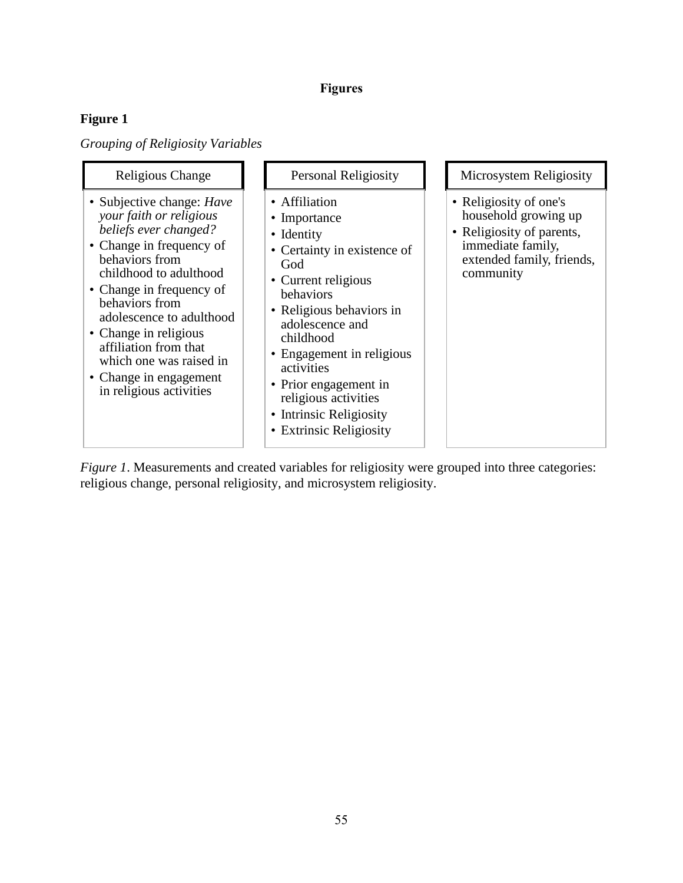# Figures

## Figure 1

*Grouping of Religiosity Variables*

| Religious Change | Personal Religiosity | Microsystem Religiosity |
| --- | --- | --- |
| • Subjective change: *Have your faith or religious beliefs ever changed?*<br>• Change in frequency of behaviors from childhood to adulthood<br>• Change in frequency of behaviors from adolescence to adulthood<br>• Change in religious affiliation from that which one was raised in<br>• Change in engagement in religious activities | • Affiliation<br>• Importance<br>• Identity<br>• Certainty in existence of God<br>• Current religious behaviors<br>• Religious behaviors in adolescence and childhood<br>• Engagement in religious activities<br>• Prior engagement in religious activities<br>• Intrinsic Religiosity<br>• Extrinsic Religiosity | • Religiosity of one's household growing up<br>• Religiosity of parents, immediate family, extended family, friends, community |

*Figure 1*. Measurements and created variables for religiosity were grouped into three categories: religious change, personal religiosity, and microsystem religiosity.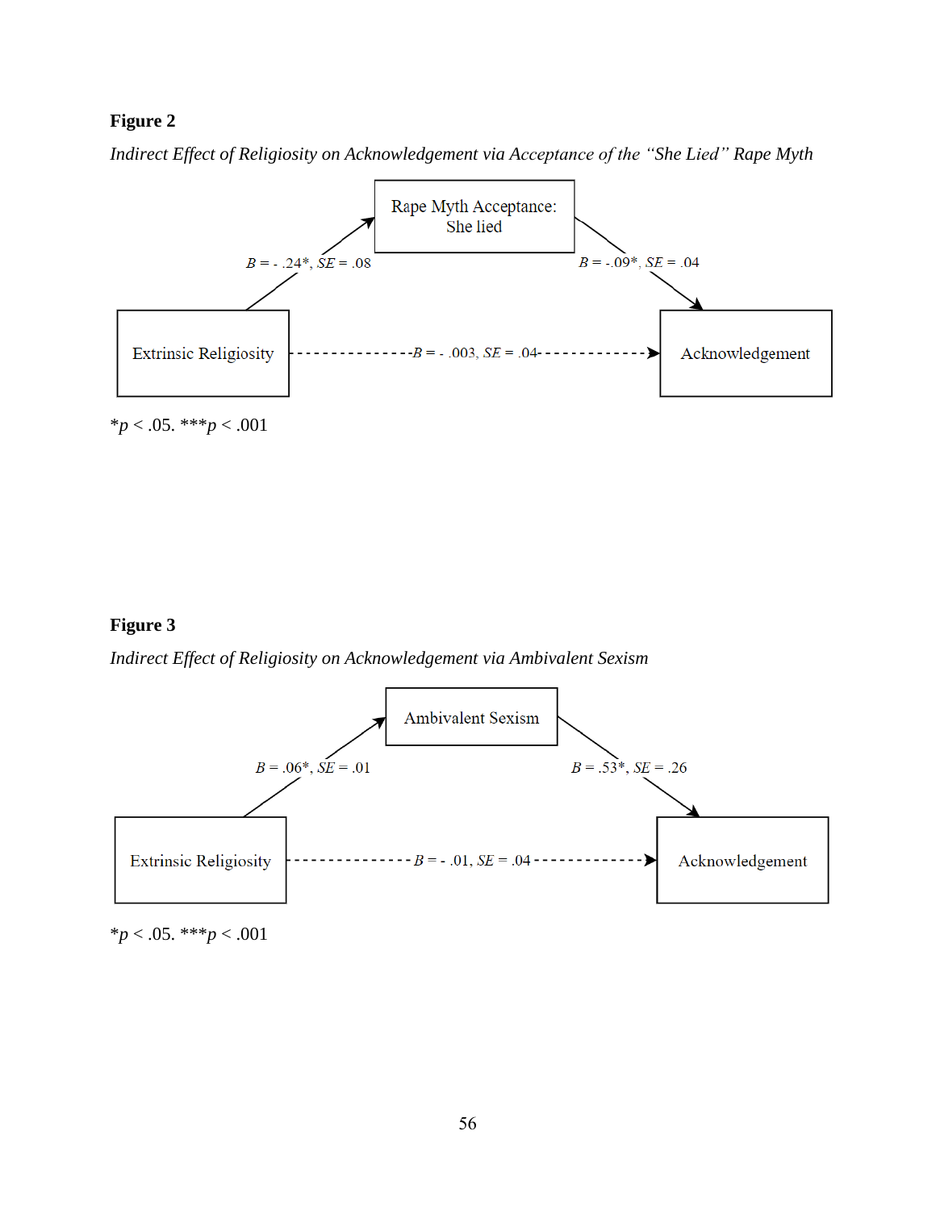**Figure 2**

*Indirect Effect of Religiosity on Acknowledgement via Acceptance of the "She Lied" Rape Myth*

Rape Myth Acceptance: She lied

$B$ = - .24*, $SE$ = .08

$B$ = -.09*, $SE$ = .04

Extrinsic Religiosity

$B$ = - .003, $SE$ = .04

Acknowledgement

*$p$ < .05. ***$p$ < .001

**Figure 3**

*Indirect Effect of Religiosity on Acknowledgement via Ambivalent Sexism*

Ambivalent Sexism

$B$ = .06*, $SE$ = .01

$B$ = .53*, $SE$ = .26

Extrinsic Religiosity

$B$ = - .01, $SE$ = .04

Acknowledgement

*$p$ < .05. ***$p$ < .001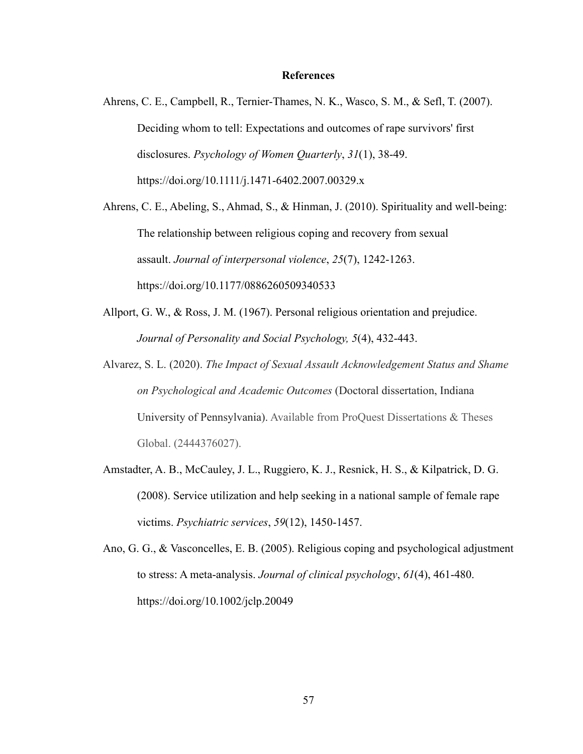# References

Ahrens, C. E., Campbell, R., Ternier-Thames, N. K., Wasco, S. M., & Sefl, T. (2007). Deciding whom to tell: Expectations and outcomes of rape survivors' first disclosures. *Psychology of Women Quarterly*, *31*(1), 38-49. https://doi.org/10.1111/j.1471-6402.2007.00329.x

Ahrens, C. E., Abeling, S., Ahmad, S., & Hinman, J. (2010). Spirituality and well-being: The relationship between religious coping and recovery from sexual assault. *Journal of interpersonal violence*, *25*(7), 1242-1263. https://doi.org/10.1177/0886260509340533

Allport, G. W., & Ross, J. M. (1967). Personal religious orientation and prejudice. *Journal of Personality and Social Psychology, 5*(4), 432-443.

Alvarez, S. L. (2020). *The Impact of Sexual Assault Acknowledgement Status and Shame on Psychological and Academic Outcomes* (Doctoral dissertation, Indiana University of Pennsylvania). Available from ProQuest Dissertations & Theses Global. (2444376027).

Amstadter, A. B., McCauley, J. L., Ruggiero, K. J., Resnick, H. S., & Kilpatrick, D. G. (2008). Service utilization and help seeking in a national sample of female rape victims. *Psychiatric services*, *59*(12), 1450-1457.

Ano, G. G., & Vasconcelles, E. B. (2005). Religious coping and psychological adjustment to stress: A meta-analysis. *Journal of clinical psychology*, *61*(4), 461-480. https://doi.org/10.1002/jclp.20049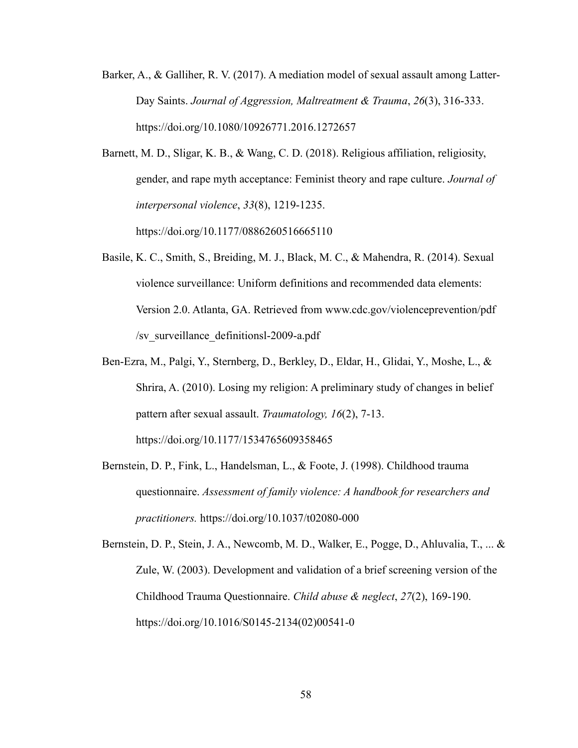Barker, A., & Galliher, R. V. (2017). A mediation model of sexual assault among Latter-Day Saints. *Journal of Aggression, Maltreatment & Trauma*, *26*(3), 316-333. https://doi.org/10.1080/10926771.2016.1272657

Barnett, M. D., Sligar, K. B., & Wang, C. D. (2018). Religious affiliation, religiosity, gender, and rape myth acceptance: Feminist theory and rape culture. *Journal of interpersonal violence*, *33*(8), 1219-1235. https://doi.org/10.1177/0886260516665110

Basile, K. C., Smith, S., Breiding, M. J., Black, M. C., & Mahendra, R. (2014). Sexual violence surveillance: Uniform definitions and recommended data elements: Version 2.0. Atlanta, GA. Retrieved from www.cdc.gov/violenceprevention/pdf /sv_surveillance_definitionsl-2009-a.pdf

Ben-Ezra, M., Palgi, Y., Sternberg, D., Berkley, D., Eldar, H., Glidai, Y., Moshe, L., & Shrira, A. (2010). Losing my religion: A preliminary study of changes in belief pattern after sexual assault. *Traumatology, 16*(2), 7-13. https://doi.org/10.1177/1534765609358465

Bernstein, D. P., Fink, L., Handelsman, L., & Foote, J. (1998). Childhood trauma questionnaire. *Assessment of family violence: A handbook for researchers and practitioners.* https://doi.org/10.1037/t02080-000

Bernstein, D. P., Stein, J. A., Newcomb, M. D., Walker, E., Pogge, D., Ahluvalia, T., ... & Zule, W. (2003). Development and validation of a brief screening version of the Childhood Trauma Questionnaire. *Child abuse & neglect*, *27*(2), 169-190. https://doi.org/10.1016/S0145-2134(02)00541-0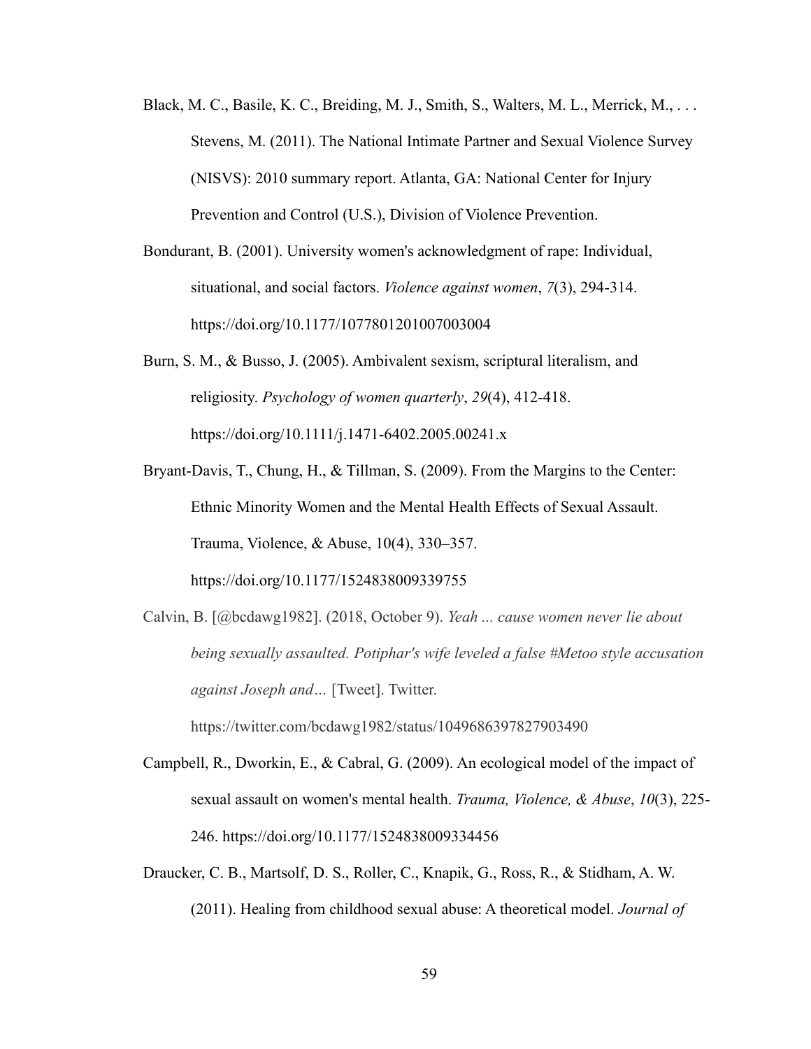Black, M. C., Basile, K. C., Breiding, M. J., Smith, S., Walters, M. L., Merrick, M., . . . Stevens, M. (2011). The National Intimate Partner and Sexual Violence Survey (NISVS): 2010 summary report. Atlanta, GA: National Center for Injury Prevention and Control (U.S.), Division of Violence Prevention.

Bondurant, B. (2001). University women's acknowledgment of rape: Individual, situational, and social factors. *Violence against women*, *7*(3), 294-314. https://doi.org/10.1177/1077801201007003004

Burn, S. M., & Busso, J. (2005). Ambivalent sexism, scriptural literalism, and religiosity. *Psychology of women quarterly*, *29*(4), 412-418. https://doi.org/10.1111/j.1471-6402.2005.00241.x

Bryant-Davis, T., Chung, H., & Tillman, S. (2009). From the Margins to the Center: Ethnic Minority Women and the Mental Health Effects of Sexual Assault. Trauma, Violence, & Abuse, 10(4), 330–357. https://doi.org/10.1177/1524838009339755

Calvin, B. [@bcdawg1982]. (2018, October 9). *Yeah ... cause women never lie about being sexually assaulted. Potiphar's wife leveled a false #Metoo style accusation against Joseph and…* [Tweet]. Twitter. https://twitter.com/bcdawg1982/status/1049686397827903490

Campbell, R., Dworkin, E., & Cabral, G. (2009). An ecological model of the impact of sexual assault on women's mental health. *Trauma, Violence, & Abuse*, *10*(3), 225-246. https://doi.org/10.1177/1524838009334456

Draucker, C. B., Martsolf, D. S., Roller, C., Knapik, G., Ross, R., & Stidham, A. W. (2011). Healing from childhood sexual abuse: A theoretical model. *Journal of*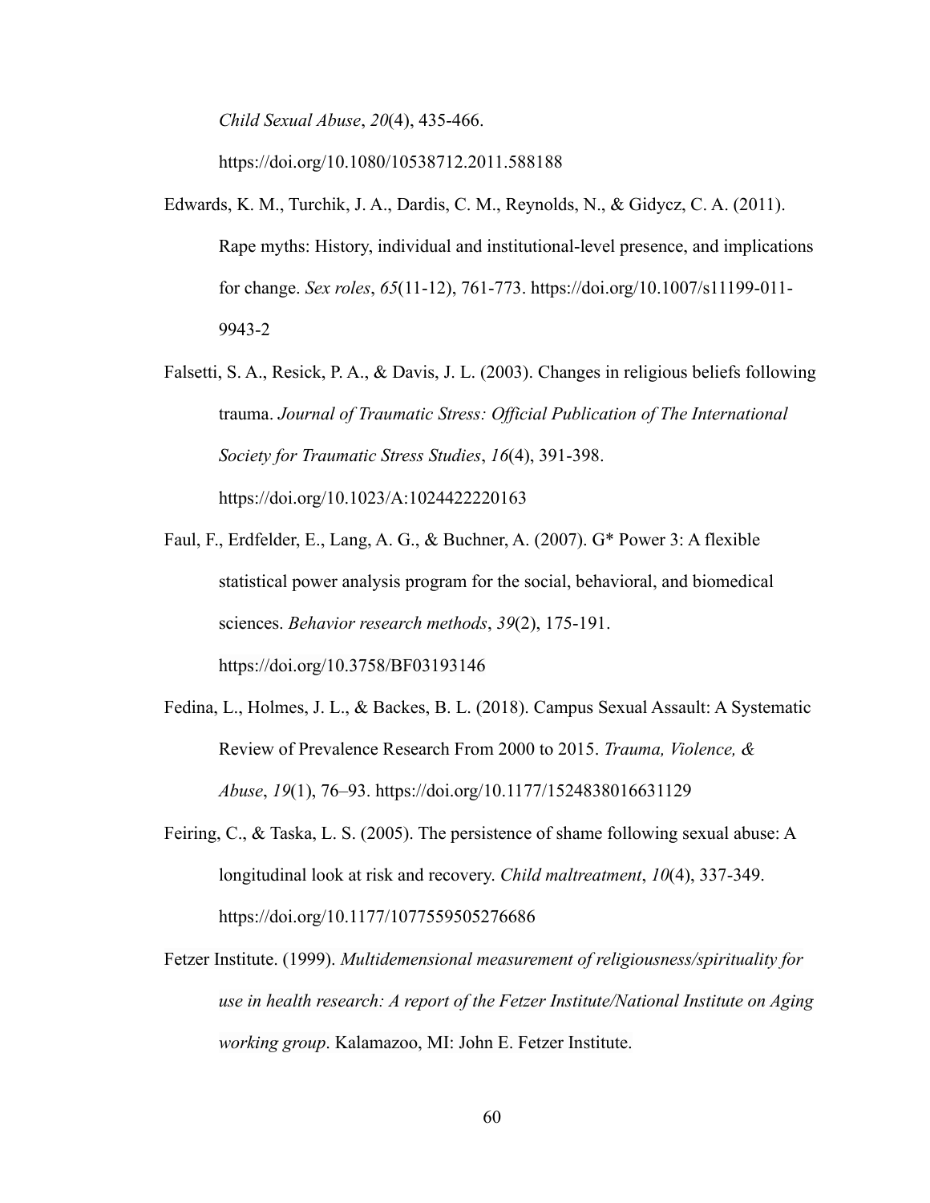*Child Sexual Abuse*, *20*(4), 435-466. https://doi.org/10.1080/10538712.2011.588188

Edwards, K. M., Turchik, J. A., Dardis, C. M., Reynolds, N., & Gidycz, C. A. (2011). Rape myths: History, individual and institutional-level presence, and implications for change. *Sex roles*, *65*(11-12), 761-773. https://doi.org/10.1007/s11199-011-9943-2

Falsetti, S. A., Resick, P. A., & Davis, J. L. (2003). Changes in religious beliefs following trauma. *Journal of Traumatic Stress: Official Publication of The International Society for Traumatic Stress Studies*, *16*(4), 391-398. https://doi.org/10.1023/A:1024422220163

Faul, F., Erdfelder, E., Lang, A. G., & Buchner, A. (2007). G* Power 3: A flexible statistical power analysis program for the social, behavioral, and biomedical sciences. *Behavior research methods*, *39*(2), 175-191. https://doi.org/10.3758/BF03193146

Fedina, L., Holmes, J. L., & Backes, B. L. (2018). Campus Sexual Assault: A Systematic Review of Prevalence Research From 2000 to 2015. *Trauma, Violence, & Abuse*, *19*(1), 76–93. https://doi.org/10.1177/1524838016631129

Feiring, C., & Taska, L. S. (2005). The persistence of shame following sexual abuse: A longitudinal look at risk and recovery. *Child maltreatment*, *10*(4), 337-349. https://doi.org/10.1177/1077559505276686

Fetzer Institute. (1999). *Multidemensional measurement of religiousness/spirituality for use in health research: A report of the Fetzer Institute/National Institute on Aging working group*. Kalamazoo, MI: John E. Fetzer Institute.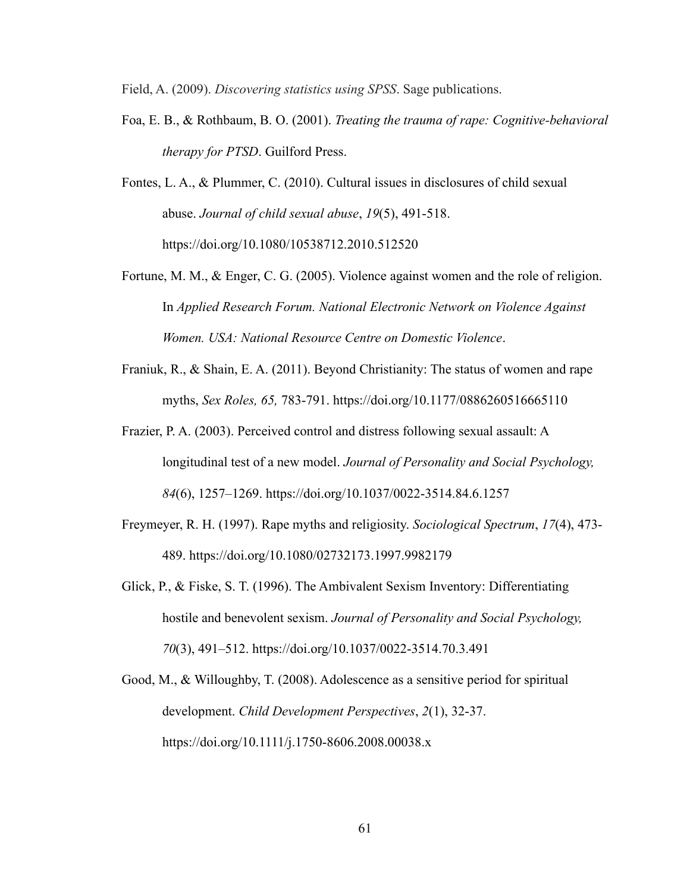Field, A. (2009). *Discovering statistics using SPSS*. Sage publications.

Foa, E. B., & Rothbaum, B. O. (2001). *Treating the trauma of rape: Cognitive-behavioral therapy for PTSD*. Guilford Press.

Fontes, L. A., & Plummer, C. (2010). Cultural issues in disclosures of child sexual abuse. *Journal of child sexual abuse*, *19*(5), 491-518. https://doi.org/10.1080/10538712.2010.512520

Fortune, M. M., & Enger, C. G. (2005). Violence against women and the role of religion. In *Applied Research Forum. National Electronic Network on Violence Against Women. USA: National Resource Centre on Domestic Violence*.

Franiuk, R., & Shain, E. A. (2011). Beyond Christianity: The status of women and rape myths, *Sex Roles, 65,* 783-791. https://doi.org/10.1177/0886260516665110

Frazier, P. A. (2003). Perceived control and distress following sexual assault: A longitudinal test of a new model. *Journal of Personality and Social Psychology, 84*(6), 1257–1269. https://doi.org/10.1037/0022-3514.84.6.1257

Freymeyer, R. H. (1997). Rape myths and religiosity. *Sociological Spectrum*, *17*(4), 473-489. https://doi.org/10.1080/02732173.1997.9982179

Glick, P., & Fiske, S. T. (1996). The Ambivalent Sexism Inventory: Differentiating hostile and benevolent sexism. *Journal of Personality and Social Psychology, 70*(3), 491–512. https://doi.org/10.1037/0022-3514.70.3.491

Good, M., & Willoughby, T. (2008). Adolescence as a sensitive period for spiritual development. *Child Development Perspectives*, *2*(1), 32-37. https://doi.org/10.1111/j.1750-8606.2008.00038.x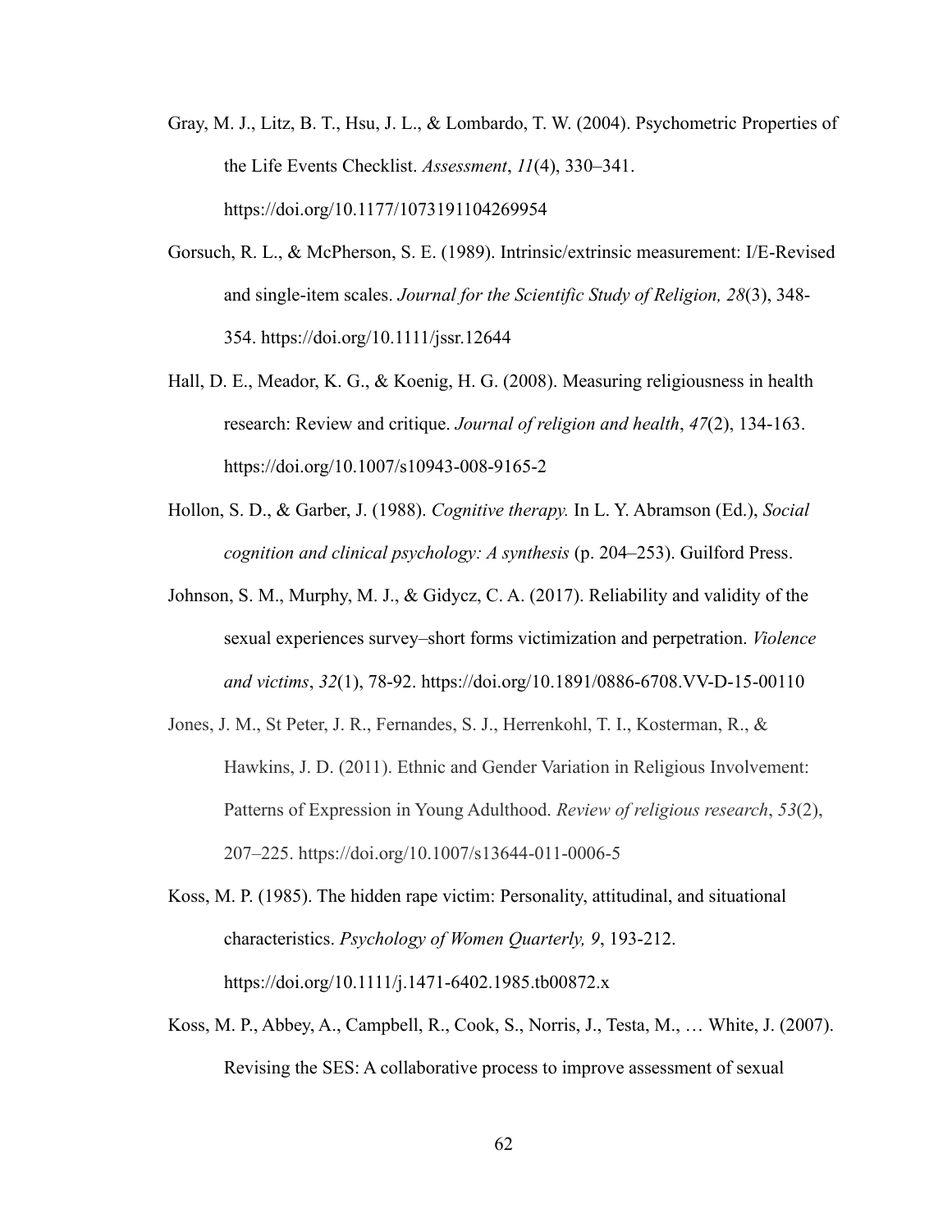Gray, M. J., Litz, B. T., Hsu, J. L., & Lombardo, T. W. (2004). Psychometric Properties of the Life Events Checklist. *Assessment*, *11*(4), 330–341. https://doi.org/10.1177/1073191104269954

Gorsuch, R. L., & McPherson, S. E. (1989). Intrinsic/extrinsic measurement: I/E-Revised and single-item scales. *Journal for the Scientific Study of Religion, 28*(3), 348-354. https://doi.org/10.1111/jssr.12644

Hall, D. E., Meador, K. G., & Koenig, H. G. (2008). Measuring religiousness in health research: Review and critique. *Journal of religion and health*, *47*(2), 134-163. https://doi.org/10.1007/s10943-008-9165-2

Hollon, S. D., & Garber, J. (1988). *Cognitive therapy.* In L. Y. Abramson (Ed.), *Social cognition and clinical psychology: A synthesis* (p. 204–253). Guilford Press.

Johnson, S. M., Murphy, M. J., & Gidycz, C. A. (2017). Reliability and validity of the sexual experiences survey–short forms victimization and perpetration. *Violence and victims*, *32*(1), 78-92. https://doi.org/10.1891/0886-6708.VV-D-15-00110

Jones, J. M., St Peter, J. R., Fernandes, S. J., Herrenkohl, T. I., Kosterman, R., & Hawkins, J. D. (2011). Ethnic and Gender Variation in Religious Involvement: Patterns of Expression in Young Adulthood. *Review of religious research*, *53*(2), 207–225. https://doi.org/10.1007/s13644-011-0006-5

Koss, M. P. (1985). The hidden rape victim: Personality, attitudinal, and situational characteristics. *Psychology of Women Quarterly, 9*, 193-212. https://doi.org/10.1111/j.1471-6402.1985.tb00872.x

Koss, M. P., Abbey, A., Campbell, R., Cook, S., Norris, J., Testa, M., … White, J. (2007). Revising the SES: A collaborative process to improve assessment of sexual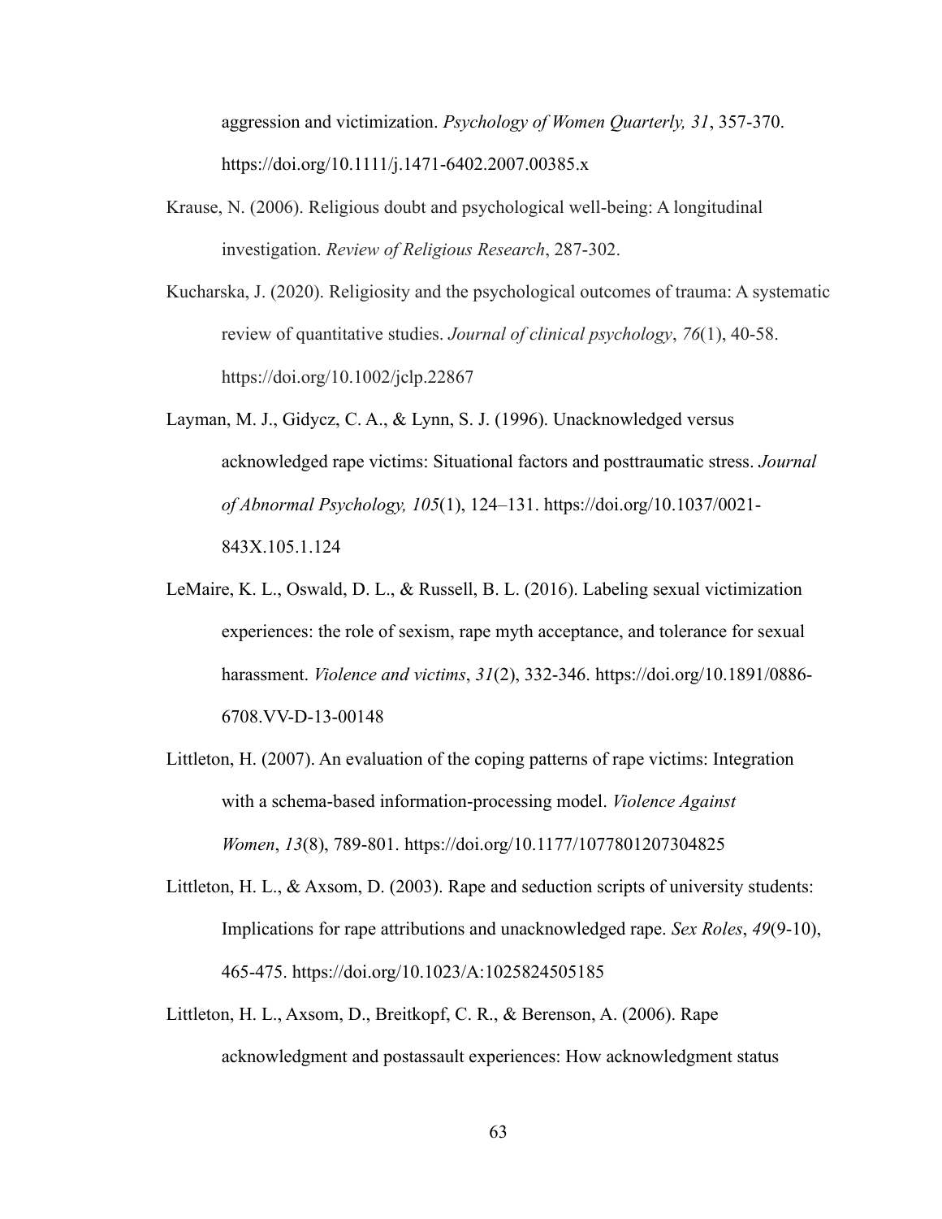aggression and victimization. *Psychology of Women Quarterly, 31*, 357-370. https://doi.org/10.1111/j.1471-6402.2007.00385.x

Krause, N. (2006). Religious doubt and psychological well-being: A longitudinal investigation. *Review of Religious Research*, 287-302.

Kucharska, J. (2020). Religiosity and the psychological outcomes of trauma: A systematic review of quantitative studies. *Journal of clinical psychology*, *76*(1), 40-58. https://doi.org/10.1002/jclp.22867

Layman, M. J., Gidycz, C. A., & Lynn, S. J. (1996). Unacknowledged versus acknowledged rape victims: Situational factors and posttraumatic stress. *Journal of Abnormal Psychology, 105*(1), 124–131. https://doi.org/10.1037/0021-843X.105.1.124

LeMaire, K. L., Oswald, D. L., & Russell, B. L. (2016). Labeling sexual victimization experiences: the role of sexism, rape myth acceptance, and tolerance for sexual harassment. *Violence and victims*, *31*(2), 332-346. https://doi.org/10.1891/0886-6708.VV-D-13-00148

Littleton, H. (2007). An evaluation of the coping patterns of rape victims: Integration with a schema-based information-processing model. *Violence Against Women*, *13*(8), 789-801. https://doi.org/10.1177/1077801207304825

Littleton, H. L., & Axsom, D. (2003). Rape and seduction scripts of university students: Implications for rape attributions and unacknowledged rape. *Sex Roles*, *49*(9-10), 465-475. https://doi.org/10.1023/A:1025824505185

Littleton, H. L., Axsom, D., Breitkopf, C. R., & Berenson, A. (2006). Rape acknowledgment and postassault experiences: How acknowledgment status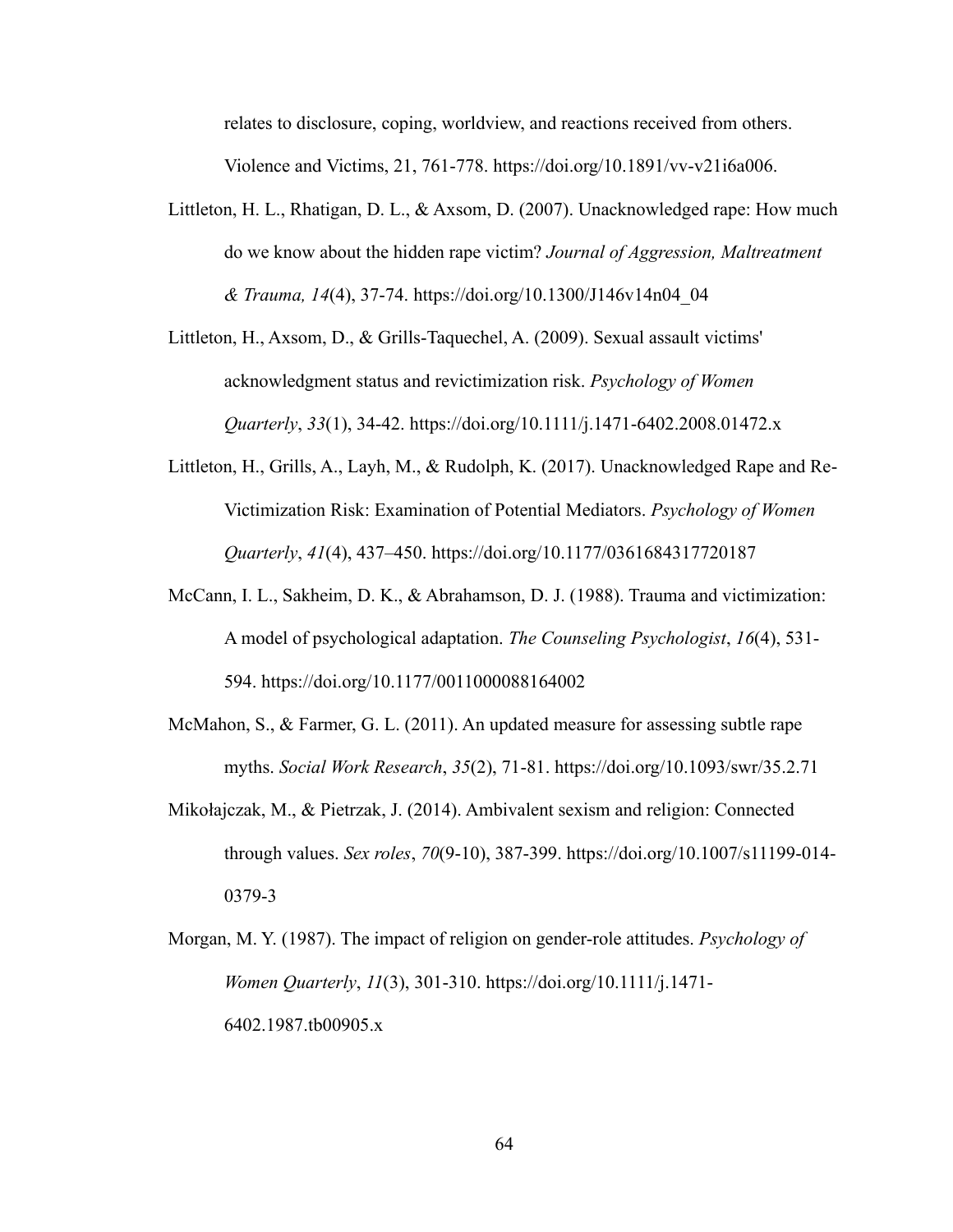relates to disclosure, coping, worldview, and reactions received from others. Violence and Victims, 21, 761-778. https://doi.org/10.1891/vv-v21i6a006.

Littleton, H. L., Rhatigan, D. L., & Axsom, D. (2007). Unacknowledged rape: How much do we know about the hidden rape victim? *Journal of Aggression, Maltreatment & Trauma, 14*(4), 37-74. https://doi.org/10.1300/J146v14n04_04

Littleton, H., Axsom, D., & Grills-Taquechel, A. (2009). Sexual assault victims' acknowledgment status and revictimization risk. *Psychology of Women Quarterly*, *33*(1), 34-42. https://doi.org/10.1111/j.1471-6402.2008.01472.x

Littleton, H., Grills, A., Layh, M., & Rudolph, K. (2017). Unacknowledged Rape and Re-Victimization Risk: Examination of Potential Mediators. *Psychology of Women Quarterly*, *41*(4), 437–450. https://doi.org/10.1177/0361684317720187

McCann, I. L., Sakheim, D. K., & Abrahamson, D. J. (1988). Trauma and victimization: A model of psychological adaptation. *The Counseling Psychologist*, *16*(4), 531-594. https://doi.org/10.1177/0011000088164002

McMahon, S., & Farmer, G. L. (2011). An updated measure for assessing subtle rape myths. *Social Work Research*, *35*(2), 71-81. https://doi.org/10.1093/swr/35.2.71

Mikołajczak, M., & Pietrzak, J. (2014). Ambivalent sexism and religion: Connected through values. *Sex roles*, *70*(9-10), 387-399. https://doi.org/10.1007/s11199-014-0379-3

Morgan, M. Y. (1987). The impact of religion on gender-role attitudes. *Psychology of Women Quarterly*, *11*(3), 301-310. https://doi.org/10.1111/j.1471-6402.1987.tb00905.x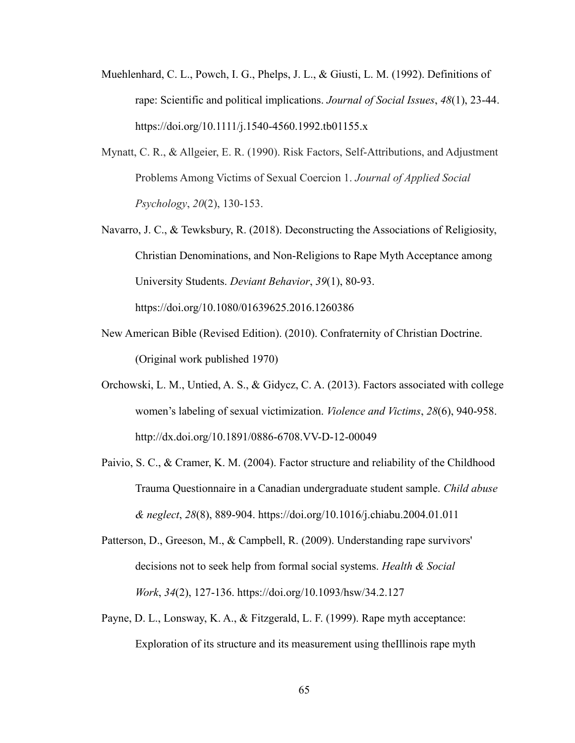Muehlenhard, C. L., Powch, I. G., Phelps, J. L., & Giusti, L. M. (1992). Definitions of rape: Scientific and political implications. *Journal of Social Issues*, *48*(1), 23-44. https://doi.org/10.1111/j.1540-4560.1992.tb01155.x

Mynatt, C. R., & Allgeier, E. R. (1990). Risk Factors, Self-Attributions, and Adjustment Problems Among Victims of Sexual Coercion 1. *Journal of Applied Social Psychology*, *20*(2), 130-153.

Navarro, J. C., & Tewksbury, R. (2018). Deconstructing the Associations of Religiosity, Christian Denominations, and Non-Religions to Rape Myth Acceptance among University Students. *Deviant Behavior*, *39*(1), 80-93. https://doi.org/10.1080/01639625.2016.1260386

New American Bible (Revised Edition). (2010). Confraternity of Christian Doctrine. (Original work published 1970)

Orchowski, L. M., Untied, A. S., & Gidycz, C. A. (2013). Factors associated with college women's labeling of sexual victimization. *Violence and Victims*, *28*(6), 940-958. http://dx.doi.org/10.1891/0886-6708.VV-D-12-00049

Paivio, S. C., & Cramer, K. M. (2004). Factor structure and reliability of the Childhood Trauma Questionnaire in a Canadian undergraduate student sample. *Child abuse & neglect*, *28*(8), 889-904. https://doi.org/10.1016/j.chiabu.2004.01.011

Patterson, D., Greeson, M., & Campbell, R. (2009). Understanding rape survivors' decisions not to seek help from formal social systems. *Health & Social Work*, *34*(2), 127-136. https://doi.org/10.1093/hsw/34.2.127

Payne, D. L., Lonsway, K. A., & Fitzgerald, L. F. (1999). Rape myth acceptance: Exploration of its structure and its measurement using theIllinois rape myth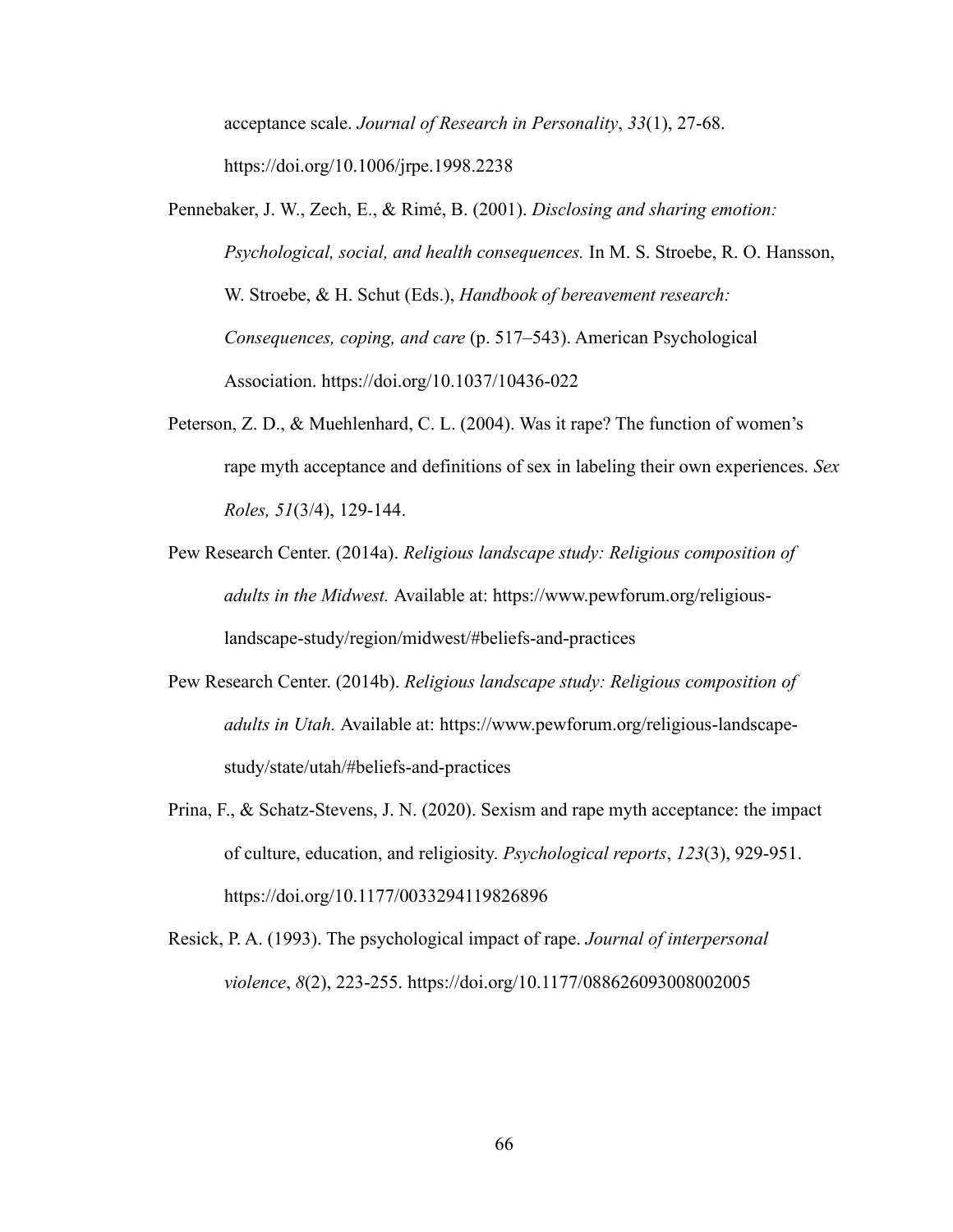acceptance scale. *Journal of Research in Personality*, *33*(1), 27-68. https://doi.org/10.1006/jrpe.1998.2238

Pennebaker, J. W., Zech, E., & Rimé, B. (2001). *Disclosing and sharing emotion: Psychological, social, and health consequences.* In M. S. Stroebe, R. O. Hansson, W. Stroebe, & H. Schut (Eds.), *Handbook of bereavement research: Consequences, coping, and care* (p. 517–543). American Psychological Association. https://doi.org/10.1037/10436-022

Peterson, Z. D., & Muehlenhard, C. L. (2004). Was it rape? The function of women's rape myth acceptance and definitions of sex in labeling their own experiences. *Sex Roles, 51*(3/4), 129-144.

Pew Research Center. (2014a). *Religious landscape study: Religious composition of adults in the Midwest.* Available at: https://www.pewforum.org/religious-landscape-study/region/midwest/#beliefs-and-practices

Pew Research Center. (2014b). *Religious landscape study: Religious composition of adults in Utah.* Available at: https://www.pewforum.org/religious-landscape-study/state/utah/#beliefs-and-practices

Prina, F., & Schatz-Stevens, J. N. (2020). Sexism and rape myth acceptance: the impact of culture, education, and religiosity. *Psychological reports*, *123*(3), 929-951. https://doi.org/10.1177/0033294119826896

Resick, P. A. (1993). The psychological impact of rape. *Journal of interpersonal violence*, *8*(2), 223-255. https://doi.org/10.1177/088626093008002005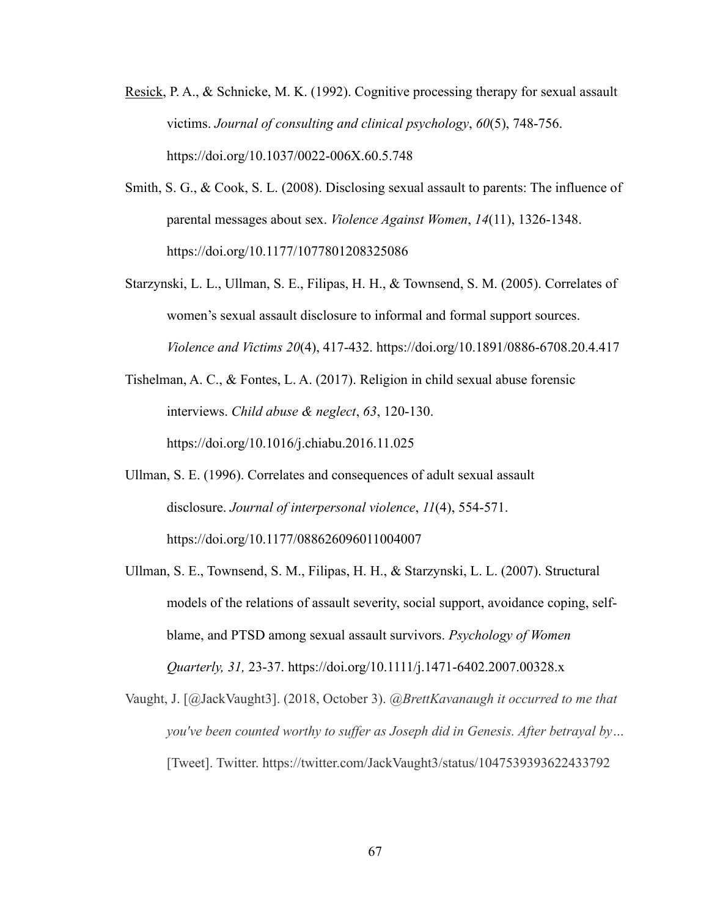Resick, P. A., & Schnicke, M. K. (1992). Cognitive processing therapy for sexual assault victims. *Journal of consulting and clinical psychology*, *60*(5), 748-756. https://doi.org/10.1037/0022-006X.60.5.748

Smith, S. G., & Cook, S. L. (2008). Disclosing sexual assault to parents: The influence of parental messages about sex. *Violence Against Women*, *14*(11), 1326-1348. https://doi.org/10.1177/1077801208325086

Starzynski, L. L., Ullman, S. E., Filipas, H. H., & Townsend, S. M. (2005). Correlates of women's sexual assault disclosure to informal and formal support sources. *Violence and Victims 20*(4), 417-432. https://doi.org/10.1891/0886-6708.20.4.417

Tishelman, A. C., & Fontes, L. A. (2017). Religion in child sexual abuse forensic interviews. *Child abuse & neglect*, *63*, 120-130. https://doi.org/10.1016/j.chiabu.2016.11.025

Ullman, S. E. (1996). Correlates and consequences of adult sexual assault disclosure. *Journal of interpersonal violence*, *11*(4), 554-571. https://doi.org/10.1177/088626096011004007

Ullman, S. E., Townsend, S. M., Filipas, H. H., & Starzynski, L. L. (2007). Structural models of the relations of assault severity, social support, avoidance coping, self-blame, and PTSD among sexual assault survivors. *Psychology of Women Quarterly, 31,* 23-37. https://doi.org/10.1111/j.1471-6402.2007.00328.x

Vaught, J. [@JackVaught3]. (2018, October 3). *@BrettKavanaugh it occurred to me that you've been counted worthy to suffer as Joseph did in Genesis. After betrayal by…* [Tweet]. Twitter. https://twitter.com/JackVaught3/status/1047539393622433792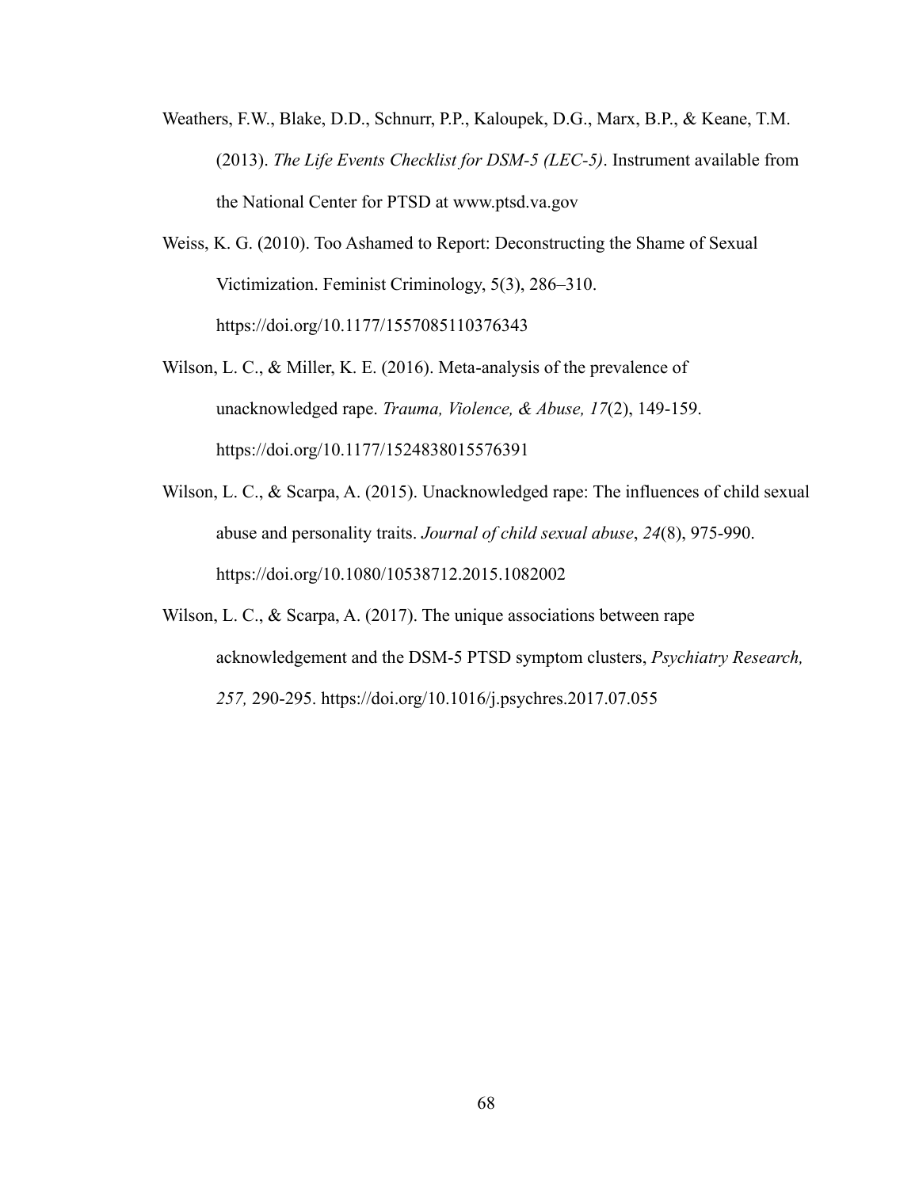Weathers, F.W., Blake, D.D., Schnurr, P.P., Kaloupek, D.G., Marx, B.P., & Keane, T.M. (2013). *The Life Events Checklist for DSM-5 (LEC-5)*. Instrument available from the National Center for PTSD at www.ptsd.va.gov

Weiss, K. G. (2010). Too Ashamed to Report: Deconstructing the Shame of Sexual Victimization. Feminist Criminology, 5(3), 286–310. https://doi.org/10.1177/1557085110376343

Wilson, L. C., & Miller, K. E. (2016). Meta-analysis of the prevalence of unacknowledged rape. *Trauma, Violence, & Abuse, 17*(2), 149-159. https://doi.org/10.1177/1524838015576391

Wilson, L. C., & Scarpa, A. (2015). Unacknowledged rape: The influences of child sexual abuse and personality traits. *Journal of child sexual abuse*, *24*(8), 975-990. https://doi.org/10.1080/10538712.2015.1082002

Wilson, L. C., & Scarpa, A. (2017). The unique associations between rape acknowledgement and the DSM-5 PTSD symptom clusters, *Psychiatry Research, 257,* 290-295. https://doi.org/10.1016/j.psychres.2017.07.055